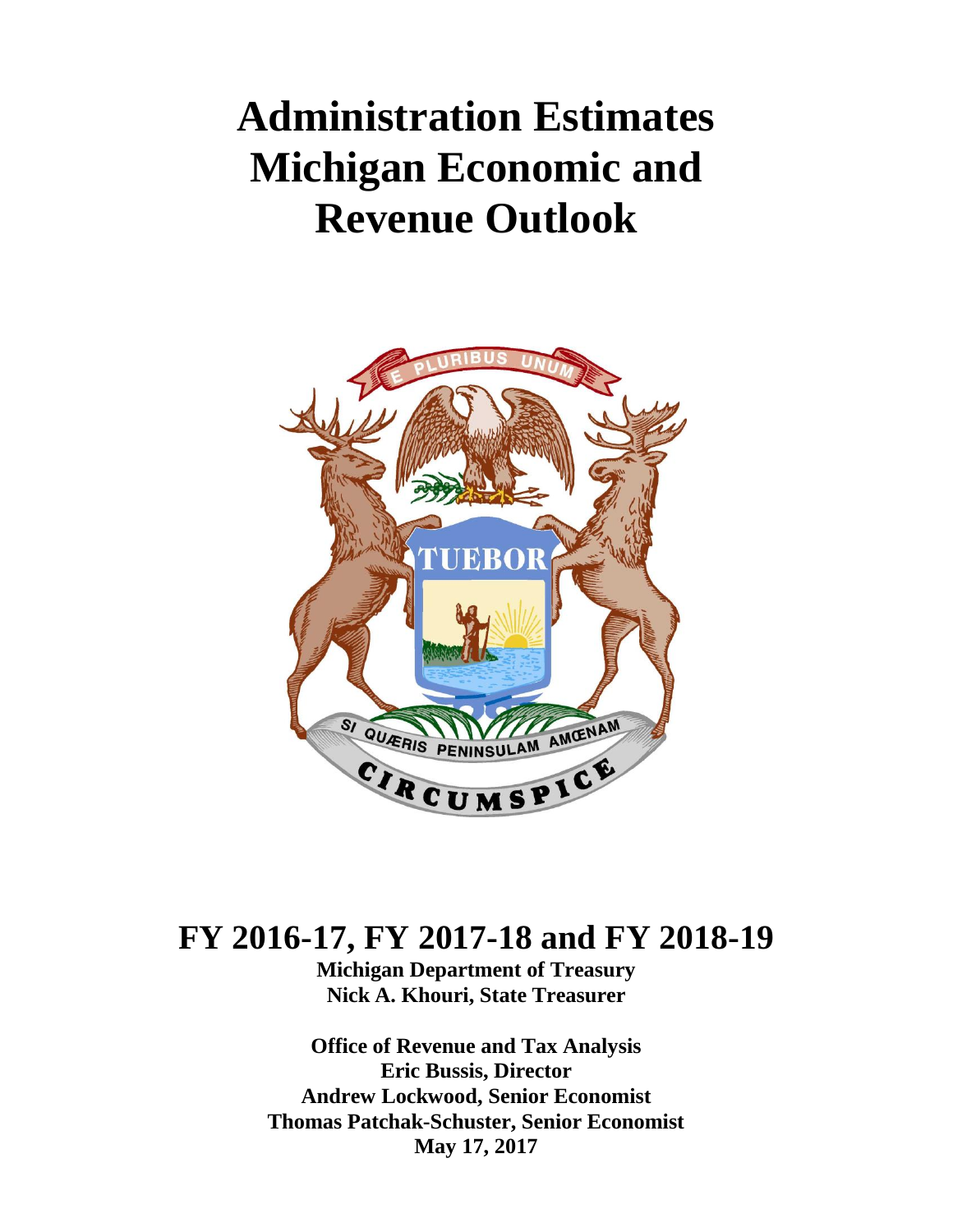# Administration Estimates Michigan Economic and Revenue Outlook

# FY 2016-17, FY 2017-18 and FY 2018-19

**Michigan Department of Treasury**
**Nick A. Khouri, State Treasurer**

**Office of Revenue and Tax Analysis**
**Eric Bussis, Director**
**Andrew Lockwood, Senior Economist**
**Thomas Patchak-Schuster, Senior Economist**
**May 17, 2017**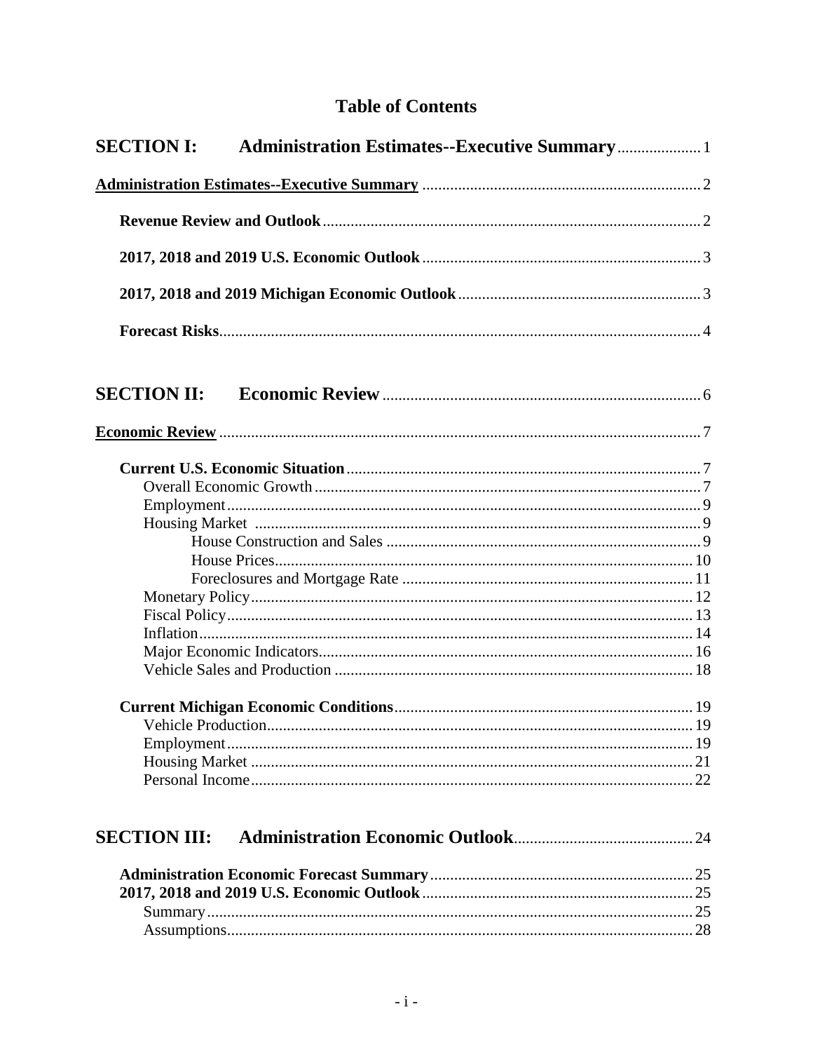# Table of Contents

**SECTION I: Administration Estimates--Executive Summary** .................... 1

**Administration Estimates--Executive Summary** .................... 2

- **Revenue Review and Outlook** .................... 2
- **2017, 2018 and 2019 U.S. Economic Outlook** .................... 3
- **2017, 2018 and 2019 Michigan Economic Outlook** .................... 3
- **Forecast Risks** .................... 4

**SECTION II: Economic Review** .................... 6

**Economic Review** .................... 7

- **Current U.S. Economic Situation** .................... 7
  - Overall Economic Growth .................... 7
  - Employment .................... 9
  - Housing Market .................... 9
    - House Construction and Sales .................... 9
    - House Prices .................... 10
    - Foreclosures and Mortgage Rate .................... 11
  - Monetary Policy .................... 12
  - Fiscal Policy .................... 13
  - Inflation .................... 14
  - Major Economic Indicators .................... 16
  - Vehicle Sales and Production .................... 18
- **Current Michigan Economic Conditions** .................... 19
  - Vehicle Production .................... 19
  - Employment .................... 19
  - Housing Market .................... 21
  - Personal Income .................... 22

**SECTION III: Administration Economic Outlook** .................... 24

- **Administration Economic Forecast Summary** .................... 25
- **2017, 2018 and 2019 U.S. Economic Outlook** .................... 25
  - Summary .................... 25
  - Assumptions .................... 28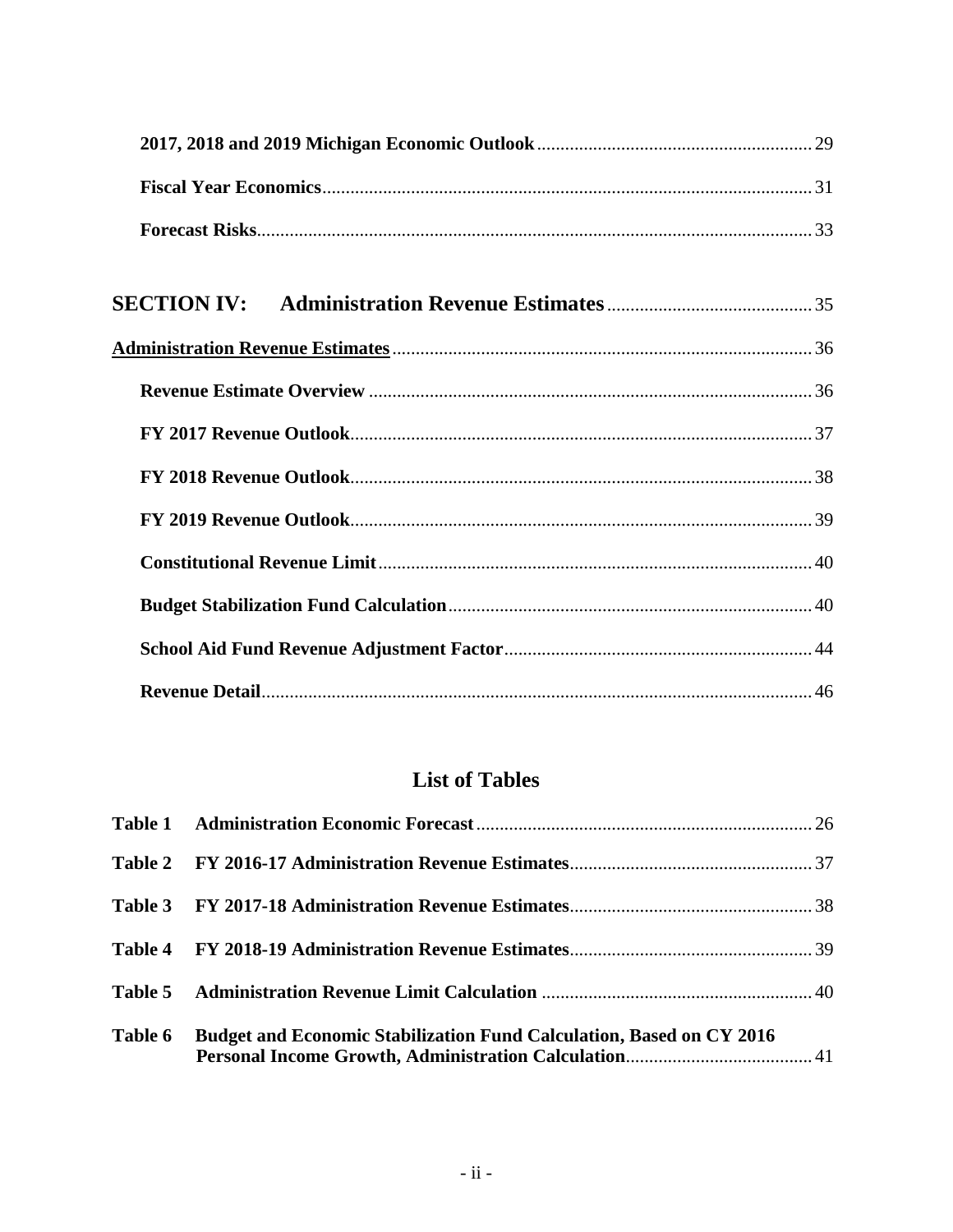**2017, 2018 and 2019 Michigan Economic Outlook** .......... 29

**Fiscal Year Economics** .......... 31

**Forecast Risks** .......... 33

## SECTION IV: Administration Revenue Estimates .......... 35

**Administration Revenue Estimates** .......... 36

**Revenue Estimate Overview** .......... 36

**FY 2017 Revenue Outlook** .......... 37

**FY 2018 Revenue Outlook** .......... 38

**FY 2019 Revenue Outlook** .......... 39

**Constitutional Revenue Limit** .......... 40

**Budget Stabilization Fund Calculation** .......... 40

**School Aid Fund Revenue Adjustment Factor** .......... 44

**Revenue Detail** .......... 46

## List of Tables

| Table | Title | Page |
|---|---|---|
| **Table 1** | **Administration Economic Forecast** | 26 |
| **Table 2** | **FY 2016-17 Administration Revenue Estimates** | 37 |
| **Table 3** | **FY 2017-18 Administration Revenue Estimates** | 38 |
| **Table 4** | **FY 2018-19 Administration Revenue Estimates** | 39 |
| **Table 5** | **Administration Revenue Limit Calculation** | 40 |
| **Table 6** | **Budget and Economic Stabilization Fund Calculation, Based on CY 2016 Personal Income Growth, Administration Calculation** | 41 |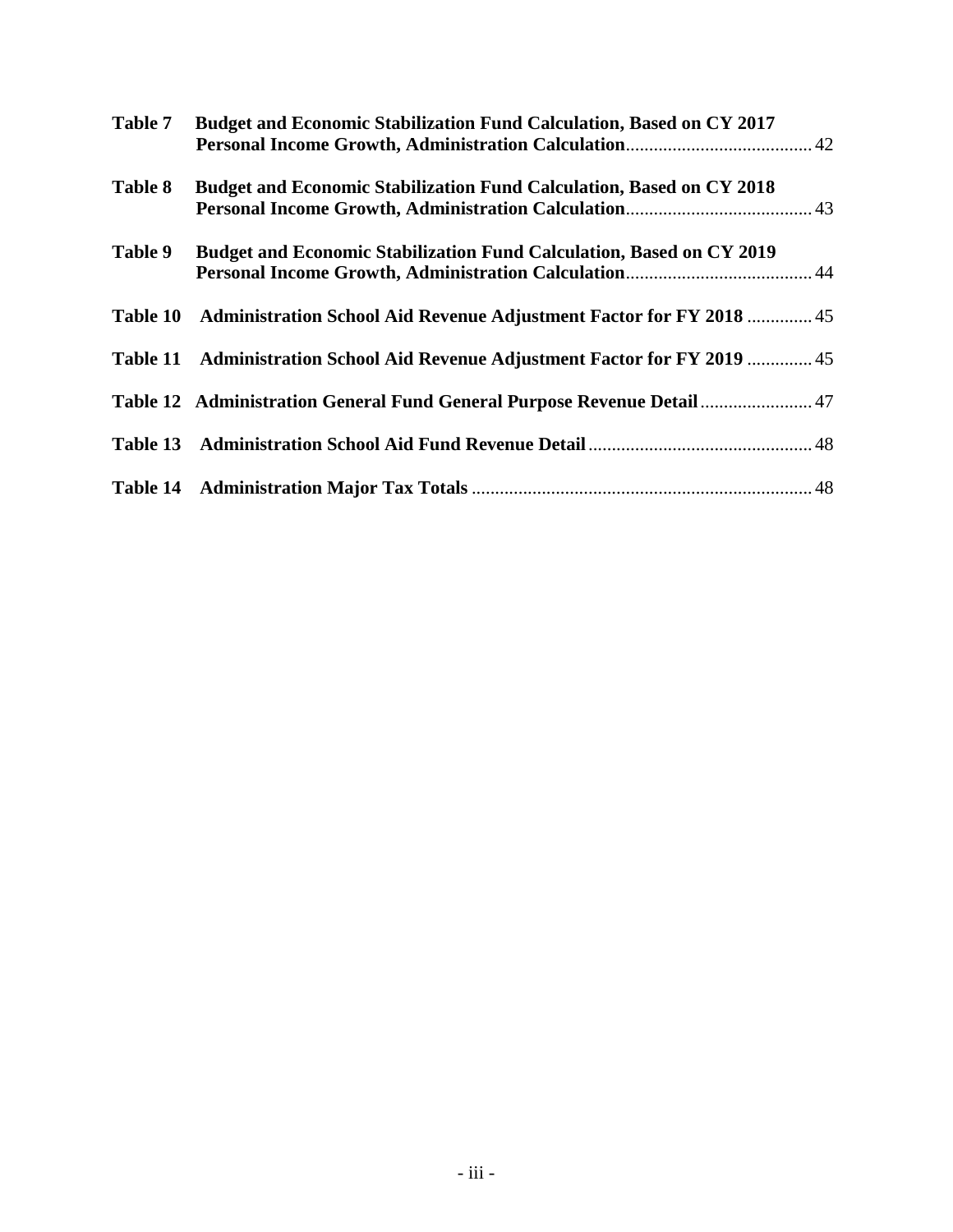**Table 7 Budget and Economic Stabilization Fund Calculation, Based on CY 2017 Personal Income Growth, Administration Calculation** ........................................ 42

**Table 8 Budget and Economic Stabilization Fund Calculation, Based on CY 2018 Personal Income Growth, Administration Calculation** ........................................ 43

**Table 9 Budget and Economic Stabilization Fund Calculation, Based on CY 2019 Personal Income Growth, Administration Calculation** ........................................ 44

**Table 10 Administration School Aid Revenue Adjustment Factor for FY 2018** .............. 45

**Table 11 Administration School Aid Revenue Adjustment Factor for FY 2019** .............. 45

**Table 12 Administration General Fund General Purpose Revenue Detail** ........................ 47

**Table 13 Administration School Aid Fund Revenue Detail** ................................................ 48

**Table 14 Administration Major Tax Totals** ......................................................................... 48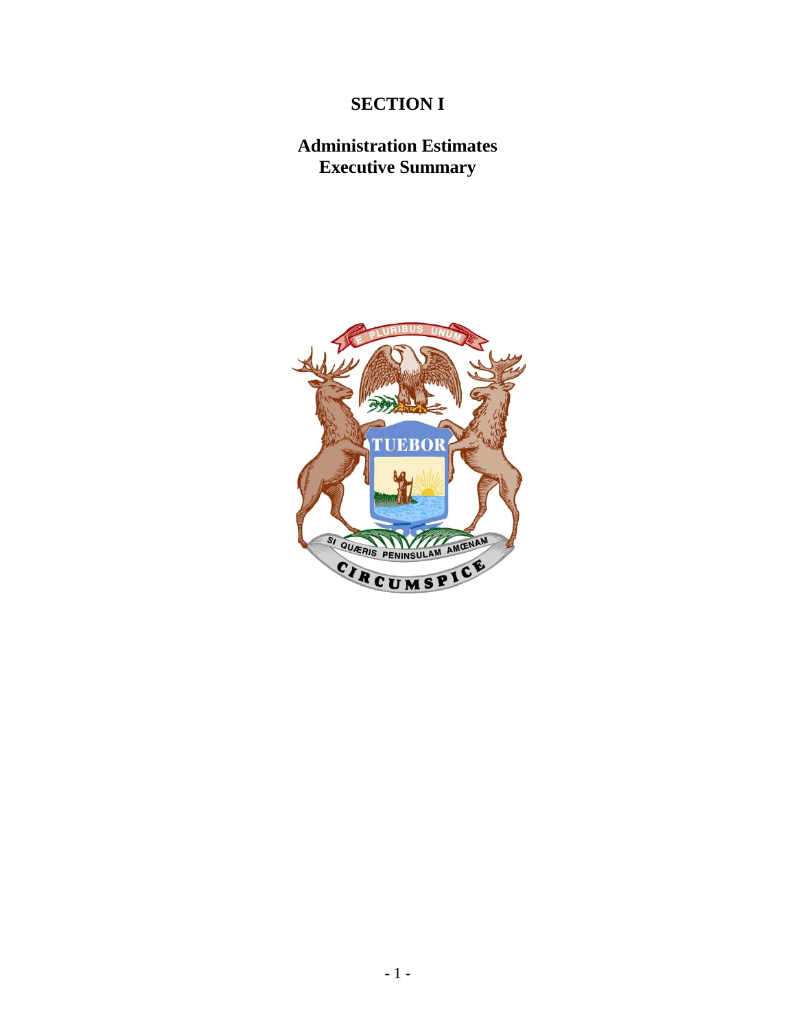# SECTION I

## Administration Estimates
## Executive Summary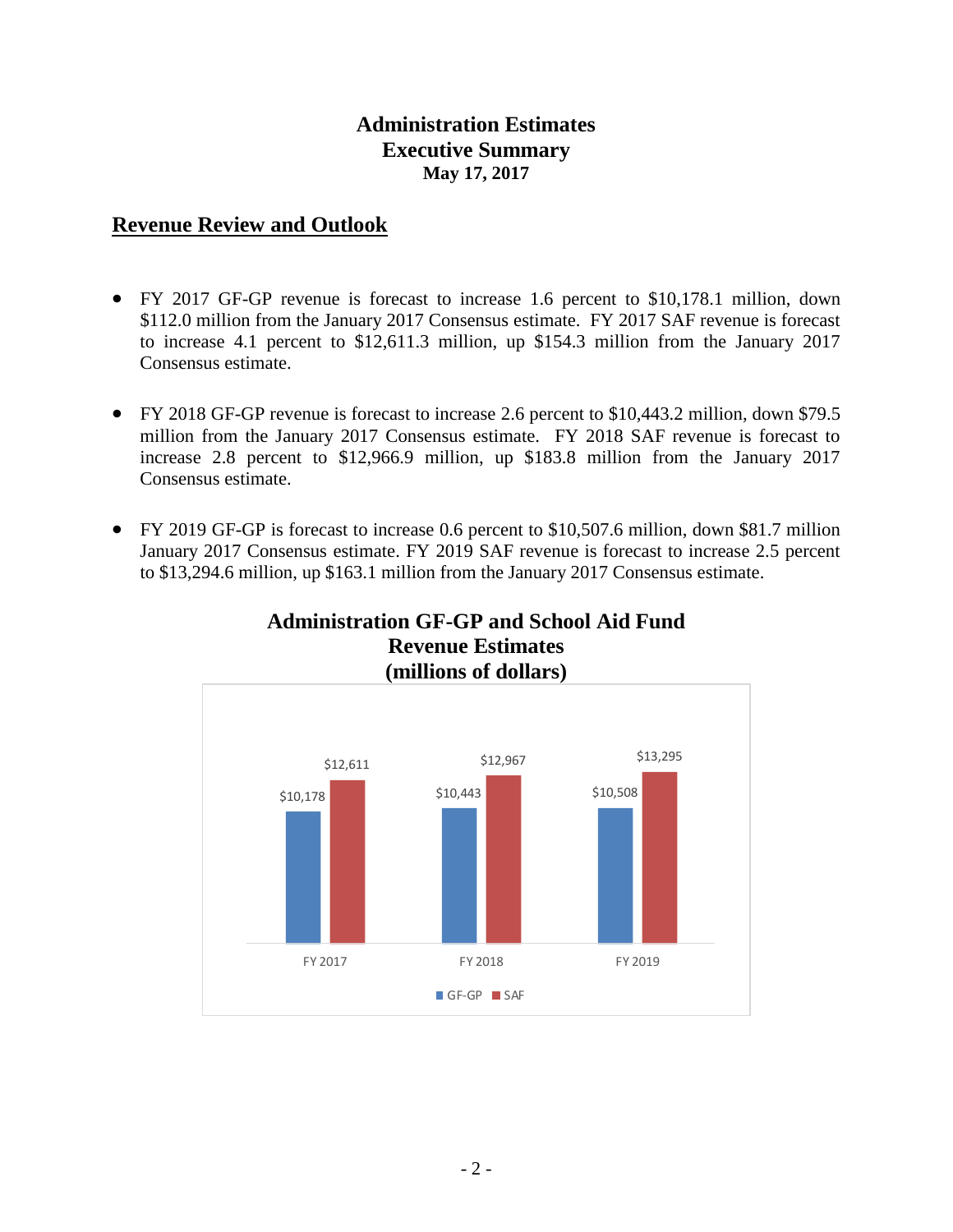# Administration Estimates
## Executive Summary
### May 17, 2017

## Revenue Review and Outlook

- FY 2017 GF-GP revenue is forecast to increase 1.6 percent to $10,178.1 million, down $112.0 million from the January 2017 Consensus estimate. FY 2017 SAF revenue is forecast to increase 4.1 percent to $12,611.3 million, up $154.3 million from the January 2017 Consensus estimate.

- FY 2018 GF-GP revenue is forecast to increase 2.6 percent to $10,443.2 million, down $79.5 million from the January 2017 Consensus estimate. FY 2018 SAF revenue is forecast to increase 2.8 percent to $12,966.9 million, up $183.8 million from the January 2017 Consensus estimate.

- FY 2019 GF-GP is forecast to increase 0.6 percent to $10,507.6 million, down $81.7 million January 2017 Consensus estimate. FY 2019 SAF revenue is forecast to increase 2.5 percent to $13,294.6 million, up $163.1 million from the January 2017 Consensus estimate.

**Administration GF-GP and School Aid Fund Revenue Estimates (millions of dollars)**

| | GF-GP | SAF |
|---|---|---|
| FY 2017 | $10,178 | $12,611 |
| FY 2018 | $10,443 | $12,967 |
| FY 2019 | $10,508 | $13,295 |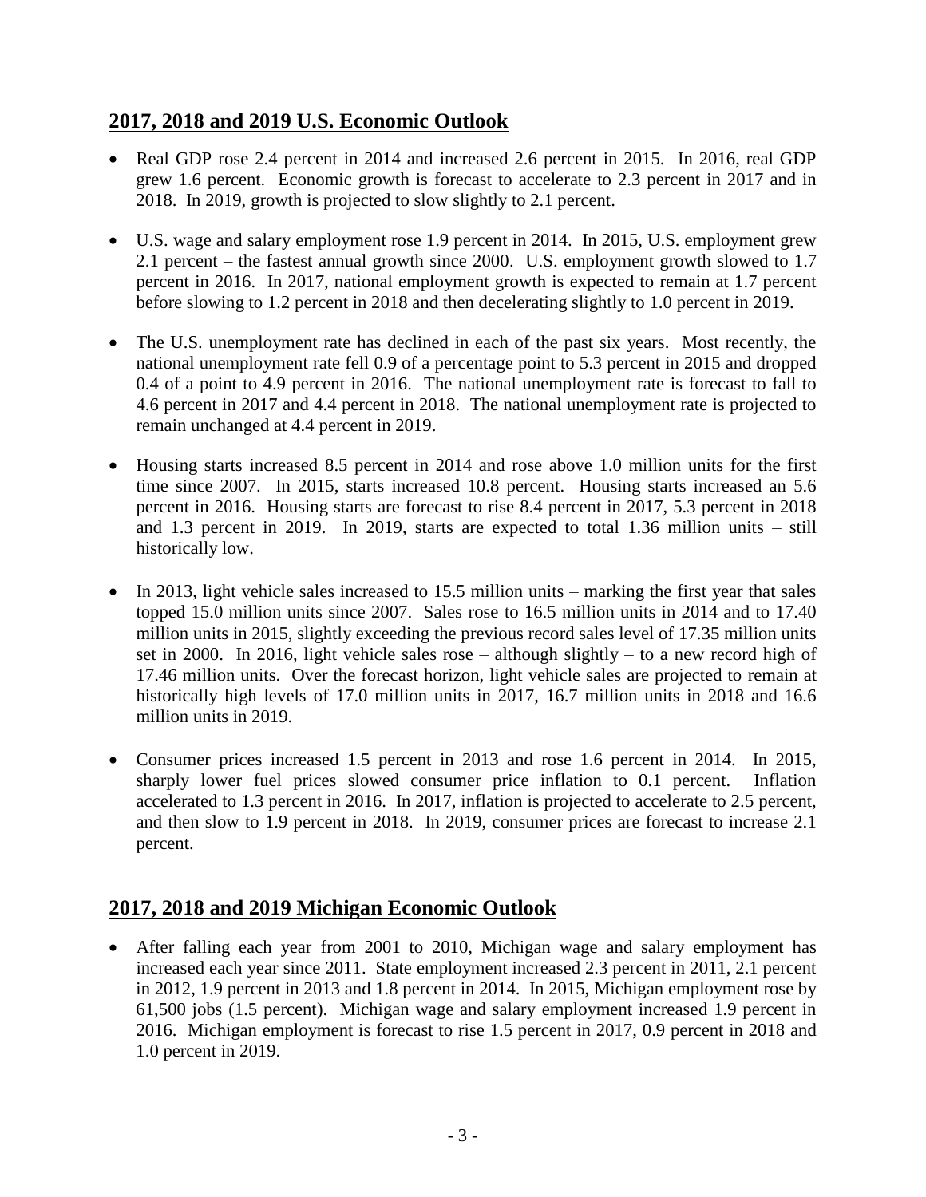## 2017, 2018 and 2019 U.S. Economic Outlook

- Real GDP rose 2.4 percent in 2014 and increased 2.6 percent in 2015. In 2016, real GDP grew 1.6 percent. Economic growth is forecast to accelerate to 2.3 percent in 2017 and in 2018. In 2019, growth is projected to slow slightly to 2.1 percent.
- U.S. wage and salary employment rose 1.9 percent in 2014. In 2015, U.S. employment grew 2.1 percent – the fastest annual growth since 2000. U.S. employment growth slowed to 1.7 percent in 2016. In 2017, national employment growth is expected to remain at 1.7 percent before slowing to 1.2 percent in 2018 and then decelerating slightly to 1.0 percent in 2019.
- The U.S. unemployment rate has declined in each of the past six years. Most recently, the national unemployment rate fell 0.9 of a percentage point to 5.3 percent in 2015 and dropped 0.4 of a point to 4.9 percent in 2016. The national unemployment rate is forecast to fall to 4.6 percent in 2017 and 4.4 percent in 2018. The national unemployment rate is projected to remain unchanged at 4.4 percent in 2019.
- Housing starts increased 8.5 percent in 2014 and rose above 1.0 million units for the first time since 2007. In 2015, starts increased 10.8 percent. Housing starts increased an 5.6 percent in 2016. Housing starts are forecast to rise 8.4 percent in 2017, 5.3 percent in 2018 and 1.3 percent in 2019. In 2019, starts are expected to total 1.36 million units – still historically low.
- In 2013, light vehicle sales increased to 15.5 million units – marking the first year that sales topped 15.0 million units since 2007. Sales rose to 16.5 million units in 2014 and to 17.40 million units in 2015, slightly exceeding the previous record sales level of 17.35 million units set in 2000. In 2016, light vehicle sales rose – although slightly – to a new record high of 17.46 million units. Over the forecast horizon, light vehicle sales are projected to remain at historically high levels of 17.0 million units in 2017, 16.7 million units in 2018 and 16.6 million units in 2019.
- Consumer prices increased 1.5 percent in 2013 and rose 1.6 percent in 2014. In 2015, sharply lower fuel prices slowed consumer price inflation to 0.1 percent. Inflation accelerated to 1.3 percent in 2016. In 2017, inflation is projected to accelerate to 2.5 percent, and then slow to 1.9 percent in 2018. In 2019, consumer prices are forecast to increase 2.1 percent.

## 2017, 2018 and 2019 Michigan Economic Outlook

- After falling each year from 2001 to 2010, Michigan wage and salary employment has increased each year since 2011. State employment increased 2.3 percent in 2011, 2.1 percent in 2012, 1.9 percent in 2013 and 1.8 percent in 2014. In 2015, Michigan employment rose by 61,500 jobs (1.5 percent). Michigan wage and salary employment increased 1.9 percent in 2016. Michigan employment is forecast to rise 1.5 percent in 2017, 0.9 percent in 2018 and 1.0 percent in 2019.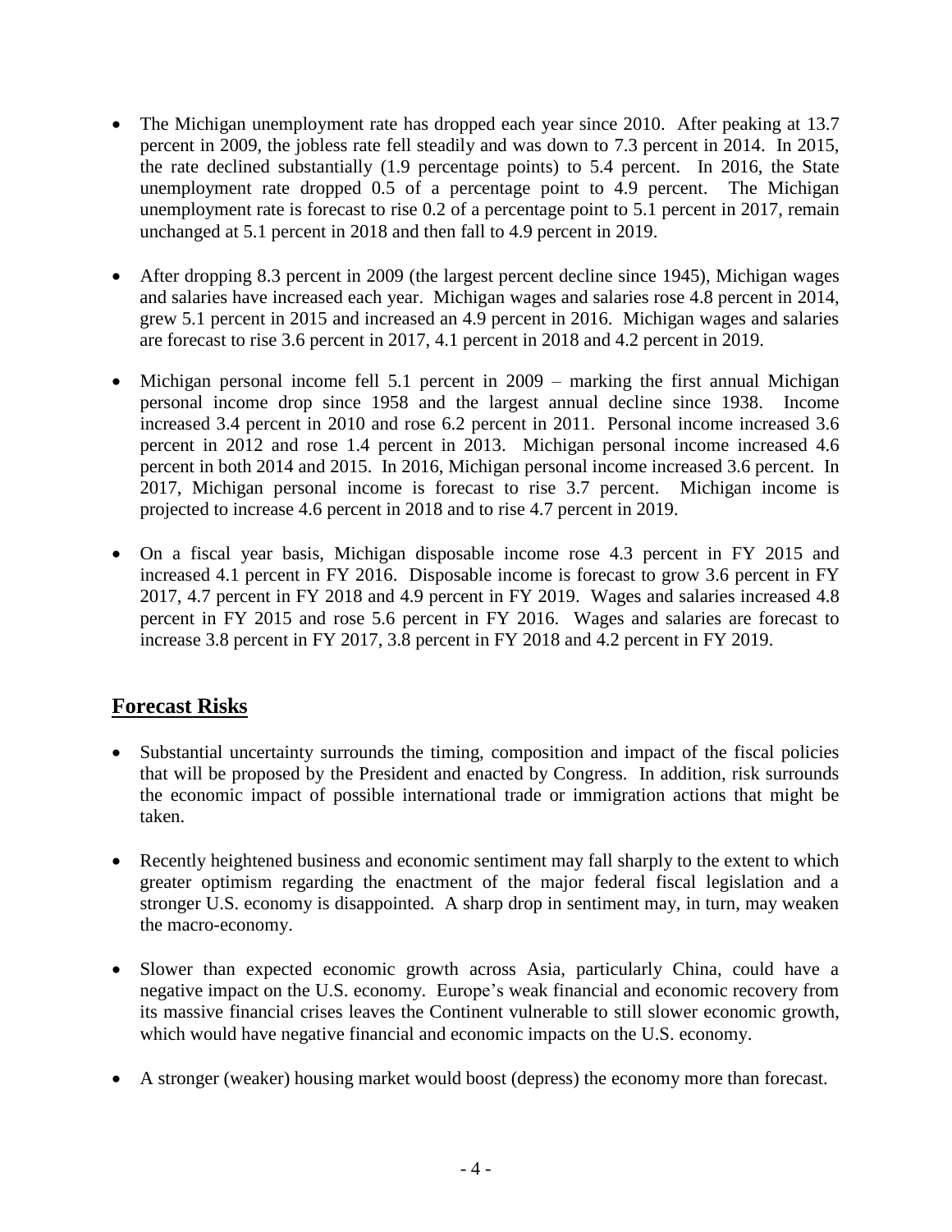- The Michigan unemployment rate has dropped each year since 2010. After peaking at 13.7 percent in 2009, the jobless rate fell steadily and was down to 7.3 percent in 2014. In 2015, the rate declined substantially (1.9 percentage points) to 5.4 percent. In 2016, the State unemployment rate dropped 0.5 of a percentage point to 4.9 percent. The Michigan unemployment rate is forecast to rise 0.2 of a percentage point to 5.1 percent in 2017, remain unchanged at 5.1 percent in 2018 and then fall to 4.9 percent in 2019.

- After dropping 8.3 percent in 2009 (the largest percent decline since 1945), Michigan wages and salaries have increased each year. Michigan wages and salaries rose 4.8 percent in 2014, grew 5.1 percent in 2015 and increased an 4.9 percent in 2016. Michigan wages and salaries are forecast to rise 3.6 percent in 2017, 4.1 percent in 2018 and 4.2 percent in 2019.

- Michigan personal income fell 5.1 percent in 2009 – marking the first annual Michigan personal income drop since 1958 and the largest annual decline since 1938. Income increased 3.4 percent in 2010 and rose 6.2 percent in 2011. Personal income increased 3.6 percent in 2012 and rose 1.4 percent in 2013. Michigan personal income increased 4.6 percent in both 2014 and 2015. In 2016, Michigan personal income increased 3.6 percent. In 2017, Michigan personal income is forecast to rise 3.7 percent. Michigan income is projected to increase 4.6 percent in 2018 and to rise 4.7 percent in 2019.

- On a fiscal year basis, Michigan disposable income rose 4.3 percent in FY 2015 and increased 4.1 percent in FY 2016. Disposable income is forecast to grow 3.6 percent in FY 2017, 4.7 percent in FY 2018 and 4.9 percent in FY 2019. Wages and salaries increased 4.8 percent in FY 2015 and rose 5.6 percent in FY 2016. Wages and salaries are forecast to increase 3.8 percent in FY 2017, 3.8 percent in FY 2018 and 4.2 percent in FY 2019.

## Forecast Risks

- Substantial uncertainty surrounds the timing, composition and impact of the fiscal policies that will be proposed by the President and enacted by Congress. In addition, risk surrounds the economic impact of possible international trade or immigration actions that might be taken.

- Recently heightened business and economic sentiment may fall sharply to the extent to which greater optimism regarding the enactment of the major federal fiscal legislation and a stronger U.S. economy is disappointed. A sharp drop in sentiment may, in turn, may weaken the macro-economy.

- Slower than expected economic growth across Asia, particularly China, could have a negative impact on the U.S. economy. Europe's weak financial and economic recovery from its massive financial crises leaves the Continent vulnerable to still slower economic growth, which would have negative financial and economic impacts on the U.S. economy.

- A stronger (weaker) housing market would boost (depress) the economy more than forecast.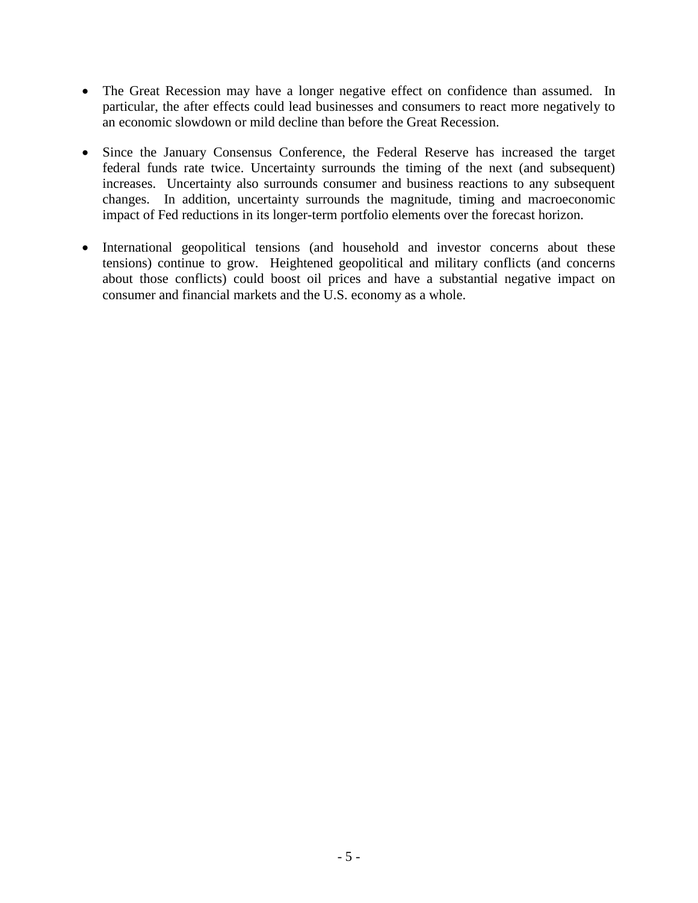- The Great Recession may have a longer negative effect on confidence than assumed. In particular, the after effects could lead businesses and consumers to react more negatively to an economic slowdown or mild decline than before the Great Recession.

- Since the January Consensus Conference, the Federal Reserve has increased the target federal funds rate twice. Uncertainty surrounds the timing of the next (and subsequent) increases. Uncertainty also surrounds consumer and business reactions to any subsequent changes. In addition, uncertainty surrounds the magnitude, timing and macroeconomic impact of Fed reductions in its longer-term portfolio elements over the forecast horizon.

- International geopolitical tensions (and household and investor concerns about these tensions) continue to grow. Heightened geopolitical and military conflicts (and concerns about those conflicts) could boost oil prices and have a substantial negative impact on consumer and financial markets and the U.S. economy as a whole.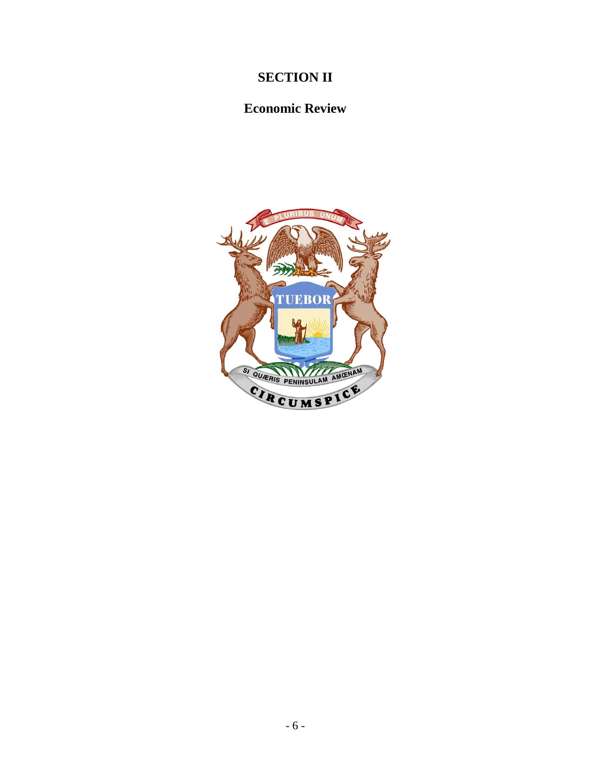# SECTION II

## Economic Review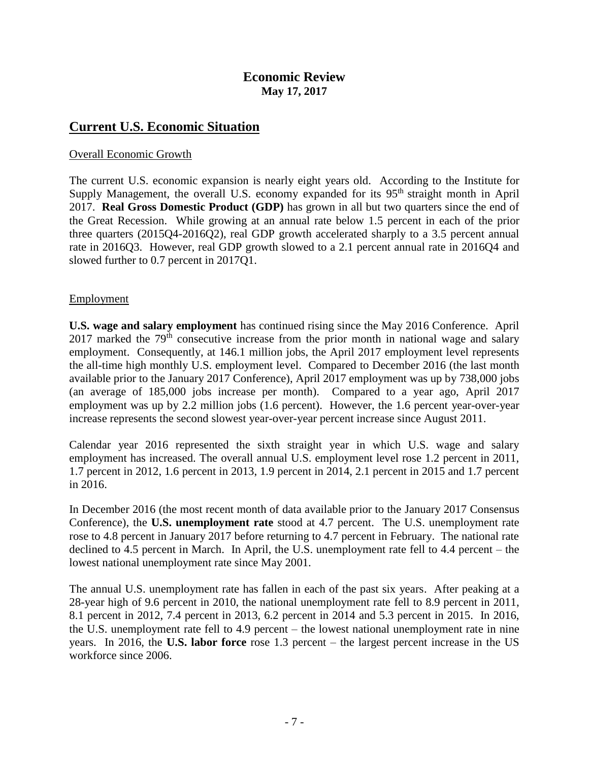# Economic Review

**May 17, 2017**

## Current U.S. Economic Situation

Overall Economic Growth

The current U.S. economic expansion is nearly eight years old. According to the Institute for Supply Management, the overall U.S. economy expanded for its 95th straight month in April 2017. **Real Gross Domestic Product (GDP)** has grown in all but two quarters since the end of the Great Recession. While growing at an annual rate below 1.5 percent in each of the prior three quarters (2015Q4-2016Q2), real GDP growth accelerated sharply to a 3.5 percent annual rate in 2016Q3. However, real GDP growth slowed to a 2.1 percent annual rate in 2016Q4 and slowed further to 0.7 percent in 2017Q1.

Employment

**U.S. wage and salary employment** has continued rising since the May 2016 Conference. April 2017 marked the 79th consecutive increase from the prior month in national wage and salary employment. Consequently, at 146.1 million jobs, the April 2017 employment level represents the all-time high monthly U.S. employment level. Compared to December 2016 (the last month available prior to the January 2017 Conference), April 2017 employment was up by 738,000 jobs (an average of 185,000 jobs increase per month). Compared to a year ago, April 2017 employment was up by 2.2 million jobs (1.6 percent). However, the 1.6 percent year-over-year increase represents the second slowest year-over-year percent increase since August 2011.

Calendar year 2016 represented the sixth straight year in which U.S. wage and salary employment has increased. The overall annual U.S. employment level rose 1.2 percent in 2011, 1.7 percent in 2012, 1.6 percent in 2013, 1.9 percent in 2014, 2.1 percent in 2015 and 1.7 percent in 2016.

In December 2016 (the most recent month of data available prior to the January 2017 Consensus Conference), the **U.S. unemployment rate** stood at 4.7 percent. The U.S. unemployment rate rose to 4.8 percent in January 2017 before returning to 4.7 percent in February. The national rate declined to 4.5 percent in March. In April, the U.S. unemployment rate fell to 4.4 percent – the lowest national unemployment rate since May 2001.

The annual U.S. unemployment rate has fallen in each of the past six years. After peaking at a 28-year high of 9.6 percent in 2010, the national unemployment rate fell to 8.9 percent in 2011, 8.1 percent in 2012, 7.4 percent in 2013, 6.2 percent in 2014 and 5.3 percent in 2015. In 2016, the U.S. unemployment rate fell to 4.9 percent – the lowest national unemployment rate in nine years. In 2016, the **U.S. labor force** rose 1.3 percent – the largest percent increase in the US workforce since 2006.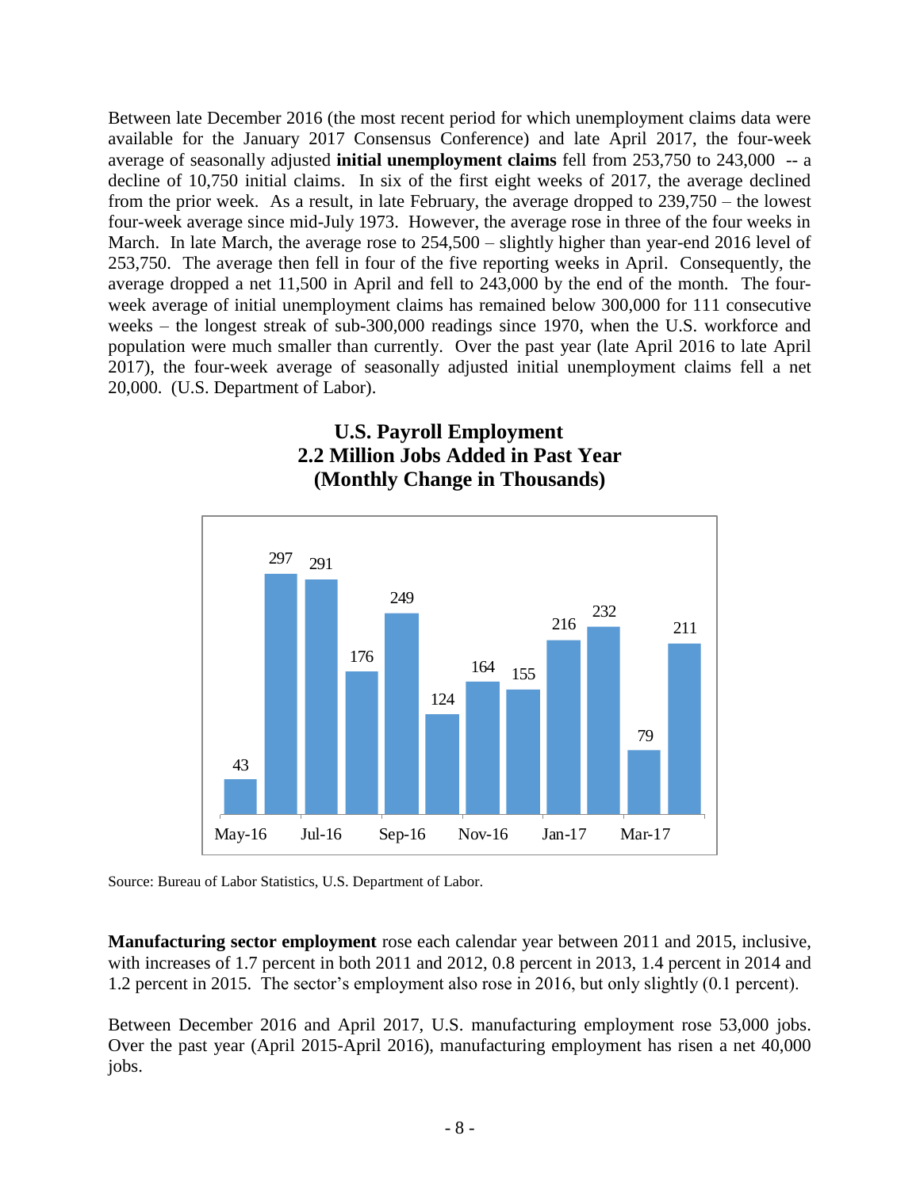Between late December 2016 (the most recent period for which unemployment claims data were available for the January 2017 Consensus Conference) and late April 2017, the four-week average of seasonally adjusted **initial unemployment claims** fell from 253,750 to 243,000 -- a decline of 10,750 initial claims. In six of the first eight weeks of 2017, the average declined from the prior week. As a result, in late February, the average dropped to 239,750 – the lowest four-week average since mid-July 1973. However, the average rose in three of the four weeks in March. In late March, the average rose to 254,500 – slightly higher than year-end 2016 level of 253,750. The average then fell in four of the five reporting weeks in April. Consequently, the average dropped a net 11,500 in April and fell to 243,000 by the end of the month. The four-week average of initial unemployment claims has remained below 300,000 for 111 consecutive weeks – the longest streak of sub-300,000 readings since 1970, when the U.S. workforce and population were much smaller than currently. Over the past year (late April 2016 to late April 2017), the four-week average of seasonally adjusted initial unemployment claims fell a net 20,000. (U.S. Department of Labor).

**U.S. Payroll Employment**
**2.2 Million Jobs Added in Past Year**
**(Monthly Change in Thousands)**

| Month | Change (Thousands) |
|---|---|
| May-16 | 43 |
| Jun-16 | 297 |
| Jul-16 | 291 |
| Aug-16 | 176 |
| Sep-16 | 249 |
| Oct-16 | 124 |
| Nov-16 | 164 |
| Dec-16 | 155 |
| Jan-17 | 216 |
| Feb-17 | 232 |
| Mar-17 | 79 |
| Apr-17 | 211 |

Source: Bureau of Labor Statistics, U.S. Department of Labor.

**Manufacturing sector employment** rose each calendar year between 2011 and 2015, inclusive, with increases of 1.7 percent in both 2011 and 2012, 0.8 percent in 2013, 1.4 percent in 2014 and 1.2 percent in 2015. The sector's employment also rose in 2016, but only slightly (0.1 percent).

Between December 2016 and April 2017, U.S. manufacturing employment rose 53,000 jobs. Over the past year (April 2015-April 2016), manufacturing employment has risen a net 40,000 jobs.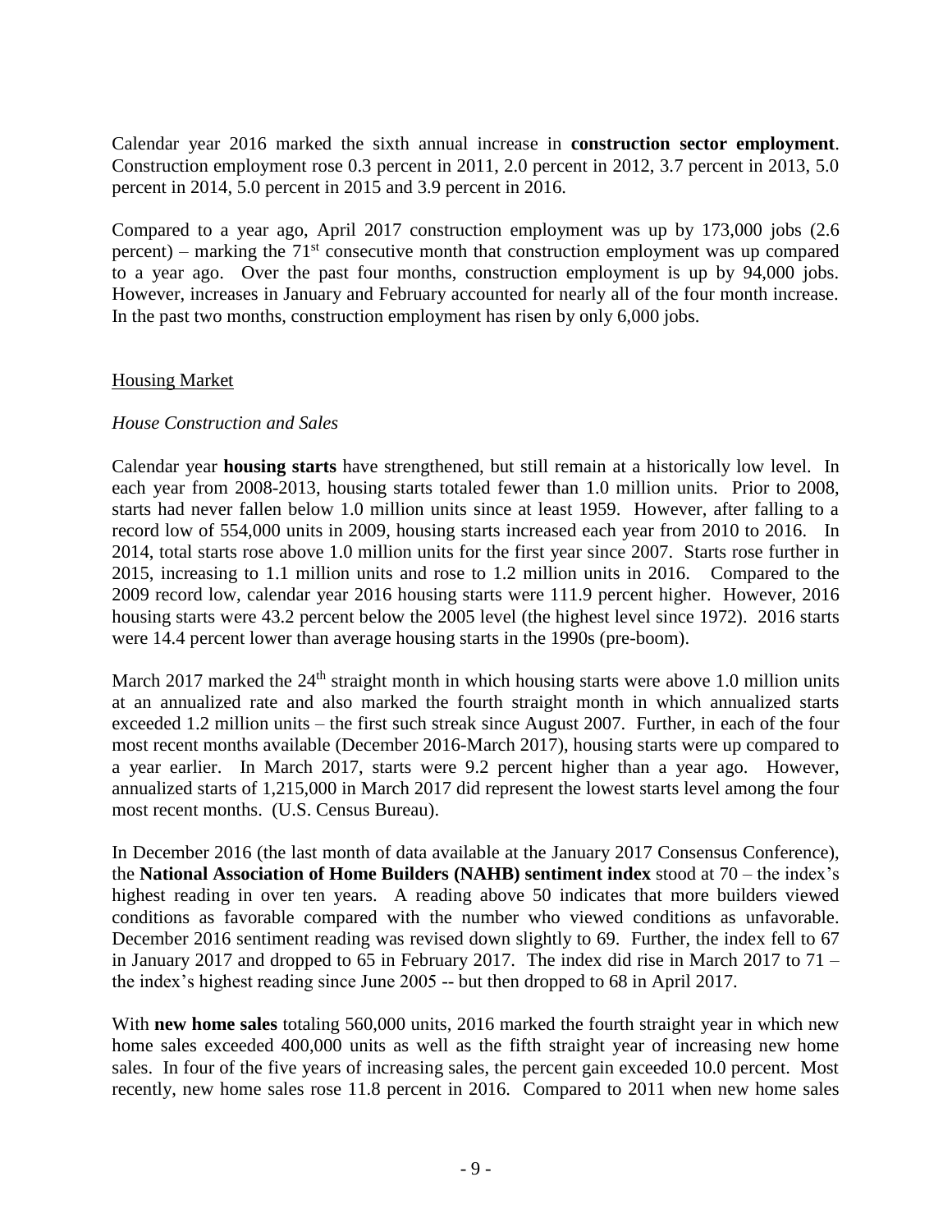Calendar year 2016 marked the sixth annual increase in **construction sector employment**. Construction employment rose 0.3 percent in 2011, 2.0 percent in 2012, 3.7 percent in 2013, 5.0 percent in 2014, 5.0 percent in 2015 and 3.9 percent in 2016.

Compared to a year ago, April 2017 construction employment was up by 173,000 jobs (2.6 percent) – marking the 71st consecutive month that construction employment was up compared to a year ago. Over the past four months, construction employment is up by 94,000 jobs. However, increases in January and February accounted for nearly all of the four month increase. In the past two months, construction employment has risen by only 6,000 jobs.

## Housing Market

### *House Construction and Sales*

Calendar year **housing starts** have strengthened, but still remain at a historically low level. In each year from 2008-2013, housing starts totaled fewer than 1.0 million units. Prior to 2008, starts had never fallen below 1.0 million units since at least 1959. However, after falling to a record low of 554,000 units in 2009, housing starts increased each year from 2010 to 2016. In 2014, total starts rose above 1.0 million units for the first year since 2007. Starts rose further in 2015, increasing to 1.1 million units and rose to 1.2 million units in 2016. Compared to the 2009 record low, calendar year 2016 housing starts were 111.9 percent higher. However, 2016 housing starts were 43.2 percent below the 2005 level (the highest level since 1972). 2016 starts were 14.4 percent lower than average housing starts in the 1990s (pre-boom).

March 2017 marked the 24th straight month in which housing starts were above 1.0 million units at an annualized rate and also marked the fourth straight month in which annualized starts exceeded 1.2 million units – the first such streak since August 2007. Further, in each of the four most recent months available (December 2016-March 2017), housing starts were up compared to a year earlier. In March 2017, starts were 9.2 percent higher than a year ago. However, annualized starts of 1,215,000 in March 2017 did represent the lowest starts level among the four most recent months. (U.S. Census Bureau).

In December 2016 (the last month of data available at the January 2017 Consensus Conference), the **National Association of Home Builders (NAHB) sentiment index** stood at 70 – the index's highest reading in over ten years. A reading above 50 indicates that more builders viewed conditions as favorable compared with the number who viewed conditions as unfavorable. December 2016 sentiment reading was revised down slightly to 69. Further, the index fell to 67 in January 2017 and dropped to 65 in February 2017. The index did rise in March 2017 to 71 – the index's highest reading since June 2005 -- but then dropped to 68 in April 2017.

With **new home sales** totaling 560,000 units, 2016 marked the fourth straight year in which new home sales exceeded 400,000 units as well as the fifth straight year of increasing new home sales. In four of the five years of increasing sales, the percent gain exceeded 10.0 percent. Most recently, new home sales rose 11.8 percent in 2016. Compared to 2011 when new home sales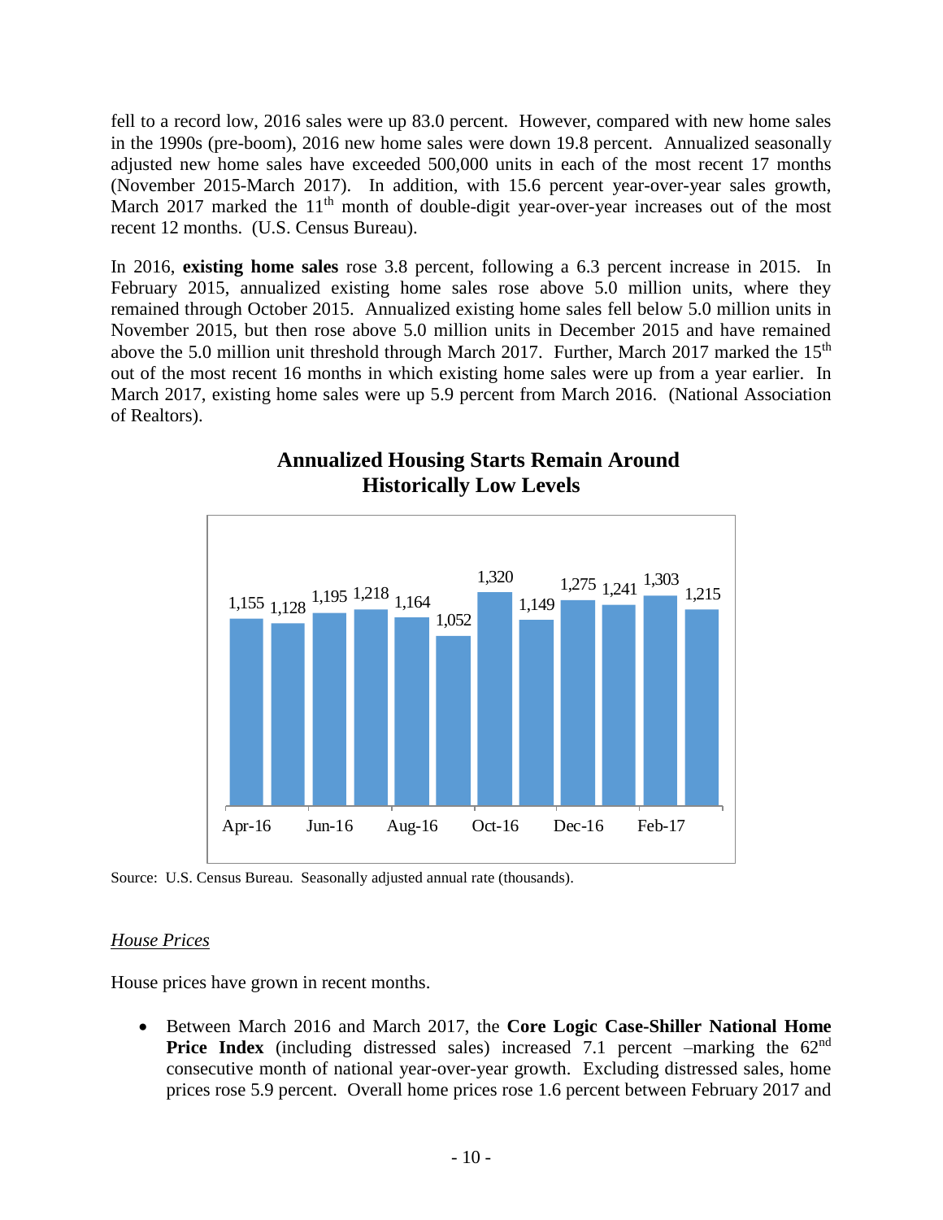fell to a record low, 2016 sales were up 83.0 percent. However, compared with new home sales in the 1990s (pre-boom), 2016 new home sales were down 19.8 percent. Annualized seasonally adjusted new home sales have exceeded 500,000 units in each of the most recent 17 months (November 2015-March 2017). In addition, with 15.6 percent year-over-year sales growth, March 2017 marked the 11th month of double-digit year-over-year increases out of the most recent 12 months. (U.S. Census Bureau).

In 2016, **existing home sales** rose 3.8 percent, following a 6.3 percent increase in 2015. In February 2015, annualized existing home sales rose above 5.0 million units, where they remained through October 2015. Annualized existing home sales fell below 5.0 million units in November 2015, but then rose above 5.0 million units in December 2015 and have remained above the 5.0 million unit threshold through March 2017. Further, March 2017 marked the 15th out of the most recent 16 months in which existing home sales were up from a year earlier. In March 2017, existing home sales were up 5.9 percent from March 2016. (National Association of Realtors).

**Annualized Housing Starts Remain Around Historically Low Levels**

| Month | Starts |
|---|---|
| Apr-16 | 1,155 |
| May-16 | 1,128 |
| Jun-16 | 1,195 |
| Jul-16 | 1,218 |
| Aug-16 | 1,164 |
| Sep-16 | 1,052 |
| Oct-16 | 1,320 |
| Nov-16 | 1,149 |
| Dec-16 | 1,275 |
| Jan-17 | 1,241 |
| Feb-17 | 1,303 |
| Mar-17 | 1,215 |

Source: U.S. Census Bureau. Seasonally adjusted annual rate (thousands).

*House Prices*

House prices have grown in recent months.

- Between March 2016 and March 2017, the **Core Logic Case-Shiller National Home Price Index** (including distressed sales) increased 7.1 percent –marking the 62nd consecutive month of national year-over-year growth. Excluding distressed sales, home prices rose 5.9 percent. Overall home prices rose 1.6 percent between February 2017 and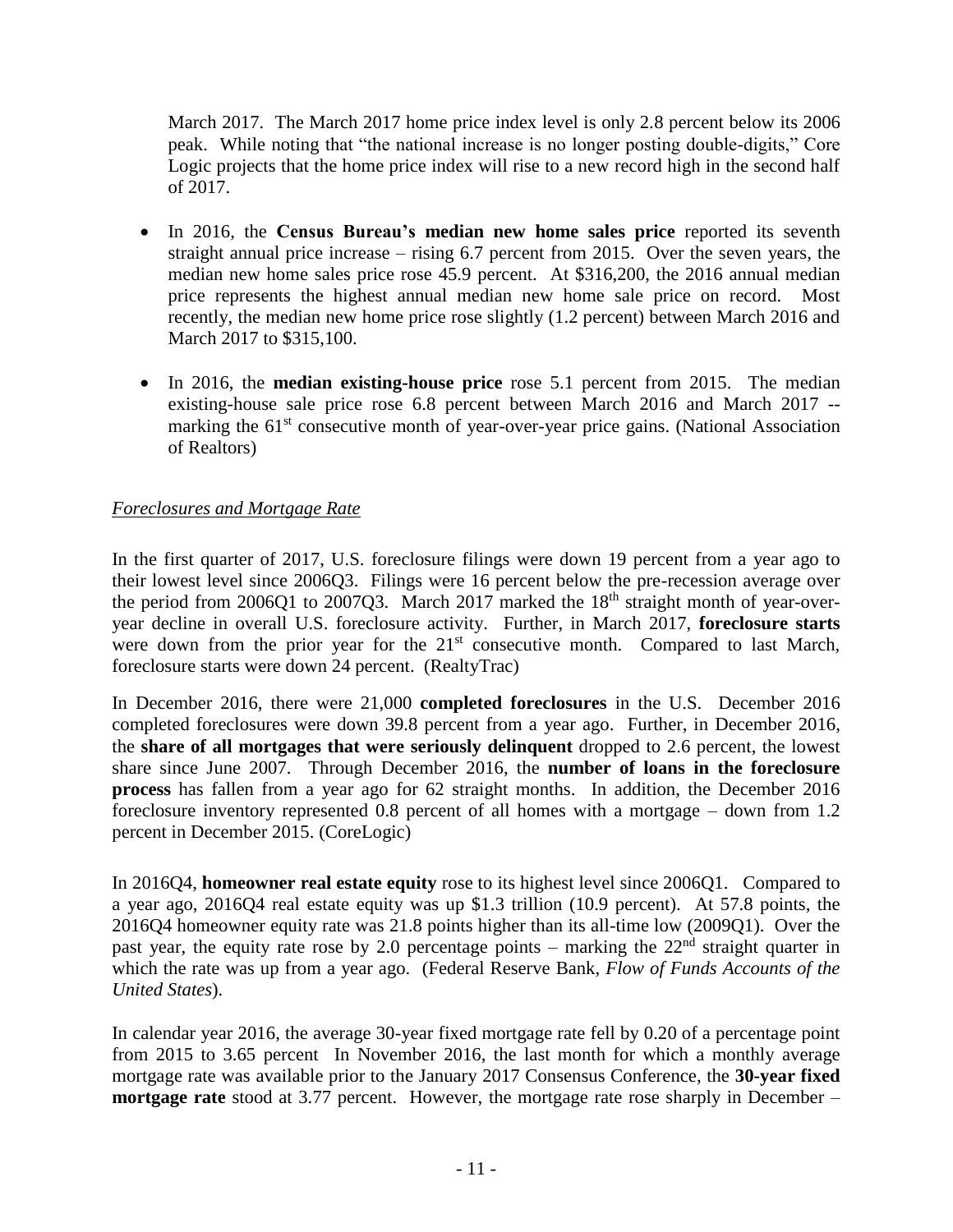March 2017. The March 2017 home price index level is only 2.8 percent below its 2006 peak. While noting that "the national increase is no longer posting double-digits," Core Logic projects that the home price index will rise to a new record high in the second half of 2017.

- In 2016, the **Census Bureau's median new home sales price** reported its seventh straight annual price increase – rising 6.7 percent from 2015. Over the seven years, the median new home sales price rose 45.9 percent. At $316,200, the 2016 annual median price represents the highest annual median new home sale price on record. Most recently, the median new home price rose slightly (1.2 percent) between March 2016 and March 2017 to $315,100.

- In 2016, the **median existing-house price** rose 5.1 percent from 2015. The median existing-house sale price rose 6.8 percent between March 2016 and March 2017 -- marking the 61st consecutive month of year-over-year price gains. (National Association of Realtors)

*Foreclosures and Mortgage Rate*

In the first quarter of 2017, U.S. foreclosure filings were down 19 percent from a year ago to their lowest level since 2006Q3. Filings were 16 percent below the pre-recession average over the period from 2006Q1 to 2007Q3. March 2017 marked the 18th straight month of year-over-year decline in overall U.S. foreclosure activity. Further, in March 2017, **foreclosure starts** were down from the prior year for the 21st consecutive month. Compared to last March, foreclosure starts were down 24 percent. (RealtyTrac)

In December 2016, there were 21,000 **completed foreclosures** in the U.S. December 2016 completed foreclosures were down 39.8 percent from a year ago. Further, in December 2016, the **share of all mortgages that were seriously delinquent** dropped to 2.6 percent, the lowest share since June 2007. Through December 2016, the **number of loans in the foreclosure process** has fallen from a year ago for 62 straight months. In addition, the December 2016 foreclosure inventory represented 0.8 percent of all homes with a mortgage – down from 1.2 percent in December 2015. (CoreLogic)

In 2016Q4, **homeowner real estate equity** rose to its highest level since 2006Q1. Compared to a year ago, 2016Q4 real estate equity was up $1.3 trillion (10.9 percent). At 57.8 points, the 2016Q4 homeowner equity rate was 21.8 points higher than its all-time low (2009Q1). Over the past year, the equity rate rose by 2.0 percentage points – marking the 22nd straight quarter in which the rate was up from a year ago. (Federal Reserve Bank, *Flow of Funds Accounts of the United States*).

In calendar year 2016, the average 30-year fixed mortgage rate fell by 0.20 of a percentage point from 2015 to 3.65 percent In November 2016, the last month for which a monthly average mortgage rate was available prior to the January 2017 Consensus Conference, the **30-year fixed mortgage rate** stood at 3.77 percent. However, the mortgage rate rose sharply in December –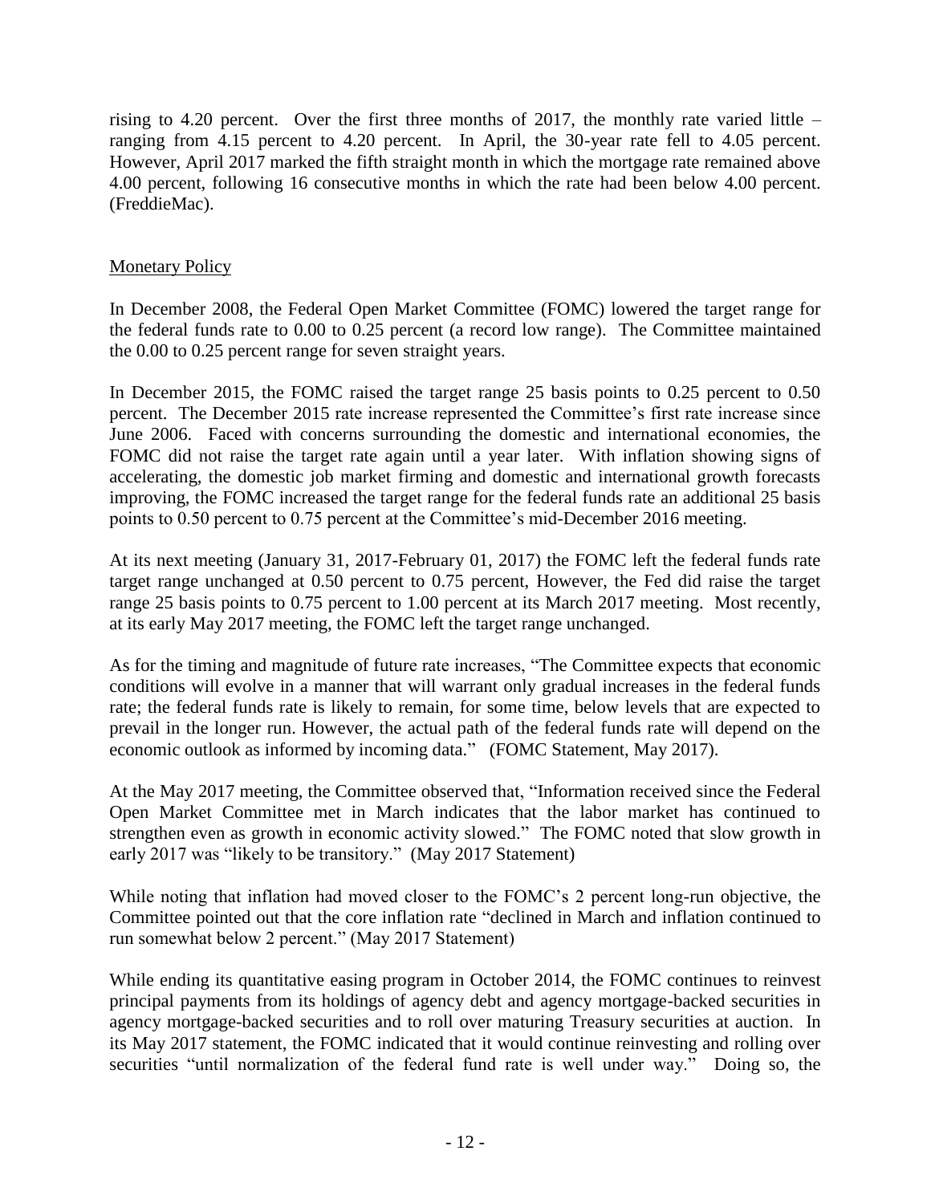rising to 4.20 percent. Over the first three months of 2017, the monthly rate varied little – ranging from 4.15 percent to 4.20 percent. In April, the 30-year rate fell to 4.05 percent. However, April 2017 marked the fifth straight month in which the mortgage rate remained above 4.00 percent, following 16 consecutive months in which the rate had been below 4.00 percent. (FreddieMac).

## Monetary Policy

In December 2008, the Federal Open Market Committee (FOMC) lowered the target range for the federal funds rate to 0.00 to 0.25 percent (a record low range). The Committee maintained the 0.00 to 0.25 percent range for seven straight years.

In December 2015, the FOMC raised the target range 25 basis points to 0.25 percent to 0.50 percent. The December 2015 rate increase represented the Committee's first rate increase since June 2006. Faced with concerns surrounding the domestic and international economies, the FOMC did not raise the target rate again until a year later. With inflation showing signs of accelerating, the domestic job market firming and domestic and international growth forecasts improving, the FOMC increased the target range for the federal funds rate an additional 25 basis points to 0.50 percent to 0.75 percent at the Committee's mid-December 2016 meeting.

At its next meeting (January 31, 2017-February 01, 2017) the FOMC left the federal funds rate target range unchanged at 0.50 percent to 0.75 percent, However, the Fed did raise the target range 25 basis points to 0.75 percent to 1.00 percent at its March 2017 meeting. Most recently, at its early May 2017 meeting, the FOMC left the target range unchanged.

As for the timing and magnitude of future rate increases, "The Committee expects that economic conditions will evolve in a manner that will warrant only gradual increases in the federal funds rate; the federal funds rate is likely to remain, for some time, below levels that are expected to prevail in the longer run. However, the actual path of the federal funds rate will depend on the economic outlook as informed by incoming data." (FOMC Statement, May 2017).

At the May 2017 meeting, the Committee observed that, "Information received since the Federal Open Market Committee met in March indicates that the labor market has continued to strengthen even as growth in economic activity slowed." The FOMC noted that slow growth in early 2017 was "likely to be transitory." (May 2017 Statement)

While noting that inflation had moved closer to the FOMC's 2 percent long-run objective, the Committee pointed out that the core inflation rate "declined in March and inflation continued to run somewhat below 2 percent." (May 2017 Statement)

While ending its quantitative easing program in October 2014, the FOMC continues to reinvest principal payments from its holdings of agency debt and agency mortgage-backed securities in agency mortgage-backed securities and to roll over maturing Treasury securities at auction. In its May 2017 statement, the FOMC indicated that it would continue reinvesting and rolling over securities "until normalization of the federal fund rate is well under way." Doing so, the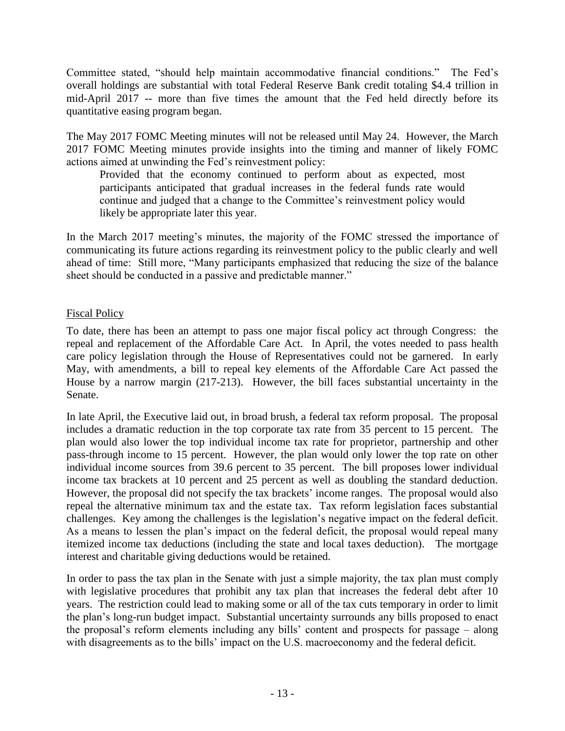Committee stated, "should help maintain accommodative financial conditions." The Fed's overall holdings are substantial with total Federal Reserve Bank credit totaling $4.4 trillion in mid-April 2017 -- more than five times the amount that the Fed held directly before its quantitative easing program began.

The May 2017 FOMC Meeting minutes will not be released until May 24. However, the March 2017 FOMC Meeting minutes provide insights into the timing and manner of likely FOMC actions aimed at unwinding the Fed's reinvestment policy:

> Provided that the economy continued to perform about as expected, most participants anticipated that gradual increases in the federal funds rate would continue and judged that a change to the Committee's reinvestment policy would likely be appropriate later this year.

In the March 2017 meeting's minutes, the majority of the FOMC stressed the importance of communicating its future actions regarding its reinvestment policy to the public clearly and well ahead of time: Still more, "Many participants emphasized that reducing the size of the balance sheet should be conducted in a passive and predictable manner."

## Fiscal Policy

To date, there has been an attempt to pass one major fiscal policy act through Congress: the repeal and replacement of the Affordable Care Act. In April, the votes needed to pass health care policy legislation through the House of Representatives could not be garnered. In early May, with amendments, a bill to repeal key elements of the Affordable Care Act passed the House by a narrow margin (217-213). However, the bill faces substantial uncertainty in the Senate.

In late April, the Executive laid out, in broad brush, a federal tax reform proposal. The proposal includes a dramatic reduction in the top corporate tax rate from 35 percent to 15 percent. The plan would also lower the top individual income tax rate for proprietor, partnership and other pass-through income to 15 percent. However, the plan would only lower the top rate on other individual income sources from 39.6 percent to 35 percent. The bill proposes lower individual income tax brackets at 10 percent and 25 percent as well as doubling the standard deduction. However, the proposal did not specify the tax brackets' income ranges. The proposal would also repeal the alternative minimum tax and the estate tax. Tax reform legislation faces substantial challenges. Key among the challenges is the legislation's negative impact on the federal deficit. As a means to lessen the plan's impact on the federal deficit, the proposal would repeal many itemized income tax deductions (including the state and local taxes deduction). The mortgage interest and charitable giving deductions would be retained.

In order to pass the tax plan in the Senate with just a simple majority, the tax plan must comply with legislative procedures that prohibit any tax plan that increases the federal debt after 10 years. The restriction could lead to making some or all of the tax cuts temporary in order to limit the plan's long-run budget impact. Substantial uncertainty surrounds any bills proposed to enact the proposal's reform elements including any bills' content and prospects for passage – along with disagreements as to the bills' impact on the U.S. macroeconomy and the federal deficit.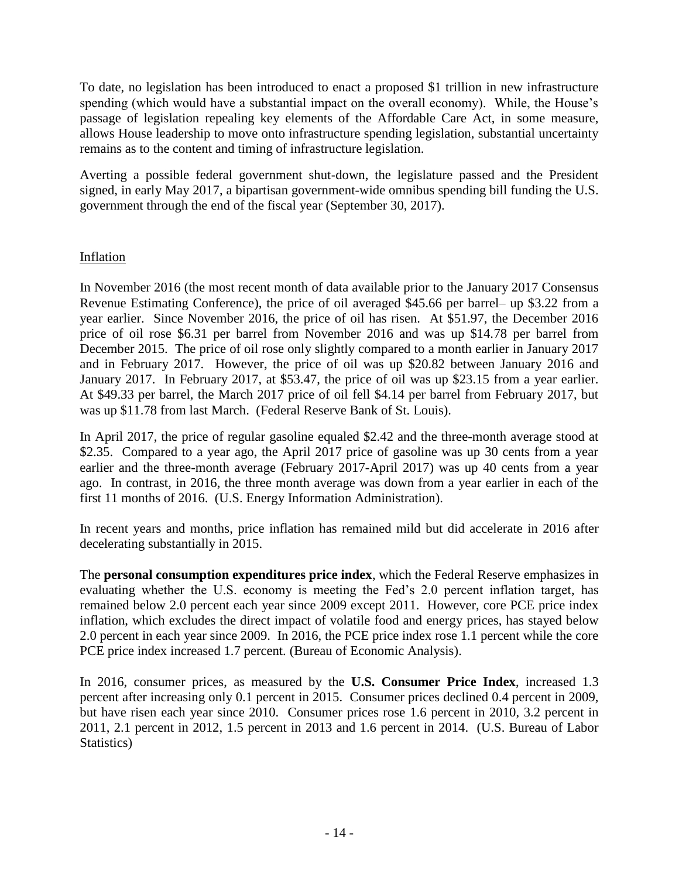To date, no legislation has been introduced to enact a proposed $1 trillion in new infrastructure spending (which would have a substantial impact on the overall economy). While, the House's passage of legislation repealing key elements of the Affordable Care Act, in some measure, allows House leadership to move onto infrastructure spending legislation, substantial uncertainty remains as to the content and timing of infrastructure legislation.

Averting a possible federal government shut-down, the legislature passed and the President signed, in early May 2017, a bipartisan government-wide omnibus spending bill funding the U.S. government through the end of the fiscal year (September 30, 2017).

## Inflation

In November 2016 (the most recent month of data available prior to the January 2017 Consensus Revenue Estimating Conference), the price of oil averaged $45.66 per barrel– up $3.22 from a year earlier. Since November 2016, the price of oil has risen. At $51.97, the December 2016 price of oil rose $6.31 per barrel from November 2016 and was up $14.78 per barrel from December 2015. The price of oil rose only slightly compared to a month earlier in January 2017 and in February 2017. However, the price of oil was up $20.82 between January 2016 and January 2017. In February 2017, at $53.47, the price of oil was up $23.15 from a year earlier. At $49.33 per barrel, the March 2017 price of oil fell $4.14 per barrel from February 2017, but was up $11.78 from last March. (Federal Reserve Bank of St. Louis).

In April 2017, the price of regular gasoline equaled $2.42 and the three-month average stood at $2.35. Compared to a year ago, the April 2017 price of gasoline was up 30 cents from a year earlier and the three-month average (February 2017-April 2017) was up 40 cents from a year ago. In contrast, in 2016, the three month average was down from a year earlier in each of the first 11 months of 2016. (U.S. Energy Information Administration).

In recent years and months, price inflation has remained mild but did accelerate in 2016 after decelerating substantially in 2015.

The **personal consumption expenditures price index**, which the Federal Reserve emphasizes in evaluating whether the U.S. economy is meeting the Fed's 2.0 percent inflation target, has remained below 2.0 percent each year since 2009 except 2011. However, core PCE price index inflation, which excludes the direct impact of volatile food and energy prices, has stayed below 2.0 percent in each year since 2009. In 2016, the PCE price index rose 1.1 percent while the core PCE price index increased 1.7 percent. (Bureau of Economic Analysis).

In 2016, consumer prices, as measured by the **U.S. Consumer Price Index**, increased 1.3 percent after increasing only 0.1 percent in 2015. Consumer prices declined 0.4 percent in 2009, but have risen each year since 2010. Consumer prices rose 1.6 percent in 2010, 3.2 percent in 2011, 2.1 percent in 2012, 1.5 percent in 2013 and 1.6 percent in 2014. (U.S. Bureau of Labor Statistics)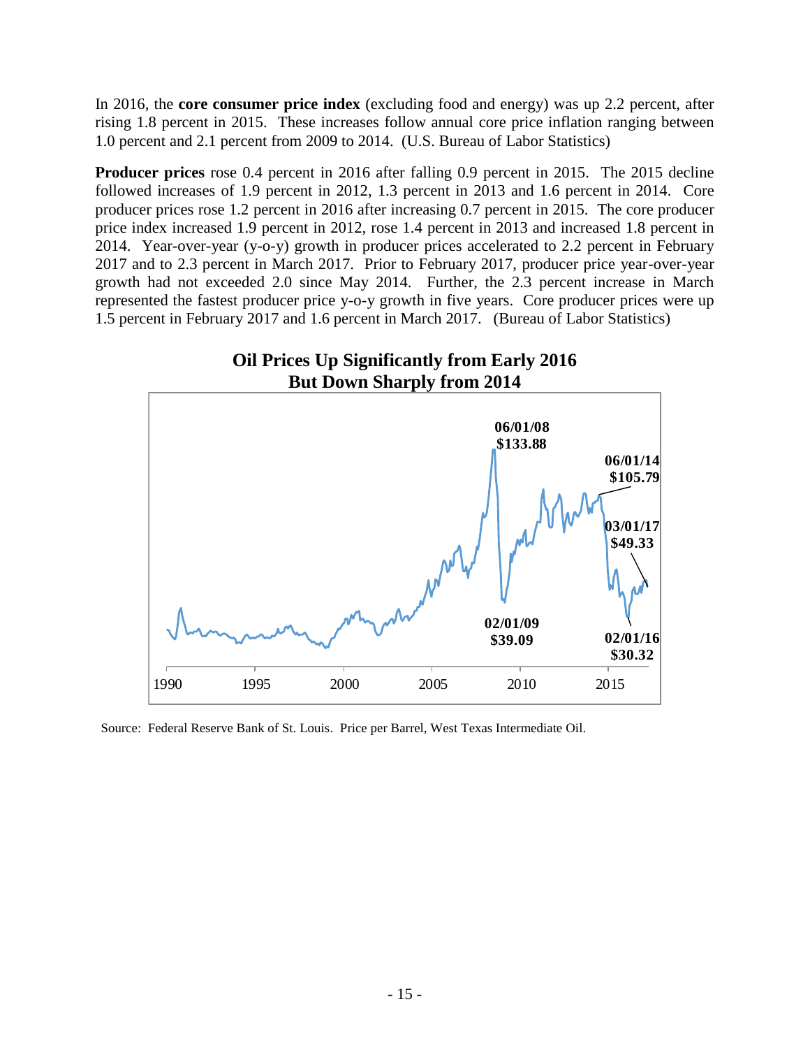In 2016, the **core consumer price index** (excluding food and energy) was up 2.2 percent, after rising 1.8 percent in 2015. These increases follow annual core price inflation ranging between 1.0 percent and 2.1 percent from 2009 to 2014. (U.S. Bureau of Labor Statistics)

**Producer prices** rose 0.4 percent in 2016 after falling 0.9 percent in 2015. The 2015 decline followed increases of 1.9 percent in 2012, 1.3 percent in 2013 and 1.6 percent in 2014. Core producer prices rose 1.2 percent in 2016 after increasing 0.7 percent in 2015. The core producer price index increased 1.9 percent in 2012, rose 1.4 percent in 2013 and increased 1.8 percent in 2014. Year-over-year (y-o-y) growth in producer prices accelerated to 2.2 percent in February 2017 and to 2.3 percent in March 2017. Prior to February 2017, producer price year-over-year growth had not exceeded 2.0 since May 2014. Further, the 2.3 percent increase in March represented the fastest producer price y-o-y growth in five years. Core producer prices were up 1.5 percent in February 2017 and 1.6 percent in March 2017. (Bureau of Labor Statistics)

**Oil Prices Up Significantly from Early 2016 But Down Sharply from 2014**

Source: Federal Reserve Bank of St. Louis. Price per Barrel, West Texas Intermediate Oil.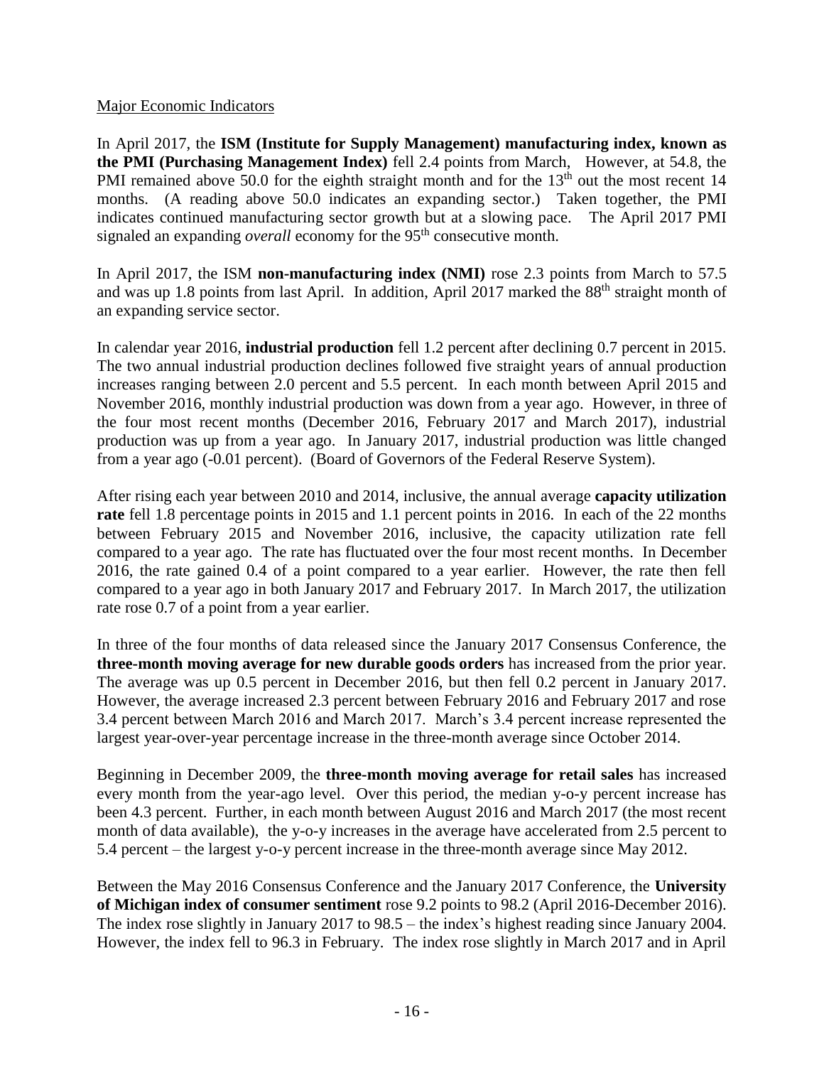Major Economic Indicators

In April 2017, the **ISM (Institute for Supply Management) manufacturing index, known as the PMI (Purchasing Management Index)** fell 2.4 points from March, However, at 54.8, the PMI remained above 50.0 for the eighth straight month and for the 13th out the most recent 14 months. (A reading above 50.0 indicates an expanding sector.) Taken together, the PMI indicates continued manufacturing sector growth but at a slowing pace. The April 2017 PMI signaled an expanding *overall* economy for the 95th consecutive month.

In April 2017, the ISM **non-manufacturing index (NMI)** rose 2.3 points from March to 57.5 and was up 1.8 points from last April. In addition, April 2017 marked the 88th straight month of an expanding service sector.

In calendar year 2016, **industrial production** fell 1.2 percent after declining 0.7 percent in 2015. The two annual industrial production declines followed five straight years of annual production increases ranging between 2.0 percent and 5.5 percent. In each month between April 2015 and November 2016, monthly industrial production was down from a year ago. However, in three of the four most recent months (December 2016, February 2017 and March 2017), industrial production was up from a year ago. In January 2017, industrial production was little changed from a year ago (-0.01 percent). (Board of Governors of the Federal Reserve System).

After rising each year between 2010 and 2014, inclusive, the annual average **capacity utilization rate** fell 1.8 percentage points in 2015 and 1.1 percent points in 2016. In each of the 22 months between February 2015 and November 2016, inclusive, the capacity utilization rate fell compared to a year ago. The rate has fluctuated over the four most recent months. In December 2016, the rate gained 0.4 of a point compared to a year earlier. However, the rate then fell compared to a year ago in both January 2017 and February 2017. In March 2017, the utilization rate rose 0.7 of a point from a year earlier.

In three of the four months of data released since the January 2017 Consensus Conference, the **three-month moving average for new durable goods orders** has increased from the prior year. The average was up 0.5 percent in December 2016, but then fell 0.2 percent in January 2017. However, the average increased 2.3 percent between February 2016 and February 2017 and rose 3.4 percent between March 2016 and March 2017. March's 3.4 percent increase represented the largest year-over-year percentage increase in the three-month average since October 2014.

Beginning in December 2009, the **three-month moving average for retail sales** has increased every month from the year-ago level. Over this period, the median y-o-y percent increase has been 4.3 percent. Further, in each month between August 2016 and March 2017 (the most recent month of data available), the y-o-y increases in the average have accelerated from 2.5 percent to 5.4 percent – the largest y-o-y percent increase in the three-month average since May 2012.

Between the May 2016 Consensus Conference and the January 2017 Conference, the **University of Michigan index of consumer sentiment** rose 9.2 points to 98.2 (April 2016-December 2016). The index rose slightly in January 2017 to 98.5 – the index's highest reading since January 2004. However, the index fell to 96.3 in February. The index rose slightly in March 2017 and in April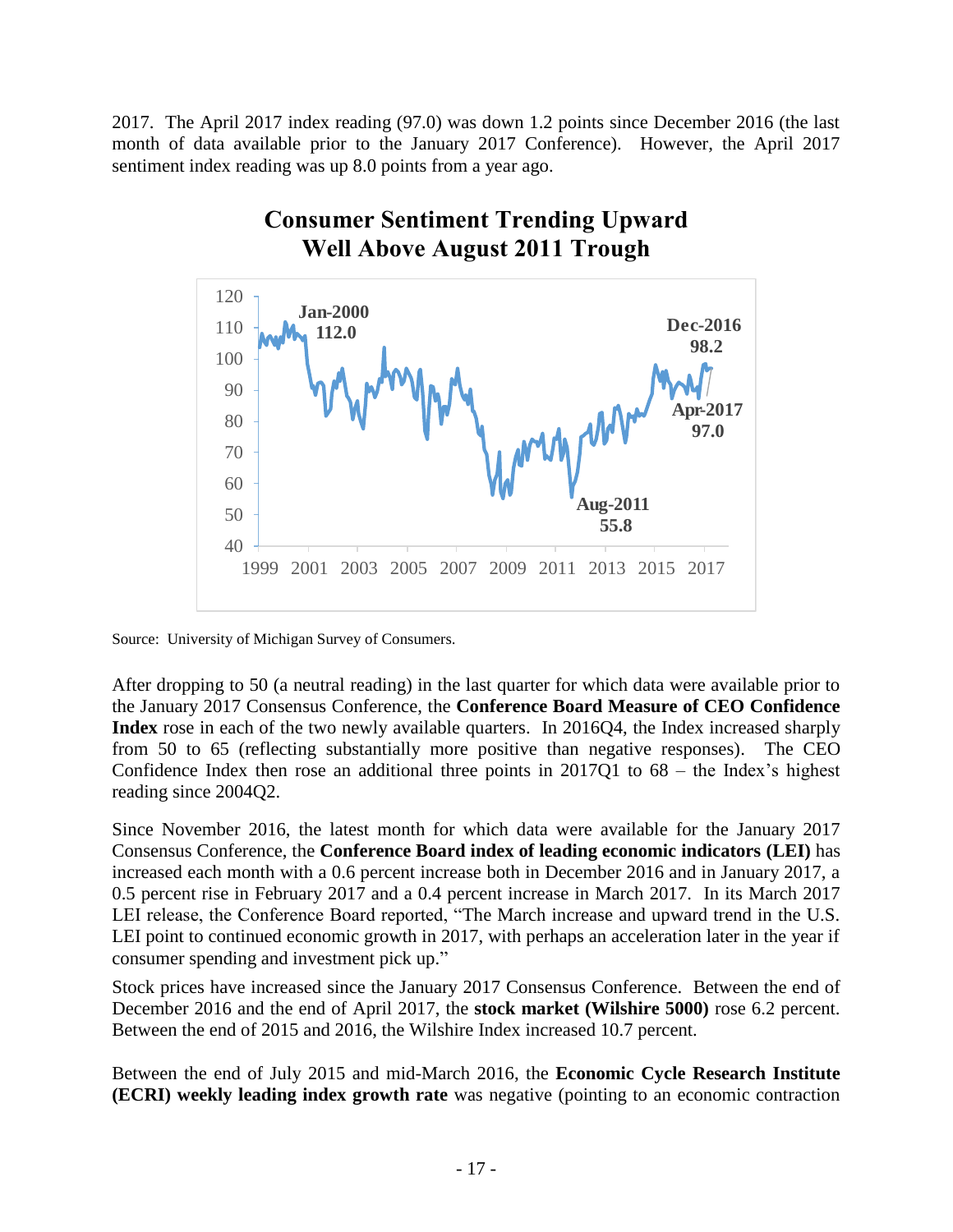2017. The April 2017 index reading (97.0) was down 1.2 points since December 2016 (the last month of data available prior to the January 2017 Conference). However, the April 2017 sentiment index reading was up 8.0 points from a year ago.

**Consumer Sentiment Trending Upward Well Above August 2011 Trough**

Source: University of Michigan Survey of Consumers.

After dropping to 50 (a neutral reading) in the last quarter for which data were available prior to the January 2017 Consensus Conference, the **Conference Board Measure of CEO Confidence Index** rose in each of the two newly available quarters. In 2016Q4, the Index increased sharply from 50 to 65 (reflecting substantially more positive than negative responses). The CEO Confidence Index then rose an additional three points in 2017Q1 to 68 – the Index's highest reading since 2004Q2.

Since November 2016, the latest month for which data were available for the January 2017 Consensus Conference, the **Conference Board index of leading economic indicators (LEI)** has increased each month with a 0.6 percent increase both in December 2016 and in January 2017, a 0.5 percent rise in February 2017 and a 0.4 percent increase in March 2017. In its March 2017 LEI release, the Conference Board reported, "The March increase and upward trend in the U.S. LEI point to continued economic growth in 2017, with perhaps an acceleration later in the year if consumer spending and investment pick up."

Stock prices have increased since the January 2017 Consensus Conference. Between the end of December 2016 and the end of April 2017, the **stock market (Wilshire 5000)** rose 6.2 percent. Between the end of 2015 and 2016, the Wilshire Index increased 10.7 percent.

Between the end of July 2015 and mid-March 2016, the **Economic Cycle Research Institute (ECRI) weekly leading index growth rate** was negative (pointing to an economic contraction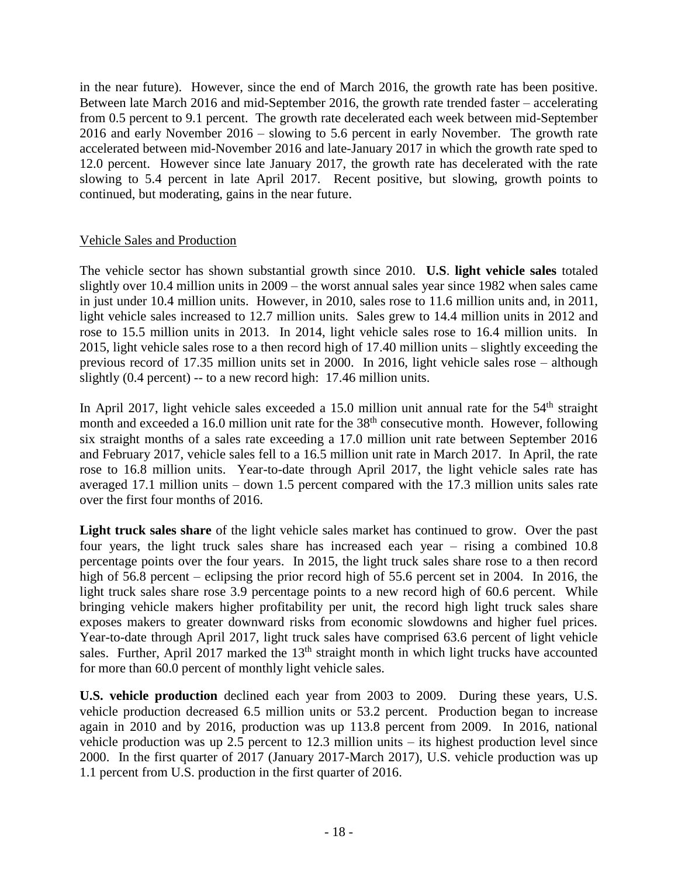in the near future). However, since the end of March 2016, the growth rate has been positive. Between late March 2016 and mid-September 2016, the growth rate trended faster – accelerating from 0.5 percent to 9.1 percent. The growth rate decelerated each week between mid-September 2016 and early November 2016 – slowing to 5.6 percent in early November. The growth rate accelerated between mid-November 2016 and late-January 2017 in which the growth rate sped to 12.0 percent. However since late January 2017, the growth rate has decelerated with the rate slowing to 5.4 percent in late April 2017. Recent positive, but slowing, growth points to continued, but moderating, gains in the near future.

Vehicle Sales and Production

The vehicle sector has shown substantial growth since 2010. **U.S**. **light vehicle sales** totaled slightly over 10.4 million units in 2009 – the worst annual sales year since 1982 when sales came in just under 10.4 million units. However, in 2010, sales rose to 11.6 million units and, in 2011, light vehicle sales increased to 12.7 million units. Sales grew to 14.4 million units in 2012 and rose to 15.5 million units in 2013. In 2014, light vehicle sales rose to 16.4 million units. In 2015, light vehicle sales rose to a then record high of 17.40 million units – slightly exceeding the previous record of 17.35 million units set in 2000. In 2016, light vehicle sales rose – although slightly (0.4 percent) -- to a new record high: 17.46 million units.

In April 2017, light vehicle sales exceeded a 15.0 million unit annual rate for the 54th straight month and exceeded a 16.0 million unit rate for the 38th consecutive month. However, following six straight months of a sales rate exceeding a 17.0 million unit rate between September 2016 and February 2017, vehicle sales fell to a 16.5 million unit rate in March 2017. In April, the rate rose to 16.8 million units. Year-to-date through April 2017, the light vehicle sales rate has averaged 17.1 million units – down 1.5 percent compared with the 17.3 million units sales rate over the first four months of 2016.

**Light truck sales share** of the light vehicle sales market has continued to grow. Over the past four years, the light truck sales share has increased each year – rising a combined 10.8 percentage points over the four years. In 2015, the light truck sales share rose to a then record high of 56.8 percent – eclipsing the prior record high of 55.6 percent set in 2004. In 2016, the light truck sales share rose 3.9 percentage points to a new record high of 60.6 percent. While bringing vehicle makers higher profitability per unit, the record high light truck sales share exposes makers to greater downward risks from economic slowdowns and higher fuel prices. Year-to-date through April 2017, light truck sales have comprised 63.6 percent of light vehicle sales. Further, April 2017 marked the 13th straight month in which light trucks have accounted for more than 60.0 percent of monthly light vehicle sales.

**U.S. vehicle production** declined each year from 2003 to 2009. During these years, U.S. vehicle production decreased 6.5 million units or 53.2 percent. Production began to increase again in 2010 and by 2016, production was up 113.8 percent from 2009. In 2016, national vehicle production was up 2.5 percent to 12.3 million units – its highest production level since 2000. In the first quarter of 2017 (January 2017-March 2017), U.S. vehicle production was up 1.1 percent from U.S. production in the first quarter of 2016.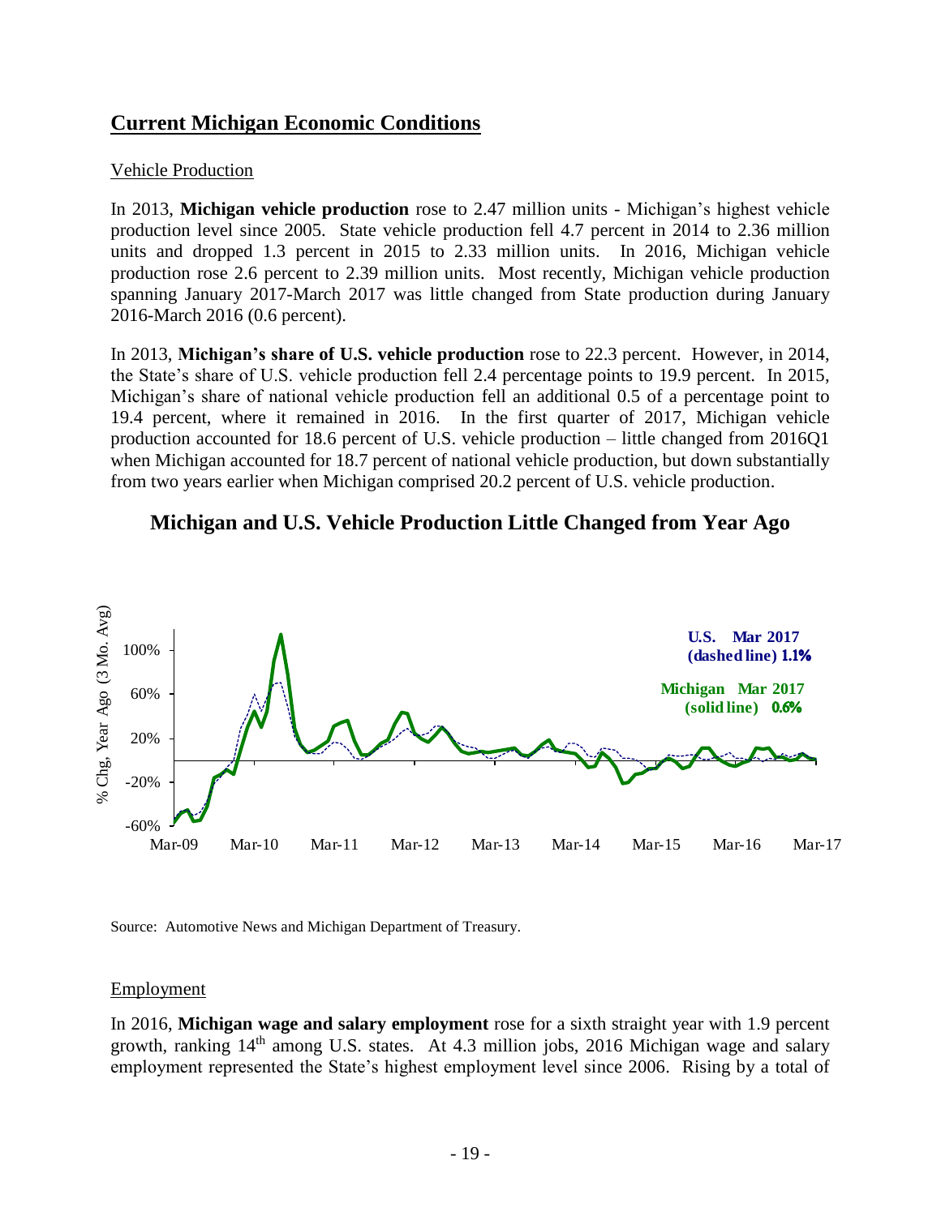## Current Michigan Economic Conditions

### Vehicle Production

In 2013, **Michigan vehicle production** rose to 2.47 million units - Michigan's highest vehicle production level since 2005. State vehicle production fell 4.7 percent in 2014 to 2.36 million units and dropped 1.3 percent in 2015 to 2.33 million units. In 2016, Michigan vehicle production rose 2.6 percent to 2.39 million units. Most recently, Michigan vehicle production spanning January 2017-March 2017 was little changed from State production during January 2016-March 2016 (0.6 percent).

In 2013, **Michigan's share of U.S. vehicle production** rose to 22.3 percent. However, in 2014, the State's share of U.S. vehicle production fell 2.4 percentage points to 19.9 percent. In 2015, Michigan's share of national vehicle production fell an additional 0.5 of a percentage point to 19.4 percent, where it remained in 2016. In the first quarter of 2017, Michigan vehicle production accounted for 18.6 percent of U.S. vehicle production – little changed from 2016Q1 when Michigan accounted for 18.7 percent of national vehicle production, but down substantially from two years earlier when Michigan comprised 20.2 percent of U.S. vehicle production.

**Michigan and U.S. Vehicle Production Little Changed from Year Ago**

Source: Automotive News and Michigan Department of Treasury.

### Employment

In 2016, **Michigan wage and salary employment** rose for a sixth straight year with 1.9 percent growth, ranking 14th among U.S. states. At 4.3 million jobs, 2016 Michigan wage and salary employment represented the State's highest employment level since 2006. Rising by a total of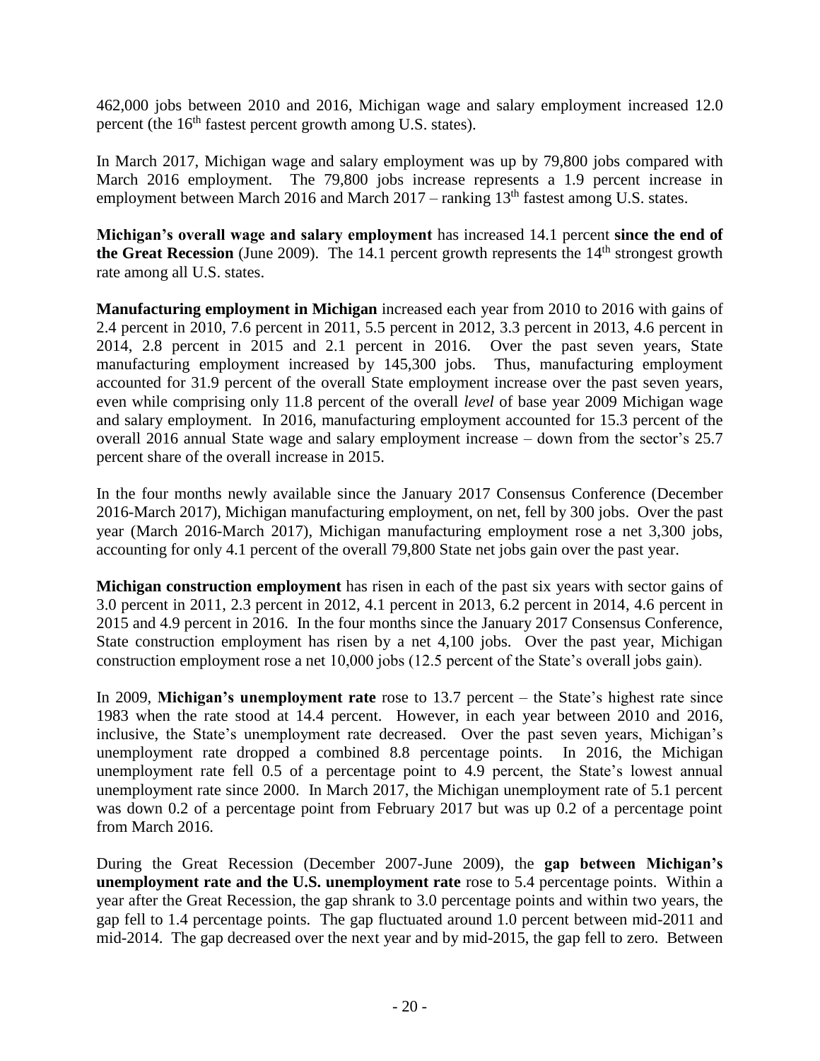462,000 jobs between 2010 and 2016, Michigan wage and salary employment increased 12.0 percent (the 16th fastest percent growth among U.S. states).

In March 2017, Michigan wage and salary employment was up by 79,800 jobs compared with March 2016 employment. The 79,800 jobs increase represents a 1.9 percent increase in employment between March 2016 and March 2017 – ranking 13th fastest among U.S. states.

**Michigan's overall wage and salary employment** has increased 14.1 percent **since the end of the Great Recession** (June 2009). The 14.1 percent growth represents the 14th strongest growth rate among all U.S. states.

**Manufacturing employment in Michigan** increased each year from 2010 to 2016 with gains of 2.4 percent in 2010, 7.6 percent in 2011, 5.5 percent in 2012, 3.3 percent in 2013, 4.6 percent in 2014, 2.8 percent in 2015 and 2.1 percent in 2016. Over the past seven years, State manufacturing employment increased by 145,300 jobs. Thus, manufacturing employment accounted for 31.9 percent of the overall State employment increase over the past seven years, even while comprising only 11.8 percent of the overall *level* of base year 2009 Michigan wage and salary employment. In 2016, manufacturing employment accounted for 15.3 percent of the overall 2016 annual State wage and salary employment increase – down from the sector's 25.7 percent share of the overall increase in 2015.

In the four months newly available since the January 2017 Consensus Conference (December 2016-March 2017), Michigan manufacturing employment, on net, fell by 300 jobs. Over the past year (March 2016-March 2017), Michigan manufacturing employment rose a net 3,300 jobs, accounting for only 4.1 percent of the overall 79,800 State net jobs gain over the past year.

**Michigan construction employment** has risen in each of the past six years with sector gains of 3.0 percent in 2011, 2.3 percent in 2012, 4.1 percent in 2013, 6.2 percent in 2014, 4.6 percent in 2015 and 4.9 percent in 2016. In the four months since the January 2017 Consensus Conference, State construction employment has risen by a net 4,100 jobs. Over the past year, Michigan construction employment rose a net 10,000 jobs (12.5 percent of the State's overall jobs gain).

In 2009, **Michigan's unemployment rate** rose to 13.7 percent – the State's highest rate since 1983 when the rate stood at 14.4 percent. However, in each year between 2010 and 2016, inclusive, the State's unemployment rate decreased. Over the past seven years, Michigan's unemployment rate dropped a combined 8.8 percentage points. In 2016, the Michigan unemployment rate fell 0.5 of a percentage point to 4.9 percent, the State's lowest annual unemployment rate since 2000. In March 2017, the Michigan unemployment rate of 5.1 percent was down 0.2 of a percentage point from February 2017 but was up 0.2 of a percentage point from March 2016.

During the Great Recession (December 2007-June 2009), the **gap between Michigan's unemployment rate and the U.S. unemployment rate** rose to 5.4 percentage points. Within a year after the Great Recession, the gap shrank to 3.0 percentage points and within two years, the gap fell to 1.4 percentage points. The gap fluctuated around 1.0 percent between mid-2011 and mid-2014. The gap decreased over the next year and by mid-2015, the gap fell to zero. Between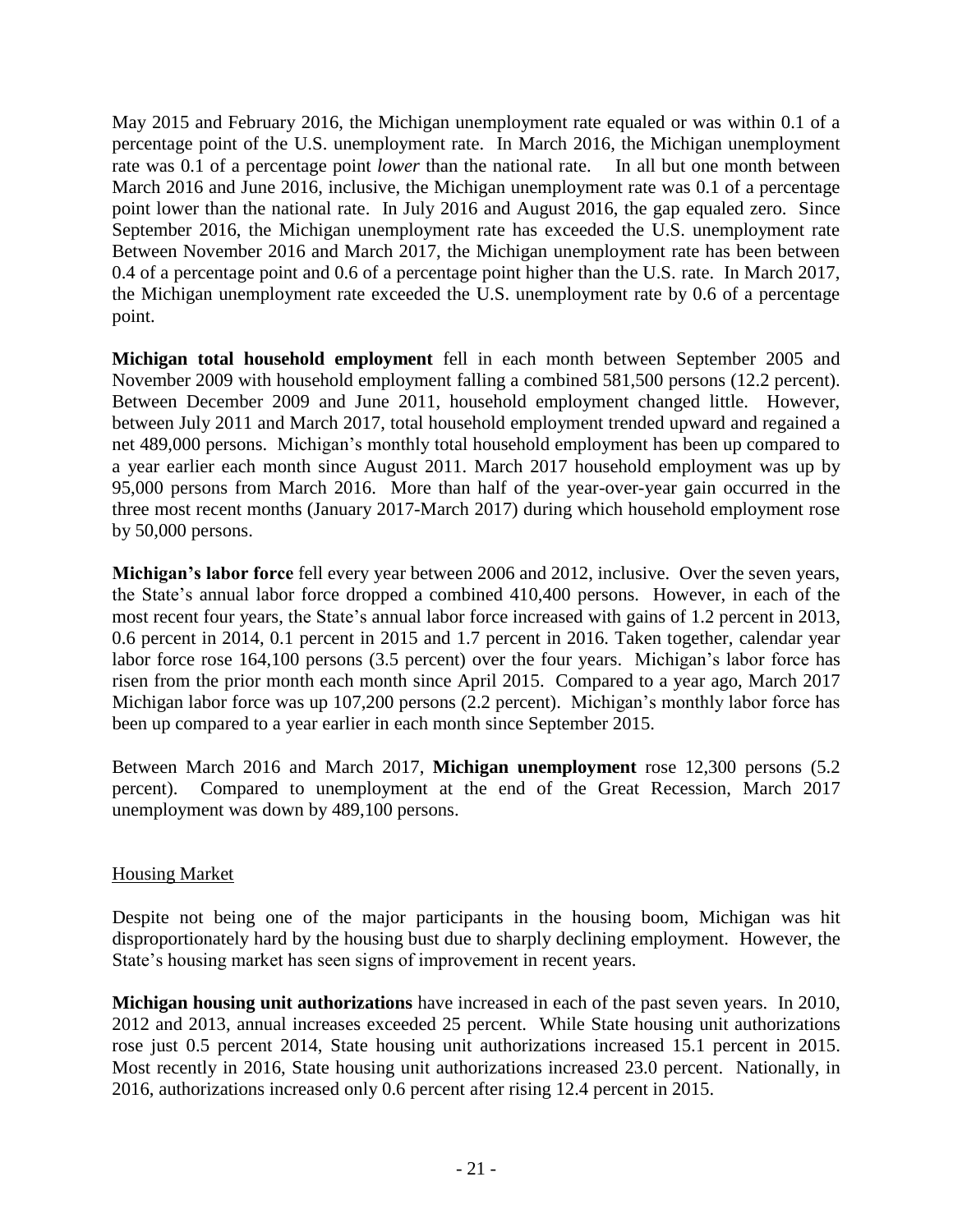May 2015 and February 2016, the Michigan unemployment rate equaled or was within 0.1 of a percentage point of the U.S. unemployment rate. In March 2016, the Michigan unemployment rate was 0.1 of a percentage point *lower* than the national rate. In all but one month between March 2016 and June 2016, inclusive, the Michigan unemployment rate was 0.1 of a percentage point lower than the national rate. In July 2016 and August 2016, the gap equaled zero. Since September 2016, the Michigan unemployment rate has exceeded the U.S. unemployment rate Between November 2016 and March 2017, the Michigan unemployment rate has been between 0.4 of a percentage point and 0.6 of a percentage point higher than the U.S. rate. In March 2017, the Michigan unemployment rate exceeded the U.S. unemployment rate by 0.6 of a percentage point.

**Michigan total household employment** fell in each month between September 2005 and November 2009 with household employment falling a combined 581,500 persons (12.2 percent). Between December 2009 and June 2011, household employment changed little. However, between July 2011 and March 2017, total household employment trended upward and regained a net 489,000 persons. Michigan's monthly total household employment has been up compared to a year earlier each month since August 2011. March 2017 household employment was up by 95,000 persons from March 2016. More than half of the year-over-year gain occurred in the three most recent months (January 2017-March 2017) during which household employment rose by 50,000 persons.

**Michigan's labor force** fell every year between 2006 and 2012, inclusive. Over the seven years, the State's annual labor force dropped a combined 410,400 persons. However, in each of the most recent four years, the State's annual labor force increased with gains of 1.2 percent in 2013, 0.6 percent in 2014, 0.1 percent in 2015 and 1.7 percent in 2016. Taken together, calendar year labor force rose 164,100 persons (3.5 percent) over the four years. Michigan's labor force has risen from the prior month each month since April 2015. Compared to a year ago, March 2017 Michigan labor force was up 107,200 persons (2.2 percent). Michigan's monthly labor force has been up compared to a year earlier in each month since September 2015.

Between March 2016 and March 2017, **Michigan unemployment** rose 12,300 persons (5.2 percent). Compared to unemployment at the end of the Great Recession, March 2017 unemployment was down by 489,100 persons.

## Housing Market

Despite not being one of the major participants in the housing boom, Michigan was hit disproportionately hard by the housing bust due to sharply declining employment. However, the State's housing market has seen signs of improvement in recent years.

**Michigan housing unit authorizations** have increased in each of the past seven years. In 2010, 2012 and 2013, annual increases exceeded 25 percent. While State housing unit authorizations rose just 0.5 percent 2014, State housing unit authorizations increased 15.1 percent in 2015. Most recently in 2016, State housing unit authorizations increased 23.0 percent. Nationally, in 2016, authorizations increased only 0.6 percent after rising 12.4 percent in 2015.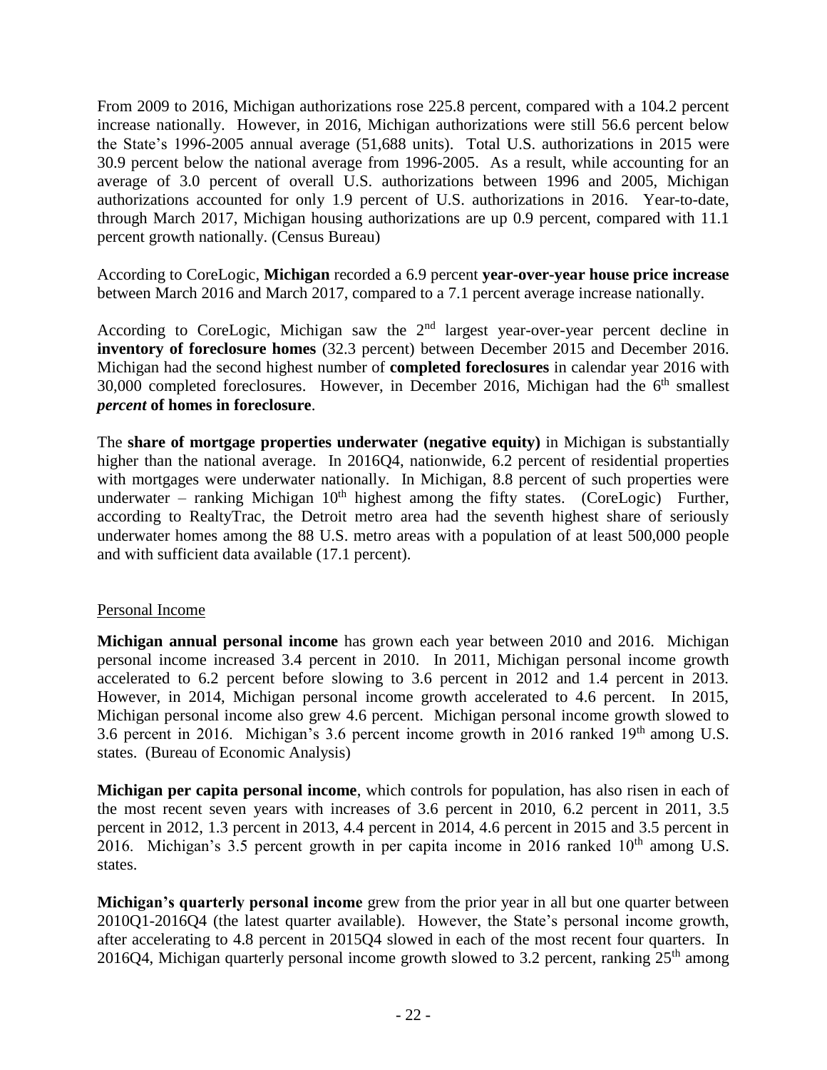From 2009 to 2016, Michigan authorizations rose 225.8 percent, compared with a 104.2 percent increase nationally. However, in 2016, Michigan authorizations were still 56.6 percent below the State's 1996-2005 annual average (51,688 units). Total U.S. authorizations in 2015 were 30.9 percent below the national average from 1996-2005. As a result, while accounting for an average of 3.0 percent of overall U.S. authorizations between 1996 and 2005, Michigan authorizations accounted for only 1.9 percent of U.S. authorizations in 2016. Year-to-date, through March 2017, Michigan housing authorizations are up 0.9 percent, compared with 11.1 percent growth nationally. (Census Bureau)

According to CoreLogic, **Michigan** recorded a 6.9 percent **year-over-year house price increase** between March 2016 and March 2017, compared to a 7.1 percent average increase nationally.

According to CoreLogic, Michigan saw the 2nd largest year-over-year percent decline in **inventory of foreclosure homes** (32.3 percent) between December 2015 and December 2016. Michigan had the second highest number of **completed foreclosures** in calendar year 2016 with 30,000 completed foreclosures. However, in December 2016, Michigan had the 6th smallest ***percent*** **of homes in foreclosure**.

The **share of mortgage properties underwater (negative equity)** in Michigan is substantially higher than the national average. In 2016Q4, nationwide, 6.2 percent of residential properties with mortgages were underwater nationally. In Michigan, 8.8 percent of such properties were underwater – ranking Michigan 10th highest among the fifty states. (CoreLogic) Further, according to RealtyTrac, the Detroit metro area had the seventh highest share of seriously underwater homes among the 88 U.S. metro areas with a population of at least 500,000 people and with sufficient data available (17.1 percent).

Personal Income

**Michigan annual personal income** has grown each year between 2010 and 2016. Michigan personal income increased 3.4 percent in 2010. In 2011, Michigan personal income growth accelerated to 6.2 percent before slowing to 3.6 percent in 2012 and 1.4 percent in 2013. However, in 2014, Michigan personal income growth accelerated to 4.6 percent. In 2015, Michigan personal income also grew 4.6 percent. Michigan personal income growth slowed to 3.6 percent in 2016. Michigan's 3.6 percent income growth in 2016 ranked 19th among U.S. states. (Bureau of Economic Analysis)

**Michigan per capita personal income**, which controls for population, has also risen in each of the most recent seven years with increases of 3.6 percent in 2010, 6.2 percent in 2011, 3.5 percent in 2012, 1.3 percent in 2013, 4.4 percent in 2014, 4.6 percent in 2015 and 3.5 percent in 2016. Michigan's 3.5 percent growth in per capita income in 2016 ranked 10th among U.S. states.

**Michigan's quarterly personal income** grew from the prior year in all but one quarter between 2010Q1-2016Q4 (the latest quarter available). However, the State's personal income growth, after accelerating to 4.8 percent in 2015Q4 slowed in each of the most recent four quarters. In 2016Q4, Michigan quarterly personal income growth slowed to 3.2 percent, ranking 25th among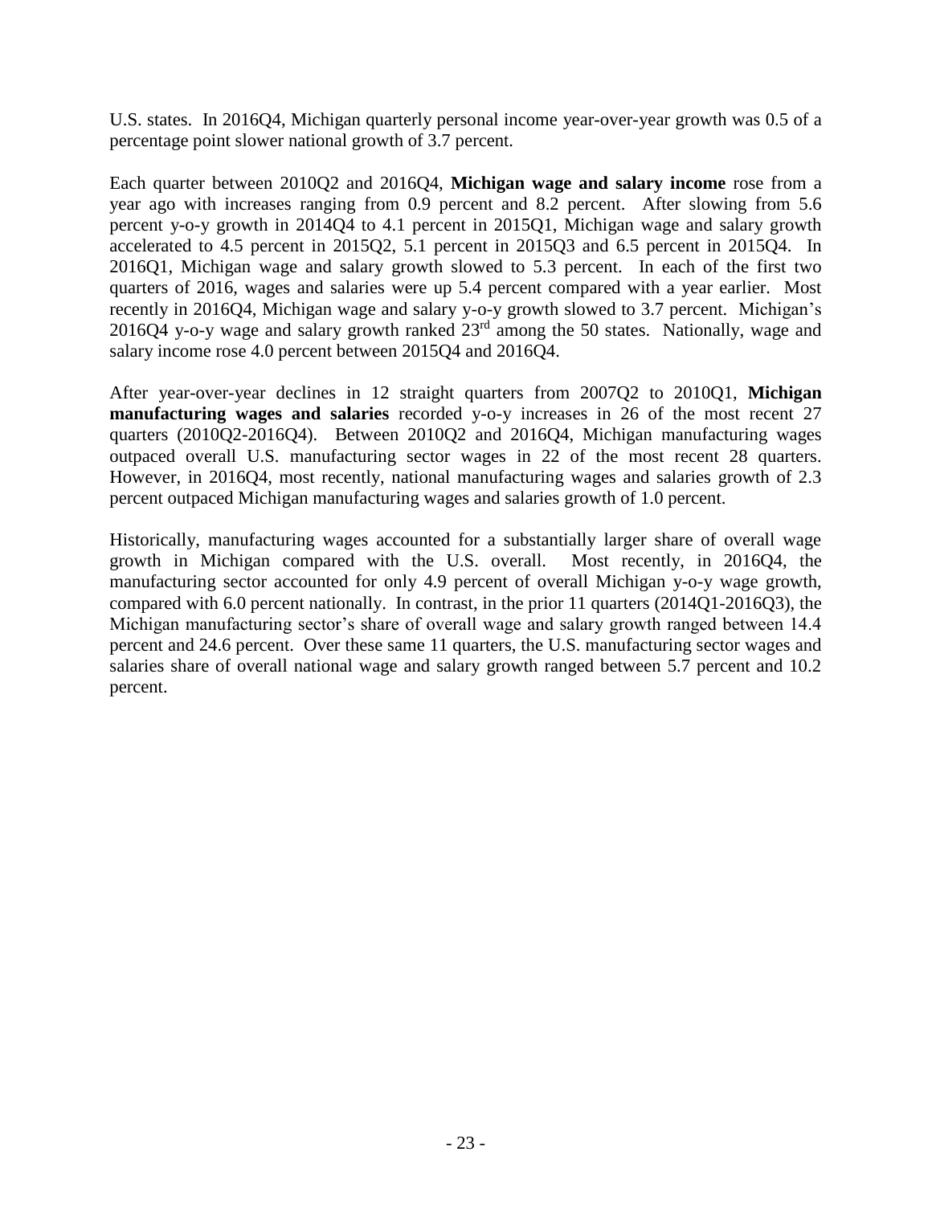U.S. states. In 2016Q4, Michigan quarterly personal income year-over-year growth was 0.5 of a percentage point slower national growth of 3.7 percent.

Each quarter between 2010Q2 and 2016Q4, **Michigan wage and salary income** rose from a year ago with increases ranging from 0.9 percent and 8.2 percent. After slowing from 5.6 percent y-o-y growth in 2014Q4 to 4.1 percent in 2015Q1, Michigan wage and salary growth accelerated to 4.5 percent in 2015Q2, 5.1 percent in 2015Q3 and 6.5 percent in 2015Q4. In 2016Q1, Michigan wage and salary growth slowed to 5.3 percent. In each of the first two quarters of 2016, wages and salaries were up 5.4 percent compared with a year earlier. Most recently in 2016Q4, Michigan wage and salary y-o-y growth slowed to 3.7 percent. Michigan's 2016Q4 y-o-y wage and salary growth ranked 23rd among the 50 states. Nationally, wage and salary income rose 4.0 percent between 2015Q4 and 2016Q4.

After year-over-year declines in 12 straight quarters from 2007Q2 to 2010Q1, **Michigan manufacturing wages and salaries** recorded y-o-y increases in 26 of the most recent 27 quarters (2010Q2-2016Q4). Between 2010Q2 and 2016Q4, Michigan manufacturing wages outpaced overall U.S. manufacturing sector wages in 22 of the most recent 28 quarters. However, in 2016Q4, most recently, national manufacturing wages and salaries growth of 2.3 percent outpaced Michigan manufacturing wages and salaries growth of 1.0 percent.

Historically, manufacturing wages accounted for a substantially larger share of overall wage growth in Michigan compared with the U.S. overall. Most recently, in 2016Q4, the manufacturing sector accounted for only 4.9 percent of overall Michigan y-o-y wage growth, compared with 6.0 percent nationally. In contrast, in the prior 11 quarters (2014Q1-2016Q3), the Michigan manufacturing sector's share of overall wage and salary growth ranged between 14.4 percent and 24.6 percent. Over these same 11 quarters, the U.S. manufacturing sector wages and salaries share of overall national wage and salary growth ranged between 5.7 percent and 10.2 percent.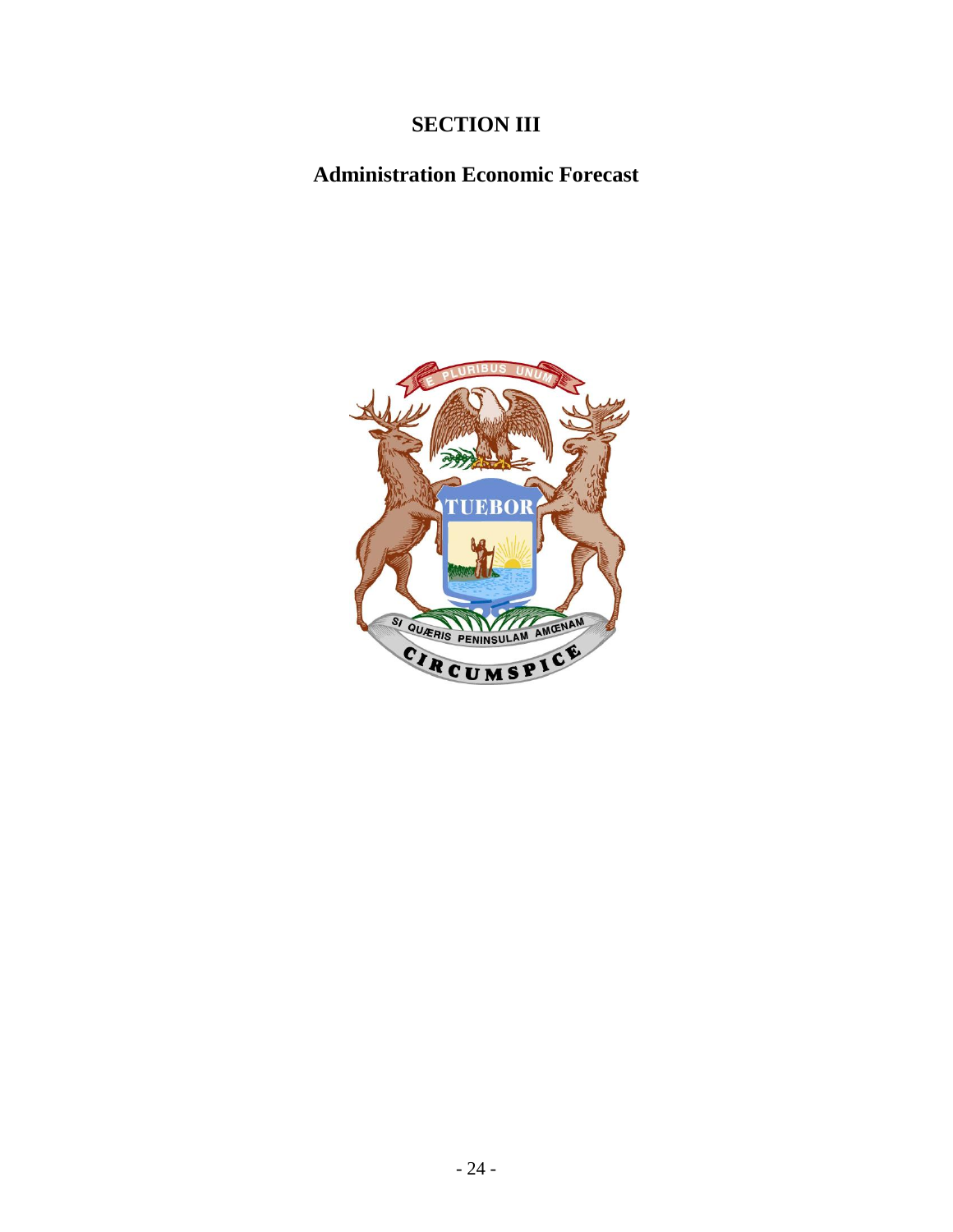# SECTION III

## Administration Economic Forecast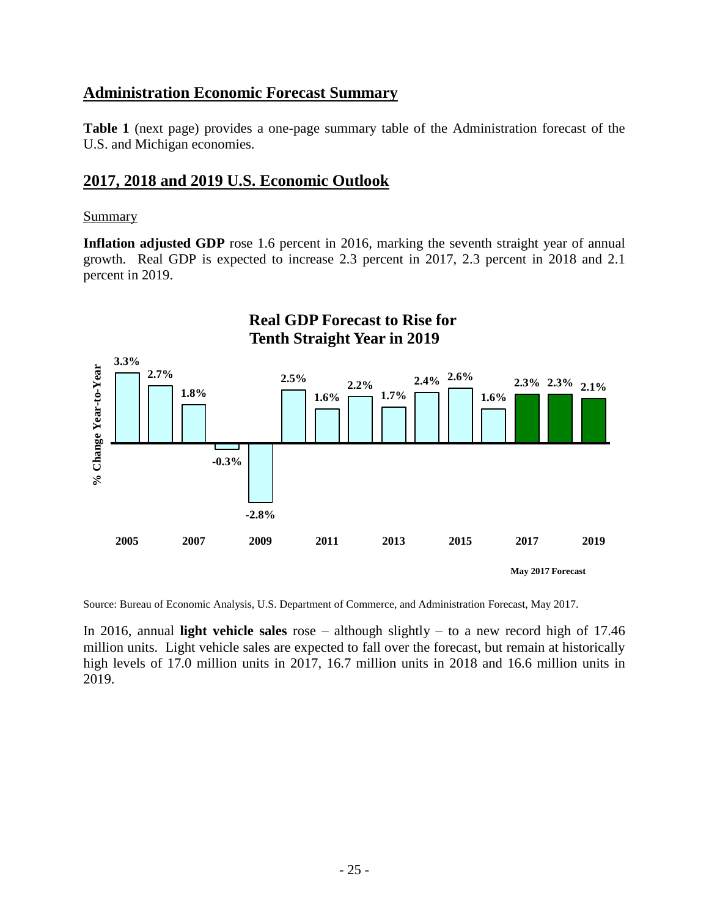## Administration Economic Forecast Summary

**Table 1** (next page) provides a one-page summary table of the Administration forecast of the U.S. and Michigan economies.

## 2017, 2018 and 2019 U.S. Economic Outlook

Summary

**Inflation adjusted GDP** rose 1.6 percent in 2016, marking the seventh straight year of annual growth. Real GDP is expected to increase 2.3 percent in 2017, 2.3 percent in 2018 and 2.1 percent in 2019.

**Real GDP Forecast to Rise for Tenth Straight Year in 2019**

| Year | % Change Year-to-Year |
|---|---|
| 2005 | 3.3% |
| 2006 | 2.7% |
| 2007 | 1.8% |
| 2008 | -0.3% |
| 2009 | -2.8% |
| 2010 | 2.5% |
| 2011 | 1.6% |
| 2012 | 2.2% |
| 2013 | 1.7% |
| 2014 | 2.4% |
| 2015 | 2.6% |
| 2016 | 1.6% |
| 2017 | 2.3% |
| 2018 | 2.3% |
| 2019 | 2.1% |

May 2017 Forecast

Source: Bureau of Economic Analysis, U.S. Department of Commerce, and Administration Forecast, May 2017.

In 2016, annual **light vehicle sales** rose – although slightly – to a new record high of 17.46 million units. Light vehicle sales are expected to fall over the forecast, but remain at historically high levels of 17.0 million units in 2017, 16.7 million units in 2018 and 16.6 million units in 2019.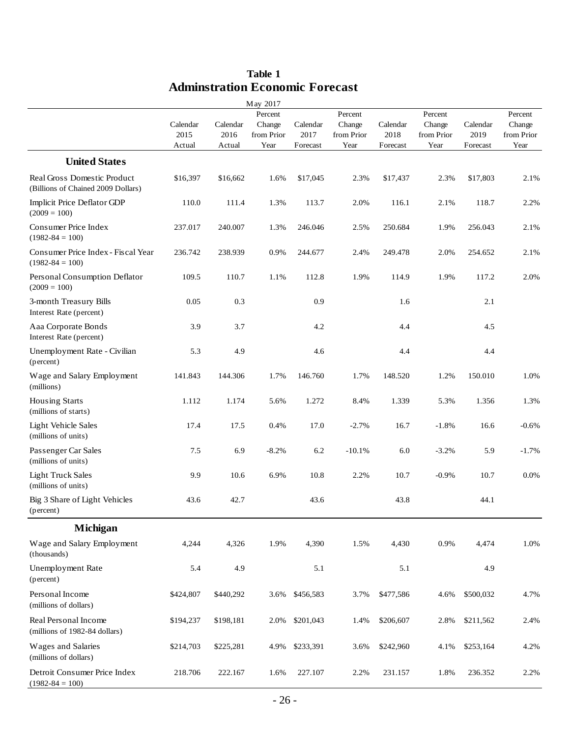**Table 1**
**Adminstration Economic Forecast**

May 2017

| | Calendar 2015 Actual | Calendar 2016 Actual | Percent Change from Prior Year | Calendar 2017 Forecast | Percent Change from Prior Year | Calendar 2018 Forecast | Percent Change from Prior Year | Calendar 2019 Forecast | Percent Change from Prior Year |
|---|---|---|---|---|---|---|---|---|---|
| **United States** | | | | | | | | | |
| Real Gross Domestic Product (Billions of Chained 2009 Dollars) | \$16,397 | \$16,662 | 1.6% | \$17,045 | 2.3% | \$17,437 | 2.3% | \$17,803 | 2.1% |
| Implicit Price Deflator GDP (2009 = 100) | 110.0 | 111.4 | 1.3% | 113.7 | 2.0% | 116.1 | 2.1% | 118.7 | 2.2% |
| Consumer Price Index (1982-84 = 100) | 237.017 | 240.007 | 1.3% | 246.046 | 2.5% | 250.684 | 1.9% | 256.043 | 2.1% |
| Consumer Price Index - Fiscal Year (1982-84 = 100) | 236.742 | 238.939 | 0.9% | 244.677 | 2.4% | 249.478 | 2.0% | 254.652 | 2.1% |
| Personal Consumption Deflator (2009 = 100) | 109.5 | 110.7 | 1.1% | 112.8 | 1.9% | 114.9 | 1.9% | 117.2 | 2.0% |
| 3-month Treasury Bills Interest Rate (percent) | 0.05 | 0.3 | | 0.9 | | 1.6 | | 2.1 | |
| Aaa Corporate Bonds Interest Rate (percent) | 3.9 | 3.7 | | 4.2 | | 4.4 | | 4.5 | |
| Unemployment Rate - Civilian (percent) | 5.3 | 4.9 | | 4.6 | | 4.4 | | 4.4 | |
| Wage and Salary Employment (millions) | 141.843 | 144.306 | 1.7% | 146.760 | 1.7% | 148.520 | 1.2% | 150.010 | 1.0% |
| Housing Starts (millions of starts) | 1.112 | 1.174 | 5.6% | 1.272 | 8.4% | 1.339 | 5.3% | 1.356 | 1.3% |
| Light Vehicle Sales (millions of units) | 17.4 | 17.5 | 0.4% | 17.0 | -2.7% | 16.7 | -1.8% | 16.6 | -0.6% |
| Passenger Car Sales (millions of units) | 7.5 | 6.9 | -8.2% | 6.2 | -10.1% | 6.0 | -3.2% | 5.9 | -1.7% |
| Light Truck Sales (millions of units) | 9.9 | 10.6 | 6.9% | 10.8 | 2.2% | 10.7 | -0.9% | 10.7 | 0.0% |
| Big 3 Share of Light Vehicles (percent) | 43.6 | 42.7 | | 43.6 | | 43.8 | | 44.1 | |
| **Michigan** | | | | | | | | | |
| Wage and Salary Employment (thousands) | 4,244 | 4,326 | 1.9% | 4,390 | 1.5% | 4,430 | 0.9% | 4,474 | 1.0% |
| Unemployment Rate (percent) | 5.4 | 4.9 | | 5.1 | | 5.1 | | 4.9 | |
| Personal Income (millions of dollars) | \$424,807 | \$440,292 | 3.6% | \$456,583 | 3.7% | \$477,586 | 4.6% | \$500,032 | 4.7% |
| Real Personal Income (millions of 1982-84 dollars) | \$194,237 | \$198,181 | 2.0% | \$201,043 | 1.4% | \$206,607 | 2.8% | \$211,562 | 2.4% |
| Wages and Salaries (millions of dollars) | \$214,703 | \$225,281 | 4.9% | \$233,391 | 3.6% | \$242,960 | 4.1% | \$253,164 | 4.2% |
| Detroit Consumer Price Index (1982-84 = 100) | 218.706 | 222.167 | 1.6% | 227.107 | 2.2% | 231.157 | 1.8% | 236.352 | 2.2% |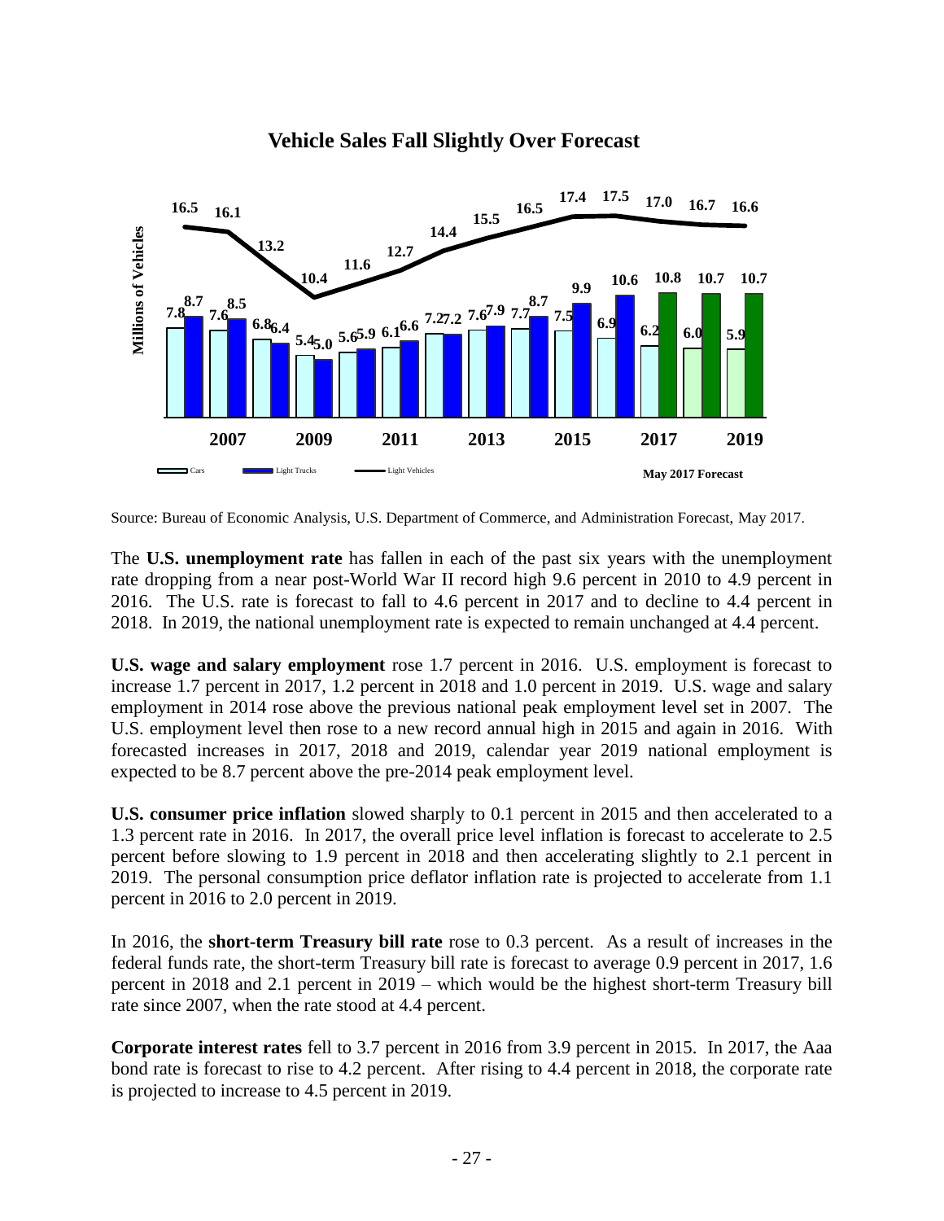**Vehicle Sales Fall Slightly Over Forecast**

| Year | Cars | Light Trucks | Light Vehicles |
|---|---|---|---|
| 2006 | 7.8 | 8.7 | 16.5 |
| 2007 | 7.6 | 8.5 | 16.1 |
| 2008 | 6.8 | 6.4 | 13.2 |
| 2009 | 5.4 | 5.0 | 10.4 |
| 2010 | 5.6 | 5.9 | 11.6 |
| 2011 | 6.1 | 6.6 | 12.7 |
| 2012 | 7.2 | 7.2 | 14.4 |
| 2013 | 7.6 | 7.9 | 15.5 |
| 2014 | 7.7 | 8.7 | 16.5 |
| 2015 | 7.5 | 9.9 | 17.4 |
| 2016 | 6.9 | 10.6 | 17.5 |
| 2017 | 6.2 | 10.8 | 17.0 |
| 2018 | 6.0 | 10.7 | 16.7 |
| 2019 | 5.9 | 10.7 | 16.6 |

Millions of Vehicles. May 2017 Forecast

Source: Bureau of Economic Analysis, U.S. Department of Commerce, and Administration Forecast, May 2017.

The **U.S. unemployment rate** has fallen in each of the past six years with the unemployment rate dropping from a near post-World War II record high 9.6 percent in 2010 to 4.9 percent in 2016. The U.S. rate is forecast to fall to 4.6 percent in 2017 and to decline to 4.4 percent in 2018. In 2019, the national unemployment rate is expected to remain unchanged at 4.4 percent.

**U.S. wage and salary employment** rose 1.7 percent in 2016. U.S. employment is forecast to increase 1.7 percent in 2017, 1.2 percent in 2018 and 1.0 percent in 2019. U.S. wage and salary employment in 2014 rose above the previous national peak employment level set in 2007. The U.S. employment level then rose to a new record annual high in 2015 and again in 2016. With forecasted increases in 2017, 2018 and 2019, calendar year 2019 national employment is expected to be 8.7 percent above the pre-2014 peak employment level.

**U.S. consumer price inflation** slowed sharply to 0.1 percent in 2015 and then accelerated to a 1.3 percent rate in 2016. In 2017, the overall price level inflation is forecast to accelerate to 2.5 percent before slowing to 1.9 percent in 2018 and then accelerating slightly to 2.1 percent in 2019. The personal consumption price deflator inflation rate is projected to accelerate from 1.1 percent in 2016 to 2.0 percent in 2019.

In 2016, the **short-term Treasury bill rate** rose to 0.3 percent. As a result of increases in the federal funds rate, the short-term Treasury bill rate is forecast to average 0.9 percent in 2017, 1.6 percent in 2018 and 2.1 percent in 2019 – which would be the highest short-term Treasury bill rate since 2007, when the rate stood at 4.4 percent.

**Corporate interest rates** fell to 3.7 percent in 2016 from 3.9 percent in 2015. In 2017, the Aaa bond rate is forecast to rise to 4.2 percent. After rising to 4.4 percent in 2018, the corporate rate is projected to increase to 4.5 percent in 2019.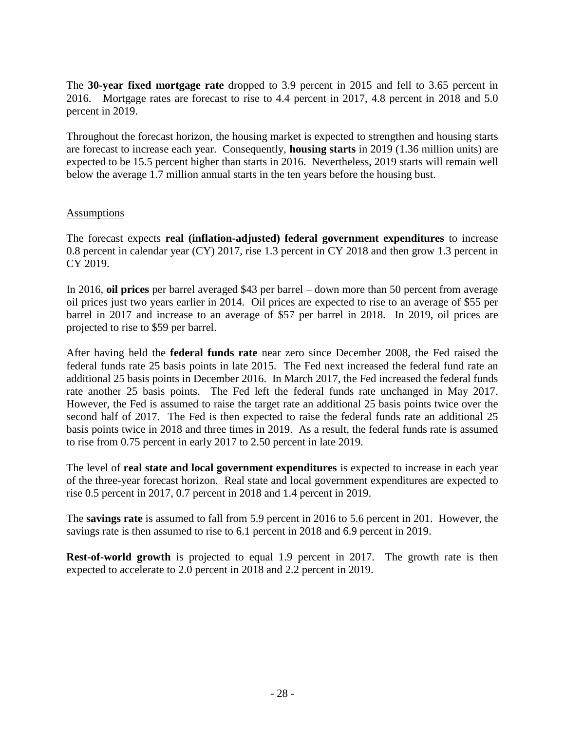The **30-year fixed mortgage rate** dropped to 3.9 percent in 2015 and fell to 3.65 percent in 2016. Mortgage rates are forecast to rise to 4.4 percent in 2017, 4.8 percent in 2018 and 5.0 percent in 2019.

Throughout the forecast horizon, the housing market is expected to strengthen and housing starts are forecast to increase each year. Consequently, **housing starts** in 2019 (1.36 million units) are expected to be 15.5 percent higher than starts in 2016. Nevertheless, 2019 starts will remain well below the average 1.7 million annual starts in the ten years before the housing bust.

## Assumptions

The forecast expects **real (inflation-adjusted) federal government expenditures** to increase 0.8 percent in calendar year (CY) 2017, rise 1.3 percent in CY 2018 and then grow 1.3 percent in CY 2019.

In 2016, **oil prices** per barrel averaged $43 per barrel – down more than 50 percent from average oil prices just two years earlier in 2014. Oil prices are expected to rise to an average of $55 per barrel in 2017 and increase to an average of $57 per barrel in 2018. In 2019, oil prices are projected to rise to $59 per barrel.

After having held the **federal funds rate** near zero since December 2008, the Fed raised the federal funds rate 25 basis points in late 2015. The Fed next increased the federal fund rate an additional 25 basis points in December 2016. In March 2017, the Fed increased the federal funds rate another 25 basis points. The Fed left the federal funds rate unchanged in May 2017. However, the Fed is assumed to raise the target rate an additional 25 basis points twice over the second half of 2017. The Fed is then expected to raise the federal funds rate an additional 25 basis points twice in 2018 and three times in 2019. As a result, the federal funds rate is assumed to rise from 0.75 percent in early 2017 to 2.50 percent in late 2019.

The level of **real state and local government expenditures** is expected to increase in each year of the three-year forecast horizon. Real state and local government expenditures are expected to rise 0.5 percent in 2017, 0.7 percent in 2018 and 1.4 percent in 2019.

The **savings rate** is assumed to fall from 5.9 percent in 2016 to 5.6 percent in 201. However, the savings rate is then assumed to rise to 6.1 percent in 2018 and 6.9 percent in 2019.

**Rest-of-world growth** is projected to equal 1.9 percent in 2017. The growth rate is then expected to accelerate to 2.0 percent in 2018 and 2.2 percent in 2019.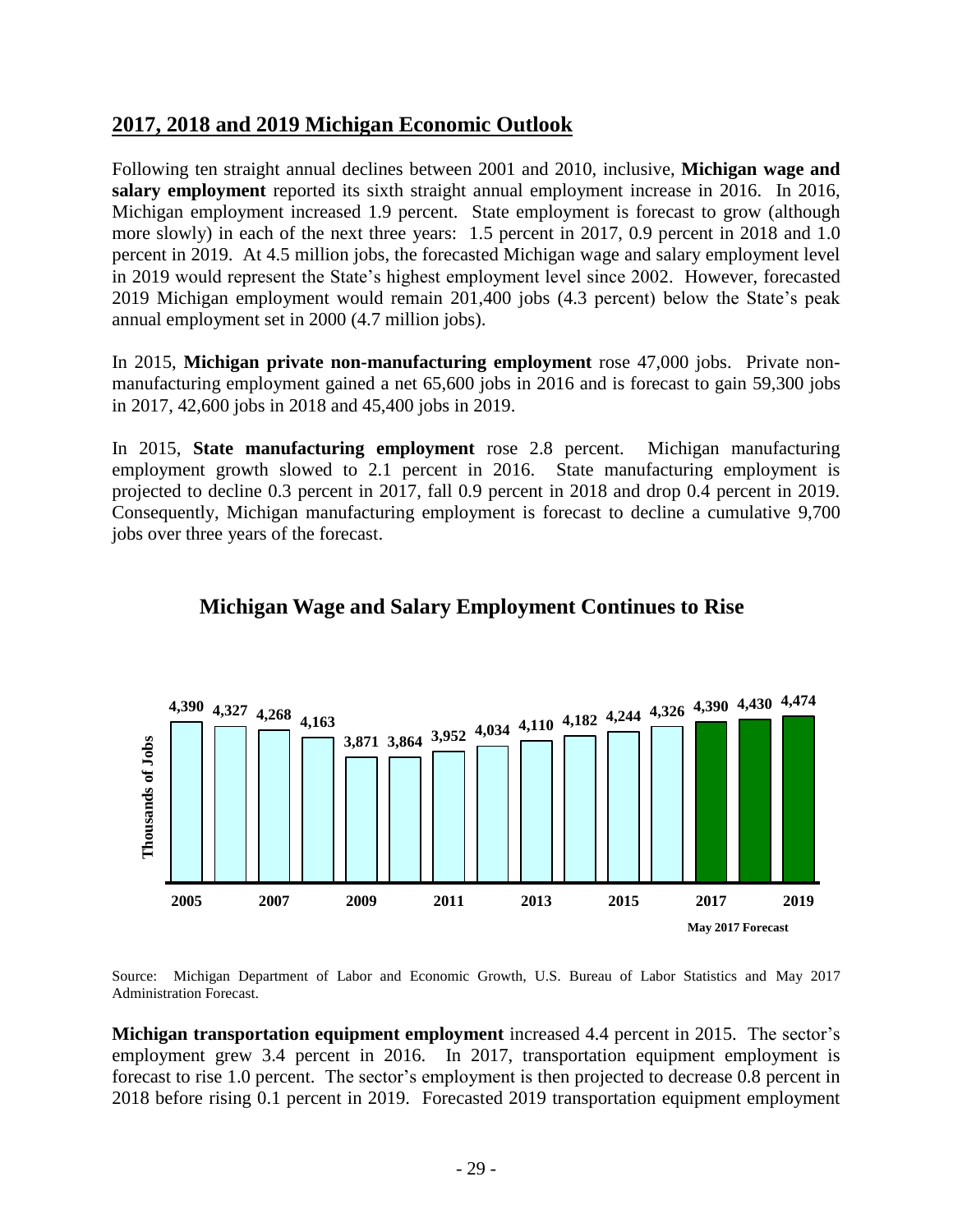## 2017, 2018 and 2019 Michigan Economic Outlook

Following ten straight annual declines between 2001 and 2010, inclusive, **Michigan wage and salary employment** reported its sixth straight annual employment increase in 2016. In 2016, Michigan employment increased 1.9 percent. State employment is forecast to grow (although more slowly) in each of the next three years: 1.5 percent in 2017, 0.9 percent in 2018 and 1.0 percent in 2019. At 4.5 million jobs, the forecasted Michigan wage and salary employment level in 2019 would represent the State's highest employment level since 2002. However, forecasted 2019 Michigan employment would remain 201,400 jobs (4.3 percent) below the State's peak annual employment set in 2000 (4.7 million jobs).

In 2015, **Michigan private non-manufacturing employment** rose 47,000 jobs. Private non-manufacturing employment gained a net 65,600 jobs in 2016 and is forecast to gain 59,300 jobs in 2017, 42,600 jobs in 2018 and 45,400 jobs in 2019.

In 2015, **State manufacturing employment** rose 2.8 percent. Michigan manufacturing employment growth slowed to 2.1 percent in 2016. State manufacturing employment is projected to decline 0.3 percent in 2017, fall 0.9 percent in 2018 and drop 0.4 percent in 2019. Consequently, Michigan manufacturing employment is forecast to decline a cumulative 9,700 jobs over three years of the forecast.

### Michigan Wage and Salary Employment Continues to Rise

| Year | Thousands of Jobs |
|---|---|
| 2005 | 4,390 |
| 2006 | 4,327 |
| 2007 | 4,268 |
| 2008 | 4,163 |
| 2009 | 3,871 |
| 2010 | 3,864 |
| 2011 | 3,952 |
| 2012 | 4,034 |
| 2013 | 4,110 |
| 2014 | 4,182 |
| 2015 | 4,244 |
| 2016 | 4,326 |
| 2017 (May 2017 Forecast) | 4,390 |
| 2018 (May 2017 Forecast) | 4,430 |
| 2019 (May 2017 Forecast) | 4,474 |

Source: Michigan Department of Labor and Economic Growth, U.S. Bureau of Labor Statistics and May 2017 Administration Forecast.

**Michigan transportation equipment employment** increased 4.4 percent in 2015. The sector's employment grew 3.4 percent in 2016. In 2017, transportation equipment employment is forecast to rise 1.0 percent. The sector's employment is then projected to decrease 0.8 percent in 2018 before rising 0.1 percent in 2019. Forecasted 2019 transportation equipment employment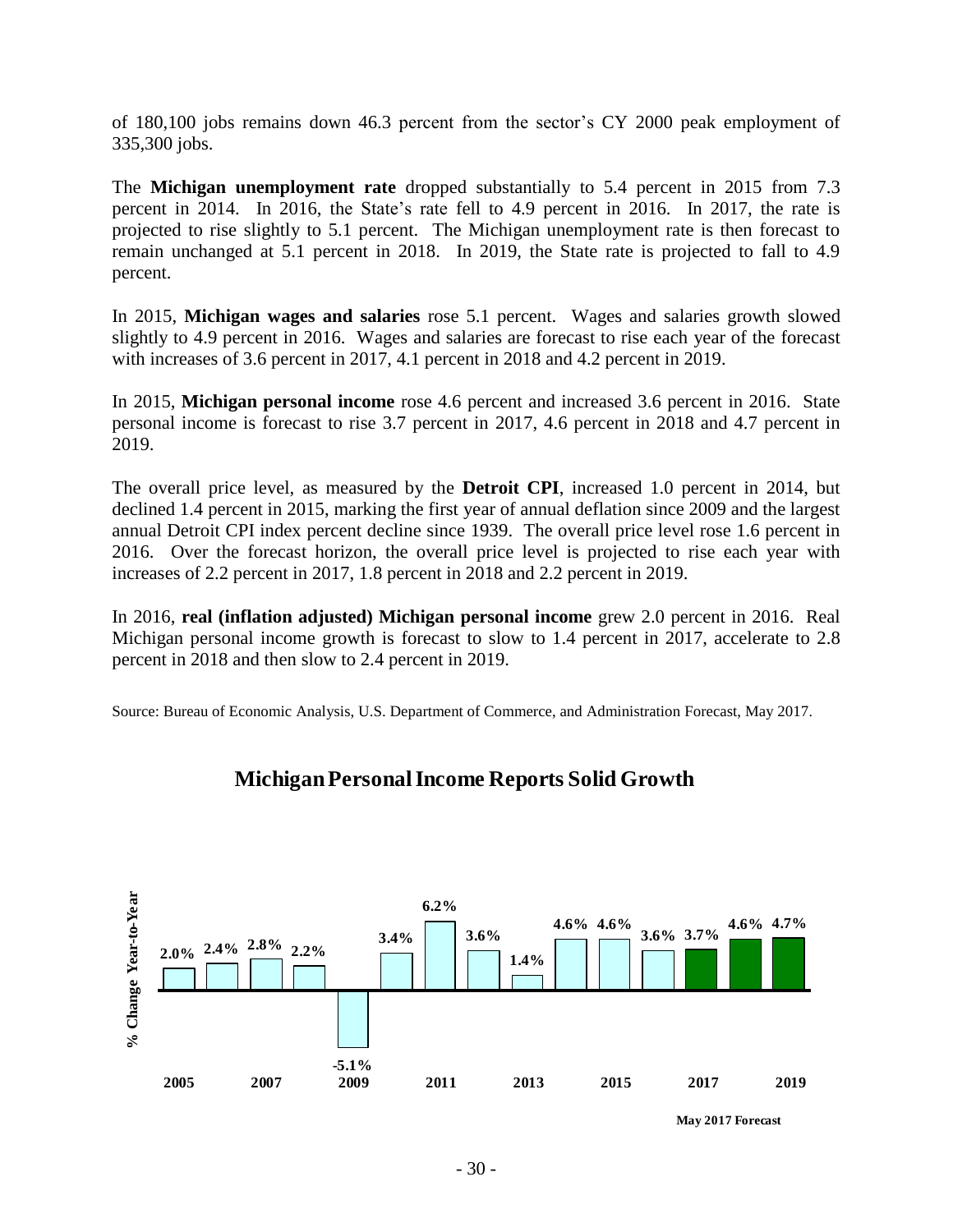of 180,100 jobs remains down 46.3 percent from the sector's CY 2000 peak employment of 335,300 jobs.

The **Michigan unemployment rate** dropped substantially to 5.4 percent in 2015 from 7.3 percent in 2014. In 2016, the State's rate fell to 4.9 percent in 2016. In 2017, the rate is projected to rise slightly to 5.1 percent. The Michigan unemployment rate is then forecast to remain unchanged at 5.1 percent in 2018. In 2019, the State rate is projected to fall to 4.9 percent.

In 2015, **Michigan wages and salaries** rose 5.1 percent. Wages and salaries growth slowed slightly to 4.9 percent in 2016. Wages and salaries are forecast to rise each year of the forecast with increases of 3.6 percent in 2017, 4.1 percent in 2018 and 4.2 percent in 2019.

In 2015, **Michigan personal income** rose 4.6 percent and increased 3.6 percent in 2016. State personal income is forecast to rise 3.7 percent in 2017, 4.6 percent in 2018 and 4.7 percent in 2019.

The overall price level, as measured by the **Detroit CPI**, increased 1.0 percent in 2014, but declined 1.4 percent in 2015, marking the first year of annual deflation since 2009 and the largest annual Detroit CPI index percent decline since 1939. The overall price level rose 1.6 percent in 2016. Over the forecast horizon, the overall price level is projected to rise each year with increases of 2.2 percent in 2017, 1.8 percent in 2018 and 2.2 percent in 2019.

In 2016, **real (inflation adjusted) Michigan personal income** grew 2.0 percent in 2016. Real Michigan personal income growth is forecast to slow to 1.4 percent in 2017, accelerate to 2.8 percent in 2018 and then slow to 2.4 percent in 2019.

Source: Bureau of Economic Analysis, U.S. Department of Commerce, and Administration Forecast, May 2017.

## Michigan Personal Income Reports Solid Growth

| Year | % Change Year-to-Year |
|---|---|
| 2005 | 2.0% |
| 2006 | 2.4% |
| 2007 | 2.8% |
| 2008 | 2.2% |
| 2009 | -5.1% |
| 2010 | 3.4% |
| 2011 | 6.2% |
| 2012 | 3.6% |
| 2013 | 1.4% |
| 2014 | 4.6% |
| 2015 | 4.6% |
| 2016 | 3.6% |
| 2017 | 3.7% |
| 2018 | 4.6% |
| 2019 | 4.7% |

May 2017 Forecast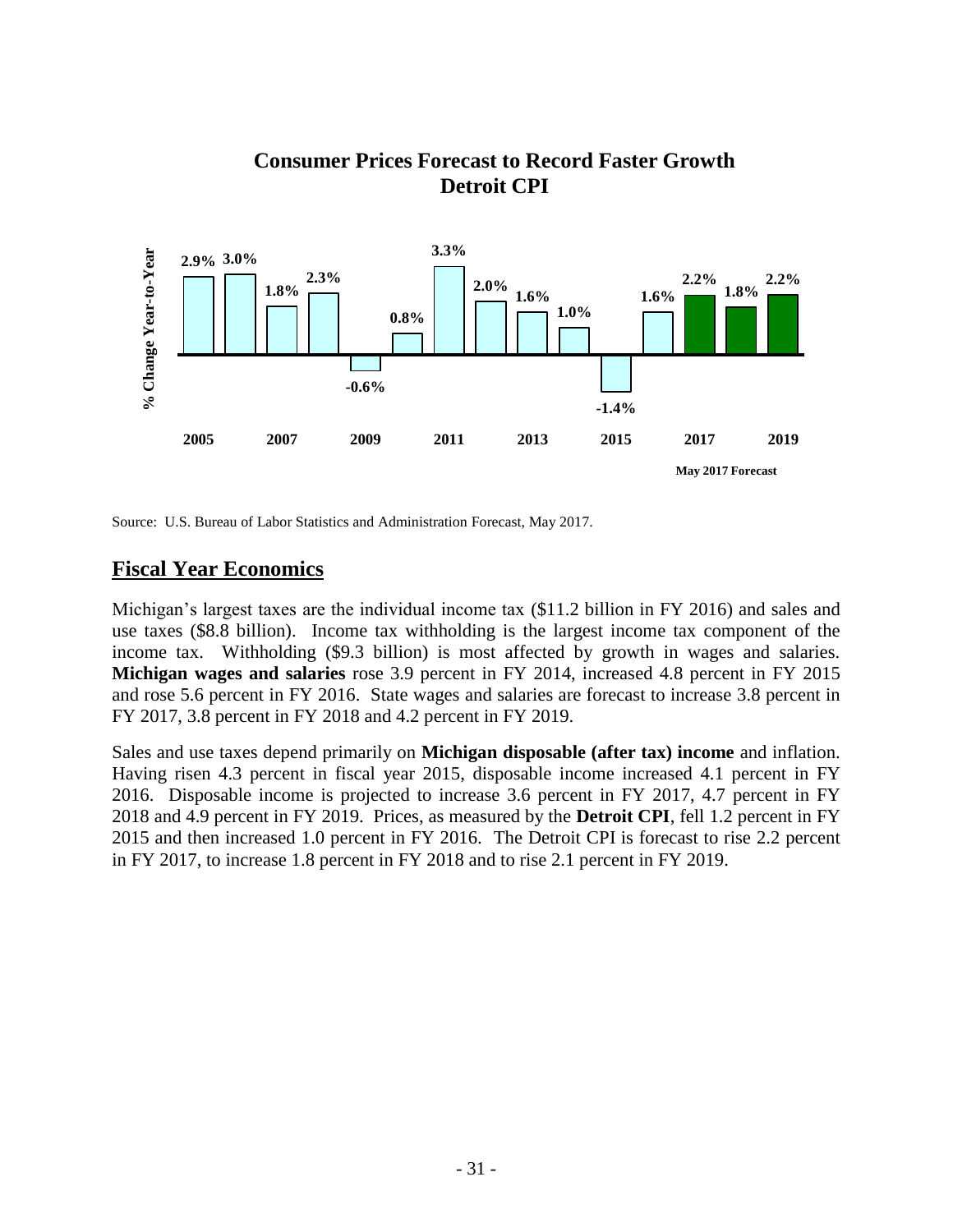**Consumer Prices Forecast to Record Faster Growth**
**Detroit CPI**

| Year | % Change Year-to-Year |
|---|---|
| 2005 | 2.9% |
| 2006 | 3.0% |
| 2007 | 1.8% |
| 2008 | 2.3% |
| 2009 | -0.6% |
| 2010 | 0.8% |
| 2011 | 3.3% |
| 2012 | 2.0% |
| 2013 | 1.6% |
| 2014 | 1.0% |
| 2015 | -1.4% |
| 2016 | 1.6% |
| 2017 | 2.2% |
| 2018 | 1.8% |
| 2019 | 2.2% |

May 2017 Forecast

Source: U.S. Bureau of Labor Statistics and Administration Forecast, May 2017.

## Fiscal Year Economics

Michigan's largest taxes are the individual income tax ($11.2 billion in FY 2016) and sales and use taxes ($8.8 billion). Income tax withholding is the largest income tax component of the income tax. Withholding ($9.3 billion) is most affected by growth in wages and salaries. **Michigan wages and salaries** rose 3.9 percent in FY 2014, increased 4.8 percent in FY 2015 and rose 5.6 percent in FY 2016. State wages and salaries are forecast to increase 3.8 percent in FY 2017, 3.8 percent in FY 2018 and 4.2 percent in FY 2019.

Sales and use taxes depend primarily on **Michigan disposable (after tax) income** and inflation. Having risen 4.3 percent in fiscal year 2015, disposable income increased 4.1 percent in FY 2016. Disposable income is projected to increase 3.6 percent in FY 2017, 4.7 percent in FY 2018 and 4.9 percent in FY 2019. Prices, as measured by the **Detroit CPI**, fell 1.2 percent in FY 2015 and then increased 1.0 percent in FY 2016. The Detroit CPI is forecast to rise 2.2 percent in FY 2017, to increase 1.8 percent in FY 2018 and to rise 2.1 percent in FY 2019.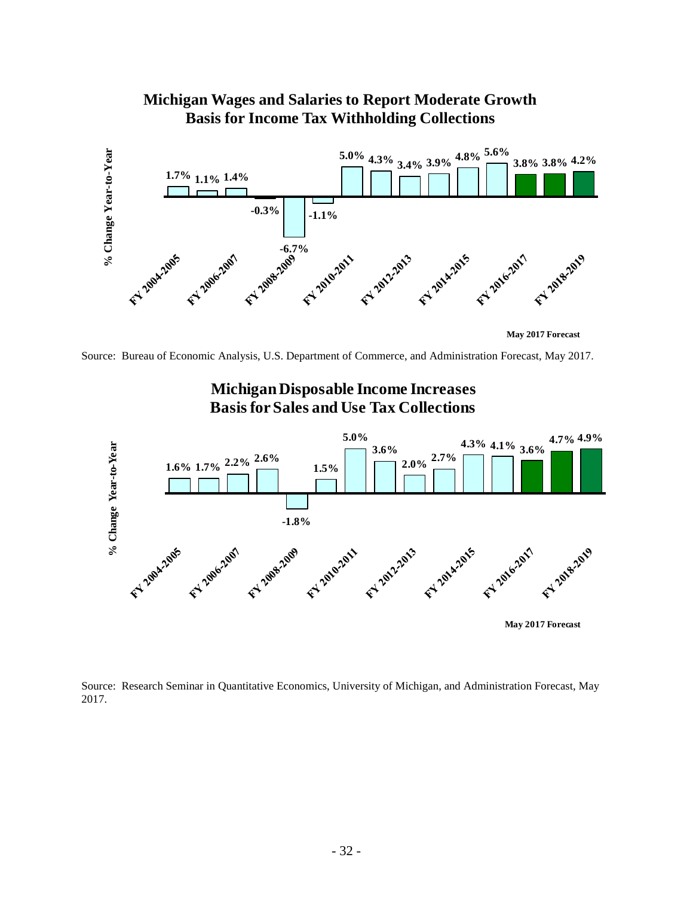## Michigan Wages and Salaries to Report Moderate Growth
## Basis for Income Tax Withholding Collections

% Change Year-to-Year

1.7% | 1.1% | 1.4% | -0.3% | -6.7% | -1.1% | 5.0% | 4.3% | 3.4% | 3.9% | 4.8% | 5.6% | 3.8% | 3.8% | 4.2%

FY 2004-2005 | FY 2006-2007 | FY 2008-2009 | FY 2010-2011 | FY 2012-2013 | FY 2014-2015 | FY 2016-2017 | FY 2018-2019

**May 2017 Forecast**

Source: Bureau of Economic Analysis, U.S. Department of Commerce, and Administration Forecast, May 2017.

## Michigan Disposable Income Increases
## Basis for Sales and Use Tax Collections

% Change Year-to-Year

1.6% | 1.7% | 2.2% | 2.6% | -1.8% | 1.5% | 5.0% | 3.6% | 2.0% | 2.7% | 4.3% | 4.1% | 3.6% | 4.7% | 4.9%

FY 2004-2005 | FY 2006-2007 | FY 2008-2009 | FY 2010-2011 | FY 2012-2013 | FY 2014-2015 | FY 2016-2017 | FY 2018-2019

**May 2017 Forecast**

Source: Research Seminar in Quantitative Economics, University of Michigan, and Administration Forecast, May 2017.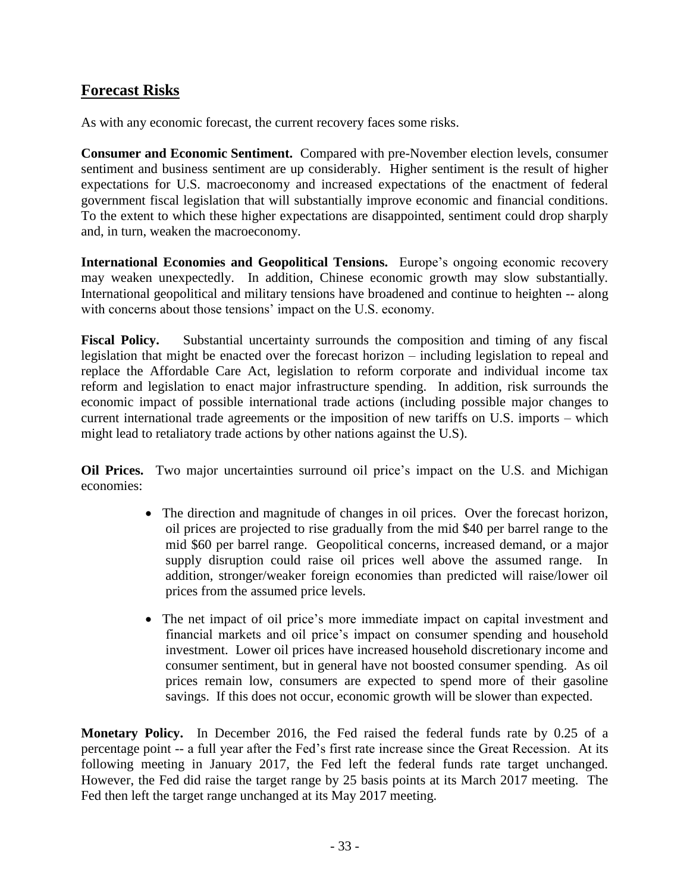## Forecast Risks

As with any economic forecast, the current recovery faces some risks.

**Consumer and Economic Sentiment.** Compared with pre-November election levels, consumer sentiment and business sentiment are up considerably. Higher sentiment is the result of higher expectations for U.S. macroeconomy and increased expectations of the enactment of federal government fiscal legislation that will substantially improve economic and financial conditions. To the extent to which these higher expectations are disappointed, sentiment could drop sharply and, in turn, weaken the macroeconomy.

**International Economies and Geopolitical Tensions.** Europe's ongoing economic recovery may weaken unexpectedly. In addition, Chinese economic growth may slow substantially. International geopolitical and military tensions have broadened and continue to heighten -- along with concerns about those tensions' impact on the U.S. economy.

**Fiscal Policy.** Substantial uncertainty surrounds the composition and timing of any fiscal legislation that might be enacted over the forecast horizon – including legislation to repeal and replace the Affordable Care Act, legislation to reform corporate and individual income tax reform and legislation to enact major infrastructure spending. In addition, risk surrounds the economic impact of possible international trade actions (including possible major changes to current international trade agreements or the imposition of new tariffs on U.S. imports – which might lead to retaliatory trade actions by other nations against the U.S).

**Oil Prices.** Two major uncertainties surround oil price's impact on the U.S. and Michigan economies:

- The direction and magnitude of changes in oil prices. Over the forecast horizon, oil prices are projected to rise gradually from the mid $40 per barrel range to the mid $60 per barrel range. Geopolitical concerns, increased demand, or a major supply disruption could raise oil prices well above the assumed range. In addition, stronger/weaker foreign economies than predicted will raise/lower oil prices from the assumed price levels.
- The net impact of oil price's more immediate impact on capital investment and financial markets and oil price's impact on consumer spending and household investment. Lower oil prices have increased household discretionary income and consumer sentiment, but in general have not boosted consumer spending. As oil prices remain low, consumers are expected to spend more of their gasoline savings. If this does not occur, economic growth will be slower than expected.

**Monetary Policy.** In December 2016, the Fed raised the federal funds rate by 0.25 of a percentage point -- a full year after the Fed's first rate increase since the Great Recession. At its following meeting in January 2017, the Fed left the federal funds rate target unchanged. However, the Fed did raise the target range by 25 basis points at its March 2017 meeting. The Fed then left the target range unchanged at its May 2017 meeting.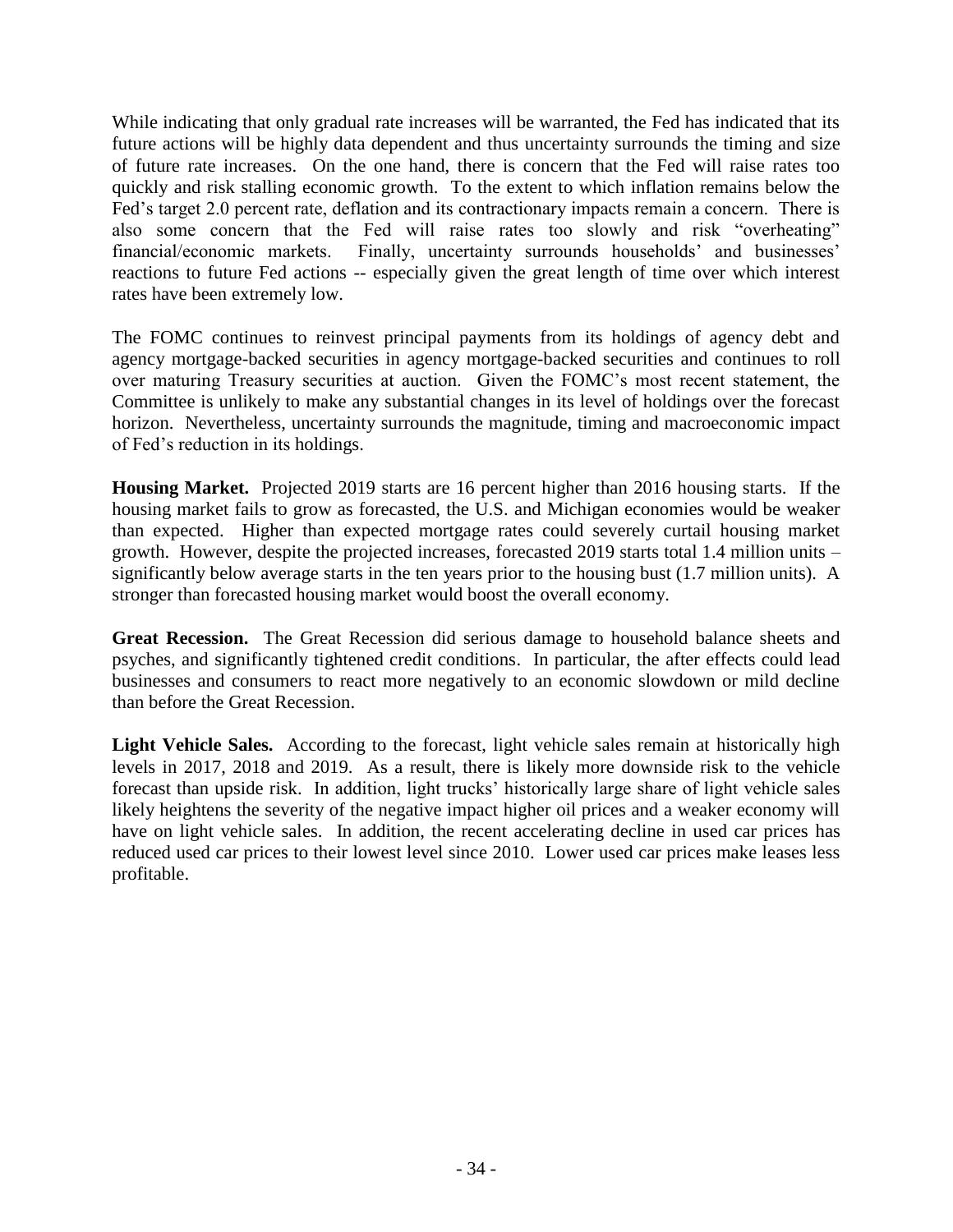While indicating that only gradual rate increases will be warranted, the Fed has indicated that its future actions will be highly data dependent and thus uncertainty surrounds the timing and size of future rate increases. On the one hand, there is concern that the Fed will raise rates too quickly and risk stalling economic growth. To the extent to which inflation remains below the Fed's target 2.0 percent rate, deflation and its contractionary impacts remain a concern. There is also some concern that the Fed will raise rates too slowly and risk "overheating" financial/economic markets. Finally, uncertainty surrounds households' and businesses' reactions to future Fed actions -- especially given the great length of time over which interest rates have been extremely low.

The FOMC continues to reinvest principal payments from its holdings of agency debt and agency mortgage-backed securities in agency mortgage-backed securities and continues to roll over maturing Treasury securities at auction. Given the FOMC's most recent statement, the Committee is unlikely to make any substantial changes in its level of holdings over the forecast horizon. Nevertheless, uncertainty surrounds the magnitude, timing and macroeconomic impact of Fed's reduction in its holdings.

**Housing Market.** Projected 2019 starts are 16 percent higher than 2016 housing starts. If the housing market fails to grow as forecasted, the U.S. and Michigan economies would be weaker than expected. Higher than expected mortgage rates could severely curtail housing market growth. However, despite the projected increases, forecasted 2019 starts total 1.4 million units – significantly below average starts in the ten years prior to the housing bust (1.7 million units). A stronger than forecasted housing market would boost the overall economy.

**Great Recession.** The Great Recession did serious damage to household balance sheets and psyches, and significantly tightened credit conditions. In particular, the after effects could lead businesses and consumers to react more negatively to an economic slowdown or mild decline than before the Great Recession.

**Light Vehicle Sales.** According to the forecast, light vehicle sales remain at historically high levels in 2017, 2018 and 2019. As a result, there is likely more downside risk to the vehicle forecast than upside risk. In addition, light trucks' historically large share of light vehicle sales likely heightens the severity of the negative impact higher oil prices and a weaker economy will have on light vehicle sales. In addition, the recent accelerating decline in used car prices has reduced used car prices to their lowest level since 2010. Lower used car prices make leases less profitable.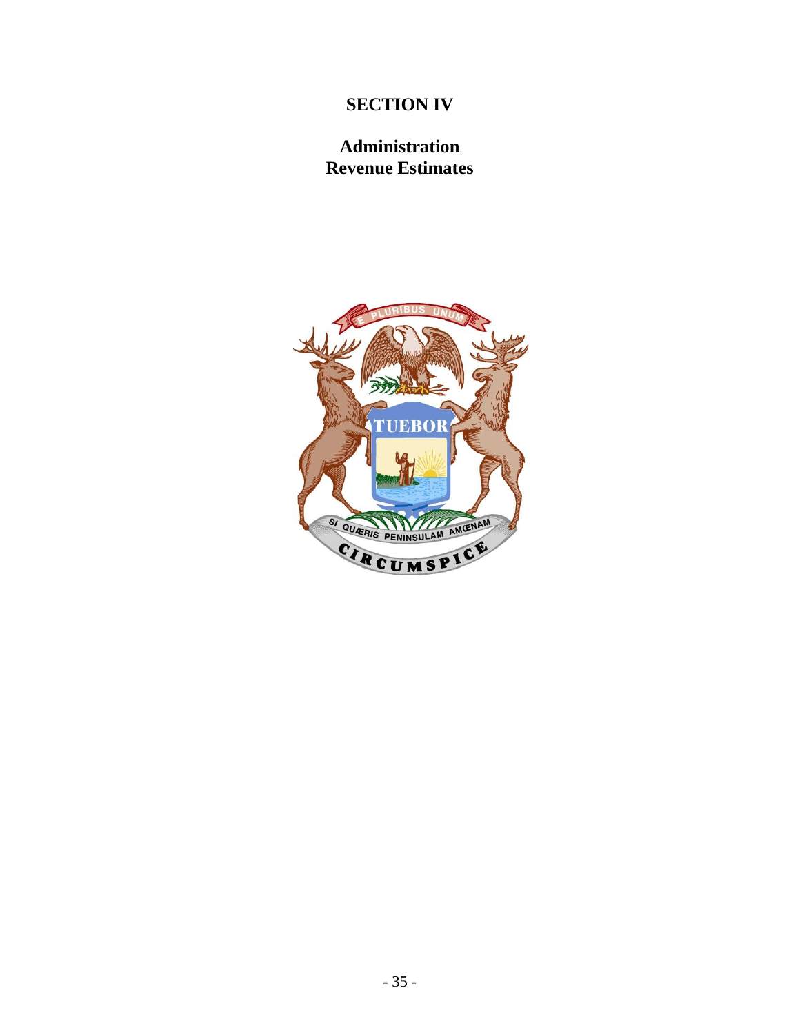# SECTION IV

## Administration
## Revenue Estimates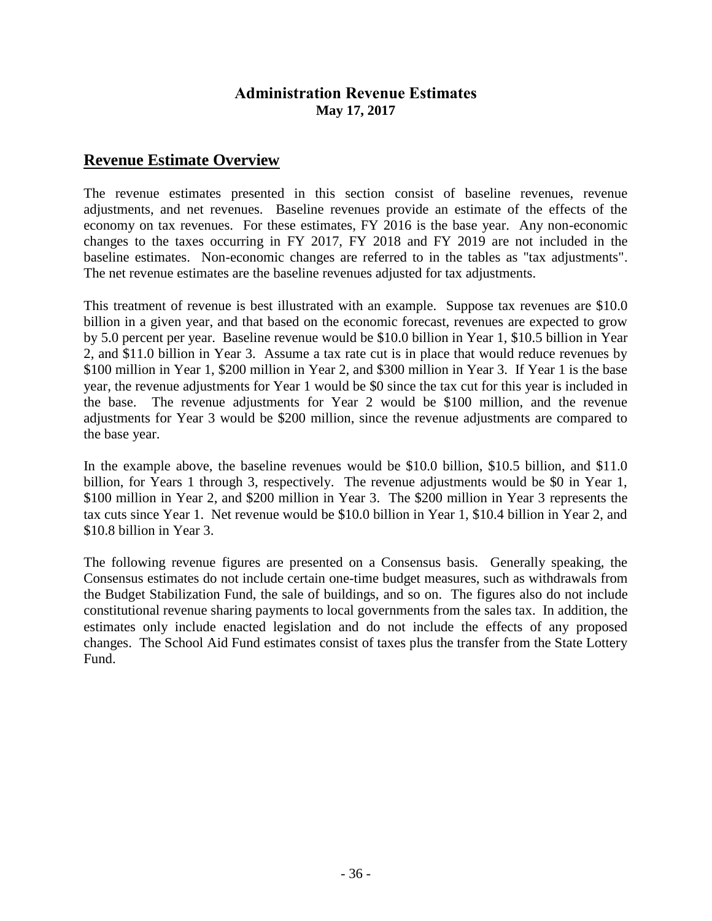# Administration Revenue Estimates

**May 17, 2017**

## Revenue Estimate Overview

The revenue estimates presented in this section consist of baseline revenues, revenue adjustments, and net revenues. Baseline revenues provide an estimate of the effects of the economy on tax revenues. For these estimates, FY 2016 is the base year. Any non-economic changes to the taxes occurring in FY 2017, FY 2018 and FY 2019 are not included in the baseline estimates. Non-economic changes are referred to in the tables as "tax adjustments". The net revenue estimates are the baseline revenues adjusted for tax adjustments.

This treatment of revenue is best illustrated with an example. Suppose tax revenues are $10.0 billion in a given year, and that based on the economic forecast, revenues are expected to grow by 5.0 percent per year. Baseline revenue would be $10.0 billion in Year 1, $10.5 billion in Year 2, and $11.0 billion in Year 3. Assume a tax rate cut is in place that would reduce revenues by $100 million in Year 1, $200 million in Year 2, and $300 million in Year 3. If Year 1 is the base year, the revenue adjustments for Year 1 would be $0 since the tax cut for this year is included in the base. The revenue adjustments for Year 2 would be $100 million, and the revenue adjustments for Year 3 would be $200 million, since the revenue adjustments are compared to the base year.

In the example above, the baseline revenues would be $10.0 billion, $10.5 billion, and $11.0 billion, for Years 1 through 3, respectively. The revenue adjustments would be $0 in Year 1, $100 million in Year 2, and $200 million in Year 3. The $200 million in Year 3 represents the tax cuts since Year 1. Net revenue would be $10.0 billion in Year 1, $10.4 billion in Year 2, and $10.8 billion in Year 3.

The following revenue figures are presented on a Consensus basis. Generally speaking, the Consensus estimates do not include certain one-time budget measures, such as withdrawals from the Budget Stabilization Fund, the sale of buildings, and so on. The figures also do not include constitutional revenue sharing payments to local governments from the sales tax. In addition, the estimates only include enacted legislation and do not include the effects of any proposed changes. The School Aid Fund estimates consist of taxes plus the transfer from the State Lottery Fund.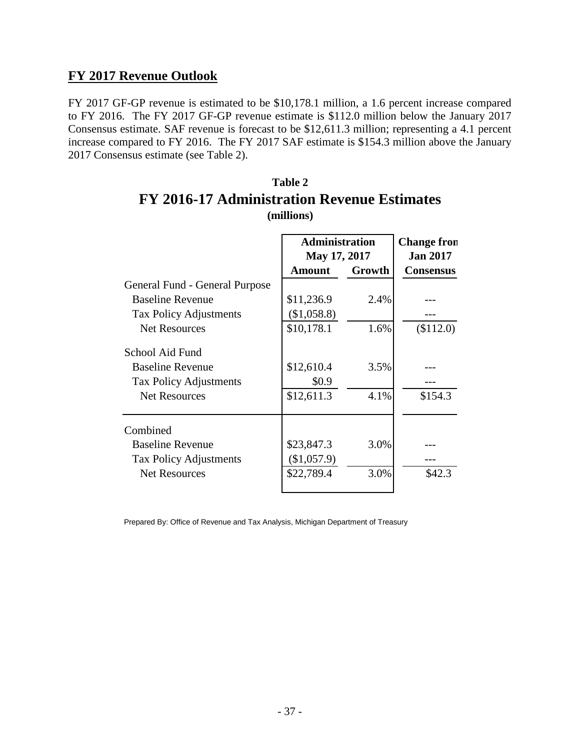## FY 2017 Revenue Outlook

FY 2017 GF-GP revenue is estimated to be $10,178.1 million, a 1.6 percent increase compared to FY 2016. The FY 2017 GF-GP revenue estimate is $112.0 million below the January 2017 Consensus estimate. SAF revenue is forecast to be $12,611.3 million; representing a 4.1 percent increase compared to FY 2016. The FY 2017 SAF estimate is $154.3 million above the January 2017 Consensus estimate (see Table 2).

**Table 2**

### FY 2016-17 Administration Revenue Estimates

**(millions)**

| | Administration May 17, 2017 | | Change from Jan 2017 |
|---|---|---|---|
| | **Amount** | **Growth** | **Consensus** |
| General Fund - General Purpose | | | |
| Baseline Revenue | $11,236.9 | 2.4% | --- |
| Tax Policy Adjustments | ($1,058.8) | | --- |
| Net Resources | $10,178.1 | 1.6% | ($112.0) |
| School Aid Fund | | | |
| Baseline Revenue | $12,610.4 | 3.5% | --- |
| Tax Policy Adjustments | $0.9 | | --- |
| Net Resources | $12,611.3 | 4.1% | $154.3 |
| Combined | | | |
| Baseline Revenue | $23,847.3 | 3.0% | --- |
| Tax Policy Adjustments | ($1,057.9) | | --- |
| Net Resources | $22,789.4 | 3.0% | $42.3 |

Prepared By: Office of Revenue and Tax Analysis, Michigan Department of Treasury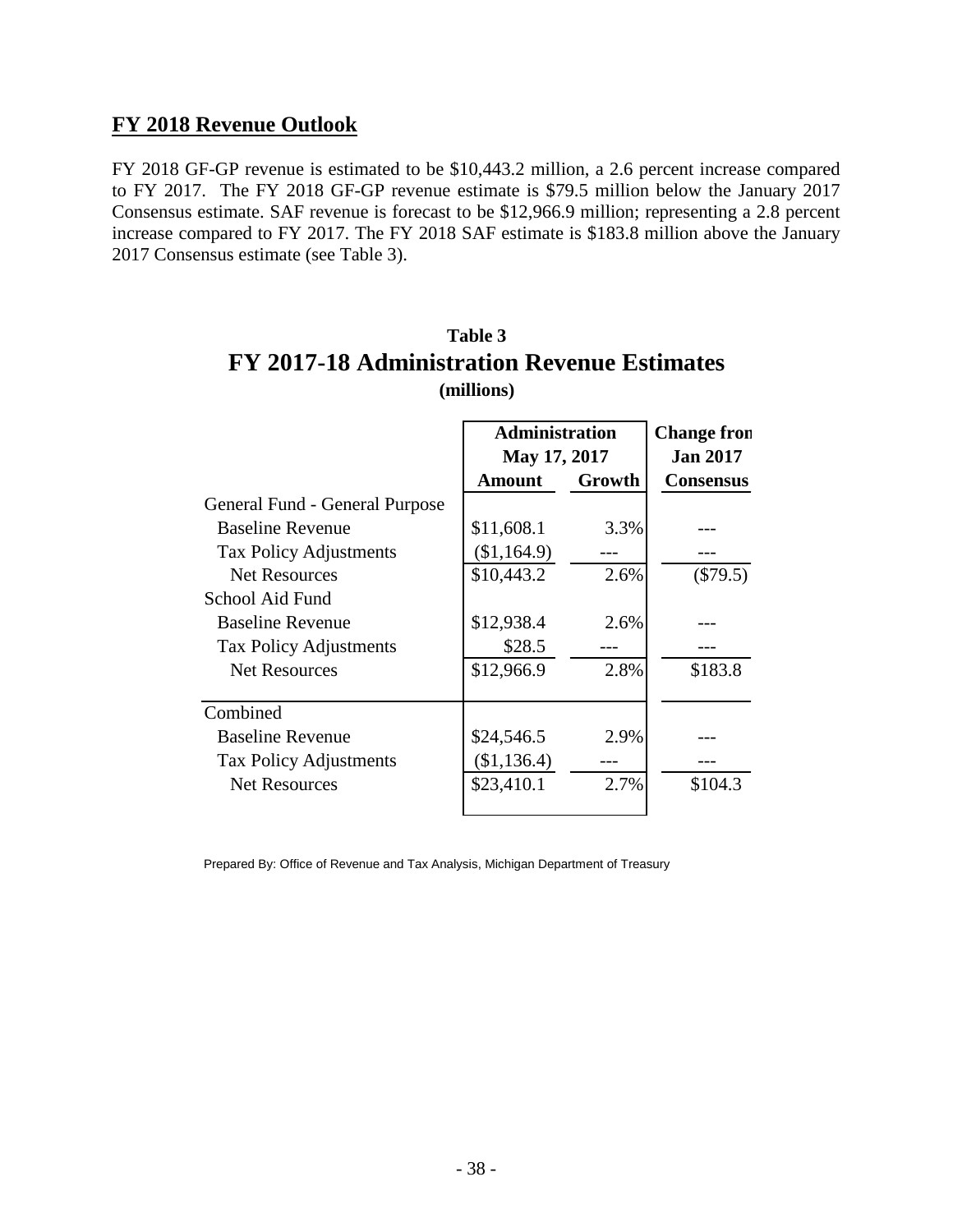## FY 2018 Revenue Outlook

FY 2018 GF-GP revenue is estimated to be $10,443.2 million, a 2.6 percent increase compared to FY 2017. The FY 2018 GF-GP revenue estimate is $79.5 million below the January 2017 Consensus estimate. SAF revenue is forecast to be $12,966.9 million; representing a 2.8 percent increase compared to FY 2017. The FY 2018 SAF estimate is $183.8 million above the January 2017 Consensus estimate (see Table 3).

**Table 3**

**FY 2017-18 Administration Revenue Estimates**

**(millions)**

| | Administration May 17, 2017 | | Change from Jan 2017 |
|---|---|---|---|
| | **Amount** | **Growth** | **Consensus** |
| General Fund - General Purpose | | | |
| Baseline Revenue | $11,608.1 | 3.3% | --- |
| Tax Policy Adjustments | ($1,164.9) | --- | --- |
| Net Resources | $10,443.2 | 2.6% | ($79.5) |
| School Aid Fund | | | |
| Baseline Revenue | $12,938.4 | 2.6% | --- |
| Tax Policy Adjustments | $28.5 | --- | --- |
| Net Resources | $12,966.9 | 2.8% | $183.8 |
| Combined | | | |
| Baseline Revenue | $24,546.5 | 2.9% | --- |
| Tax Policy Adjustments | ($1,136.4) | --- | --- |
| Net Resources | $23,410.1 | 2.7% | $104.3 |

Prepared By: Office of Revenue and Tax Analysis, Michigan Department of Treasury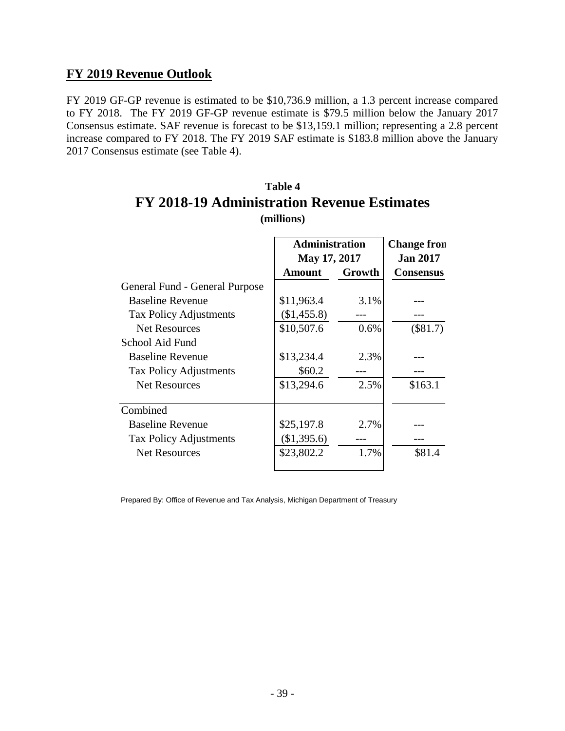## FY 2019 Revenue Outlook

FY 2019 GF-GP revenue is estimated to be $10,736.9 million, a 1.3 percent increase compared to FY 2018. The FY 2019 GF-GP revenue estimate is $79.5 million below the January 2017 Consensus estimate. SAF revenue is forecast to be $13,159.1 million; representing a 2.8 percent increase compared to FY 2018. The FY 2019 SAF estimate is $183.8 million above the January 2017 Consensus estimate (see Table 4).

**Table 4**

**FY 2018-19 Administration Revenue Estimates**

**(millions)**

| | Administration May 17, 2017 | | Change from Jan 2017 |
|---|---|---|---|
| | **Amount** | **Growth** | **Consensus** |
| General Fund - General Purpose | | | |
| Baseline Revenue | $11,963.4 | 3.1% | --- |
| Tax Policy Adjustments | ($1,455.8) | --- | --- |
| Net Resources | $10,507.6 | 0.6% | ($81.7) |
| School Aid Fund | | | |
| Baseline Revenue | $13,234.4 | 2.3% | --- |
| Tax Policy Adjustments | $60.2 | --- | --- |
| Net Resources | $13,294.6 | 2.5% | $163.1 |
| Combined | | | |
| Baseline Revenue | $25,197.8 | 2.7% | --- |
| Tax Policy Adjustments | ($1,395.6) | --- | --- |
| Net Resources | $23,802.2 | 1.7% | $81.4 |

Prepared By: Office of Revenue and Tax Analysis, Michigan Department of Treasury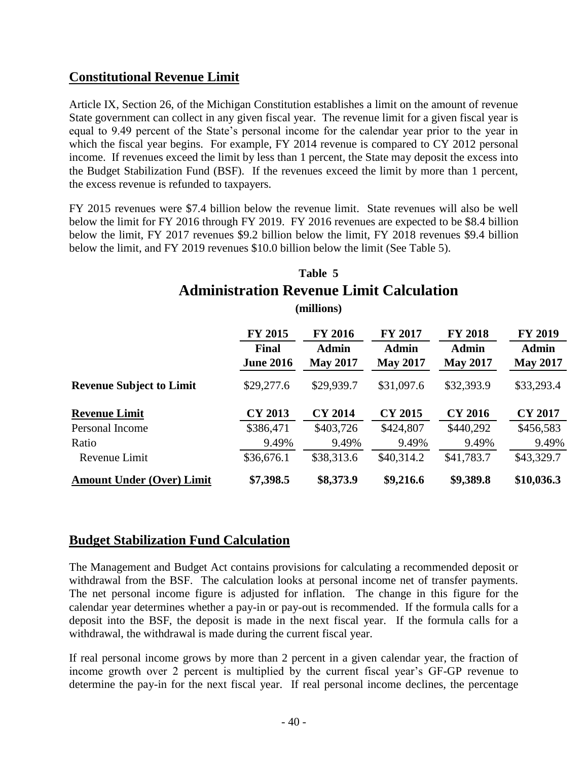## Constitutional Revenue Limit

Article IX, Section 26, of the Michigan Constitution establishes a limit on the amount of revenue State government can collect in any given fiscal year. The revenue limit for a given fiscal year is equal to 9.49 percent of the State's personal income for the calendar year prior to the year in which the fiscal year begins. For example, FY 2014 revenue is compared to CY 2012 personal income. If revenues exceed the limit by less than 1 percent, the State may deposit the excess into the Budget Stabilization Fund (BSF). If the revenues exceed the limit by more than 1 percent, the excess revenue is refunded to taxpayers.

FY 2015 revenues were $7.4 billion below the revenue limit. State revenues will also be well below the limit for FY 2016 through FY 2019. FY 2016 revenues are expected to be $8.4 billion below the limit, FY 2017 revenues $9.2 billion below the limit, FY 2018 revenues $9.4 billion below the limit, and FY 2019 revenues $10.0 billion below the limit (See Table 5).

**Table 5**
**Administration Revenue Limit Calculation**
**(millions)**

| | FY 2015 Final June 2016 | FY 2016 Admin May 2017 | FY 2017 Admin May 2017 | FY 2018 Admin May 2017 | FY 2019 Admin May 2017 |
|---|---|---|---|---|---|
| **Revenue Subject to Limit** | $29,277.6 | $29,939.7 | $31,097.6 | $32,393.9 | $33,293.4 |
| **Revenue Limit** | **CY 2013** | **CY 2014** | **CY 2015** | **CY 2016** | **CY 2017** |
| Personal Income | $386,471 | $403,726 | $424,807 | $440,292 | $456,583 |
| Ratio | 9.49% | 9.49% | 9.49% | 9.49% | 9.49% |
| Revenue Limit | $36,676.1 | $38,313.6 | $40,314.2 | $41,783.7 | $43,329.7 |
| **Amount Under (Over) Limit** | **$7,398.5** | **$8,373.9** | **$9,216.6** | **$9,389.8** | **$10,036.3** |

## Budget Stabilization Fund Calculation

The Management and Budget Act contains provisions for calculating a recommended deposit or withdrawal from the BSF. The calculation looks at personal income net of transfer payments. The net personal income figure is adjusted for inflation. The change in this figure for the calendar year determines whether a pay-in or pay-out is recommended. If the formula calls for a deposit into the BSF, the deposit is made in the next fiscal year. If the formula calls for a withdrawal, the withdrawal is made during the current fiscal year.

If real personal income grows by more than 2 percent in a given calendar year, the fraction of income growth over 2 percent is multiplied by the current fiscal year's GF-GP revenue to determine the pay-in for the next fiscal year. If real personal income declines, the percentage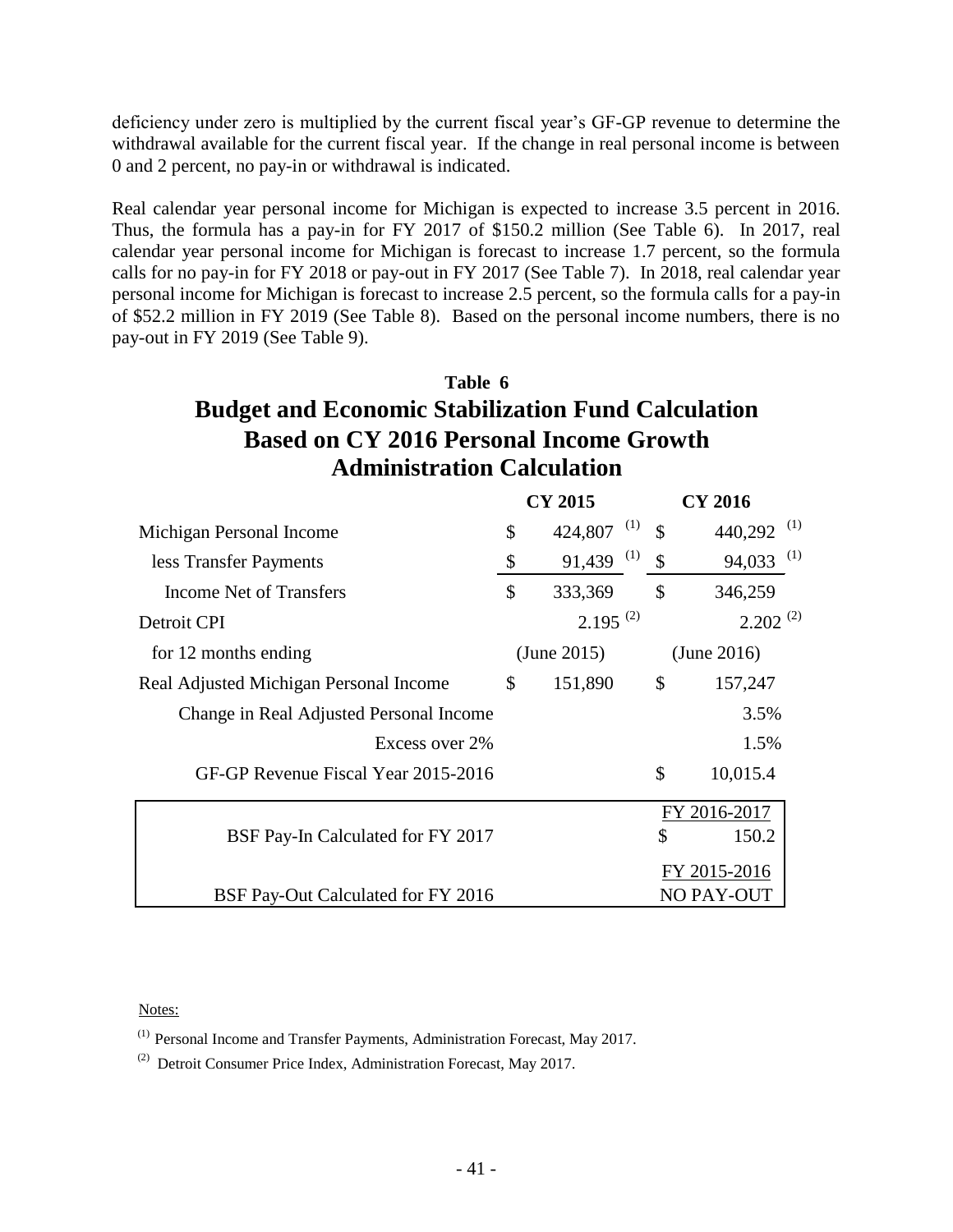deficiency under zero is multiplied by the current fiscal year's GF-GP revenue to determine the withdrawal available for the current fiscal year. If the change in real personal income is between 0 and 2 percent, no pay-in or withdrawal is indicated.

Real calendar year personal income for Michigan is expected to increase 3.5 percent in 2016. Thus, the formula has a pay-in for FY 2017 of $150.2 million (See Table 6). In 2017, real calendar year personal income for Michigan is forecast to increase 1.7 percent, so the formula calls for no pay-in for FY 2018 or pay-out in FY 2017 (See Table 7). In 2018, real calendar year personal income for Michigan is forecast to increase 2.5 percent, so the formula calls for a pay-in of $52.2 million in FY 2019 (See Table 8). Based on the personal income numbers, there is no pay-out in FY 2019 (See Table 9).

**Table 6**

## Budget and Economic Stabilization Fund Calculation Based on CY 2016 Personal Income Growth Administration Calculation

| | CY 2015 | CY 2016 |
|---|---|---|
| Michigan Personal Income | $ 424,807 [1] | $ 440,292 [1] |
| less Transfer Payments | $ 91,439 [1] | $ 94,033 [1] |
| Income Net of Transfers | $ 333,369 | $ 346,259 |
| Detroit CPI | 2.195 [2] | 2.202 [2] |
| for 12 months ending | (June 2015) | (June 2016) |
| Real Adjusted Michigan Personal Income | $ 151,890 | $ 157,247 |
| Change in Real Adjusted Personal Income | | 3.5% |
| Excess over 2% | | 1.5% |
| GF-GP Revenue Fiscal Year 2015-2016 | | $ 10,015.4 |
| | | FY 2016-2017 |
| BSF Pay-In Calculated for FY 2017 | | $ 150.2 |
| | | FY 2015-2016 |
| BSF Pay-Out Calculated for FY 2016 | | NO PAY-OUT |

Notes:

[1] Personal Income and Transfer Payments, Administration Forecast, May 2017.

[2] Detroit Consumer Price Index, Administration Forecast, May 2017.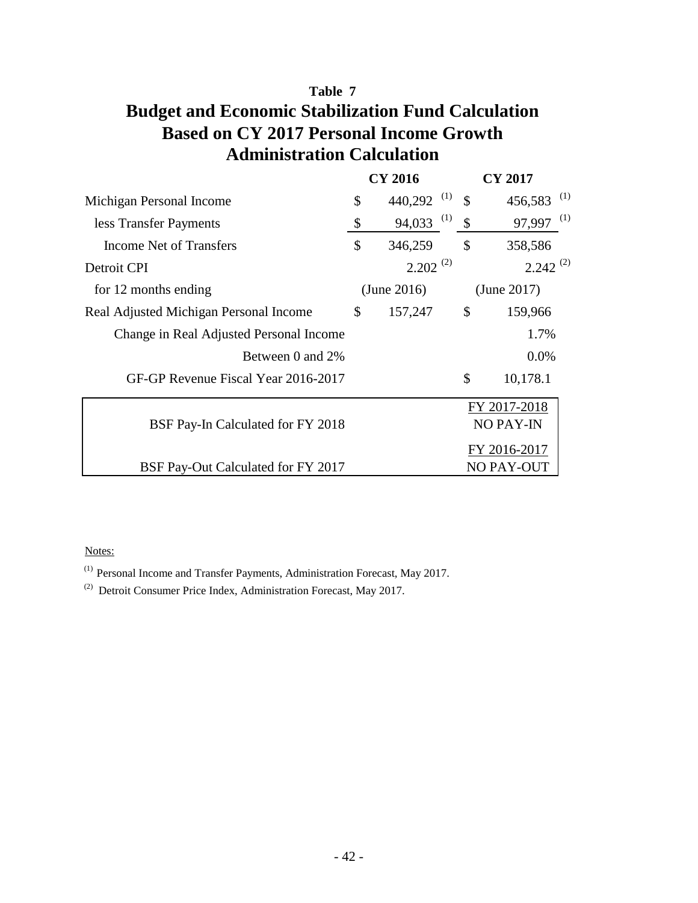**Table 7**

# Budget and Economic Stabilization Fund Calculation
# Based on CY 2017 Personal Income Growth
# Administration Calculation

| | CY 2016 | CY 2017 |
|---|---|---|
| Michigan Personal Income | $ 440,292 [(1)] | $ 456,583 [(1)] |
| less Transfer Payments | $ 94,033 [(1)] | $ 97,997 [(1)] |
| Income Net of Transfers | $ 346,259 | $ 358,586 |
| Detroit CPI | 2.202 [(2)] | 2.242 [(2)] |
| for 12 months ending | (June 2016) | (June 2017) |
| Real Adjusted Michigan Personal Income | $ 157,247 | $ 159,966 |
| Change in Real Adjusted Personal Income | | 1.7% |
| Between 0 and 2% | | 0.0% |
| GF-GP Revenue Fiscal Year 2016-2017 | | $ 10,178.1 |

| | |
|---|---|
| BSF Pay-In Calculated for FY 2018 | FY 2017-2018 NO PAY-IN |
| BSF Pay-Out Calculated for FY 2017 | FY 2016-2017 NO PAY-OUT |

Notes:

(1) Personal Income and Transfer Payments, Administration Forecast, May 2017.

(2) Detroit Consumer Price Index, Administration Forecast, May 2017.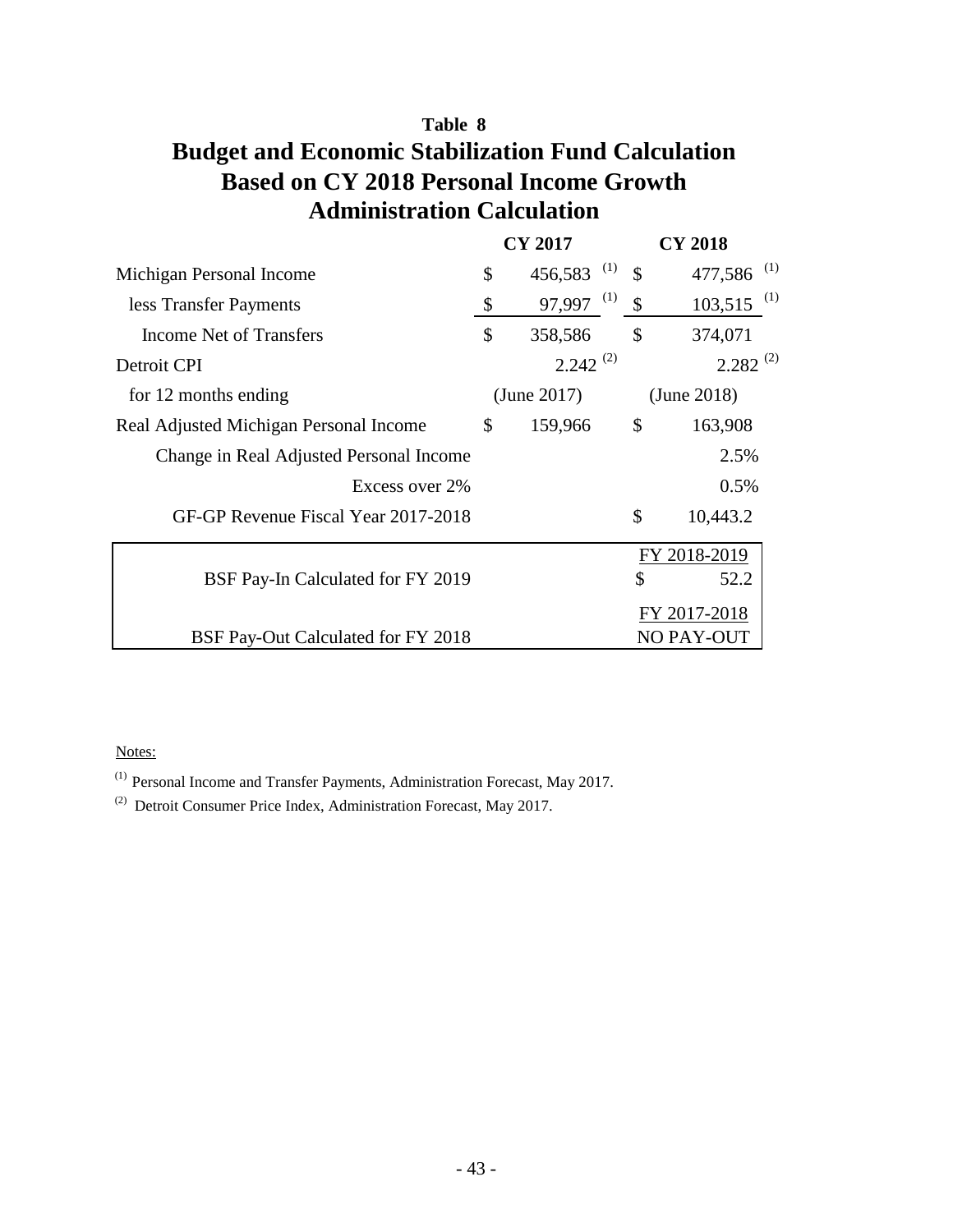**Table 8**

# Budget and Economic Stabilization Fund Calculation
# Based on CY 2018 Personal Income Growth
# Administration Calculation

| | CY 2017 | CY 2018 |
|---|---|---|
| Michigan Personal Income | $ 456,583 [1] | $ 477,586 [1] |
| less Transfer Payments | $ 97,997 [1] | $ 103,515 [1] |
| Income Net of Transfers | $ 358,586 | $ 374,071 |
| Detroit CPI | 2.242 [2] | 2.282 [2] |
| for 12 months ending | (June 2017) | (June 2018) |
| Real Adjusted Michigan Personal Income | $ 159,966 | $ 163,908 |
| Change in Real Adjusted Personal Income | | 2.5% |
| Excess over 2% | | 0.5% |
| GF-GP Revenue Fiscal Year 2017-2018 | | $ 10,443.2 |

| | FY 2018-2019 |
|---|---|
| BSF Pay-In Calculated for FY 2019 | $ 52.2 |
| | FY 2017-2018 |
| BSF Pay-Out Calculated for FY 2018 | NO PAY-OUT |

Notes:

[1] Personal Income and Transfer Payments, Administration Forecast, May 2017.

[2] Detroit Consumer Price Index, Administration Forecast, May 2017.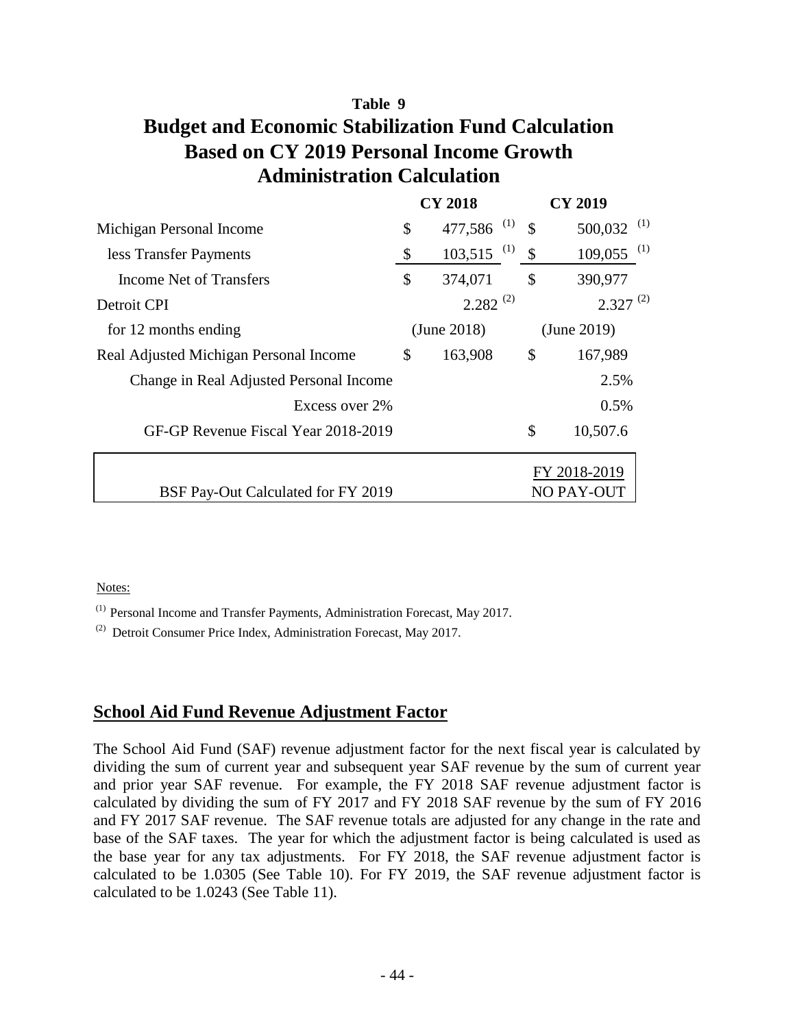**Table 9**

# Budget and Economic Stabilization Fund Calculation
# Based on CY 2019 Personal Income Growth
# Administration Calculation

| | CY 2018 | CY 2019 |
|---|---|---|
| Michigan Personal Income | $ 477,586 [1] | $ 500,032 [1] |
| less Transfer Payments | $ 103,515 [1] | $ 109,055 [1] |
| Income Net of Transfers | $ 374,071 | $ 390,977 |
| Detroit CPI | 2.282 [2] | 2.327 [2] |
| for 12 months ending | (June 2018) | (June 2019) |
| Real Adjusted Michigan Personal Income | $ 163,908 | $ 167,989 |
| Change in Real Adjusted Personal Income | | 2.5% |
| Excess over 2% | | 0.5% |
| GF-GP Revenue Fiscal Year 2018-2019 | | $ 10,507.6 |
| BSF Pay-Out Calculated for FY 2019 | | FY 2018-2019 NO PAY-OUT |

Notes:

[1] Personal Income and Transfer Payments, Administration Forecast, May 2017.

[2] Detroit Consumer Price Index, Administration Forecast, May 2017.

## School Aid Fund Revenue Adjustment Factor

The School Aid Fund (SAF) revenue adjustment factor for the next fiscal year is calculated by dividing the sum of current year and subsequent year SAF revenue by the sum of current year and prior year SAF revenue. For example, the FY 2018 SAF revenue adjustment factor is calculated by dividing the sum of FY 2017 and FY 2018 SAF revenue by the sum of FY 2016 and FY 2017 SAF revenue. The SAF revenue totals are adjusted for any change in the rate and base of the SAF taxes. The year for which the adjustment factor is being calculated is used as the base year for any tax adjustments. For FY 2018, the SAF revenue adjustment factor is calculated to be 1.0305 (See Table 10). For FY 2019, the SAF revenue adjustment factor is calculated to be 1.0243 (See Table 11).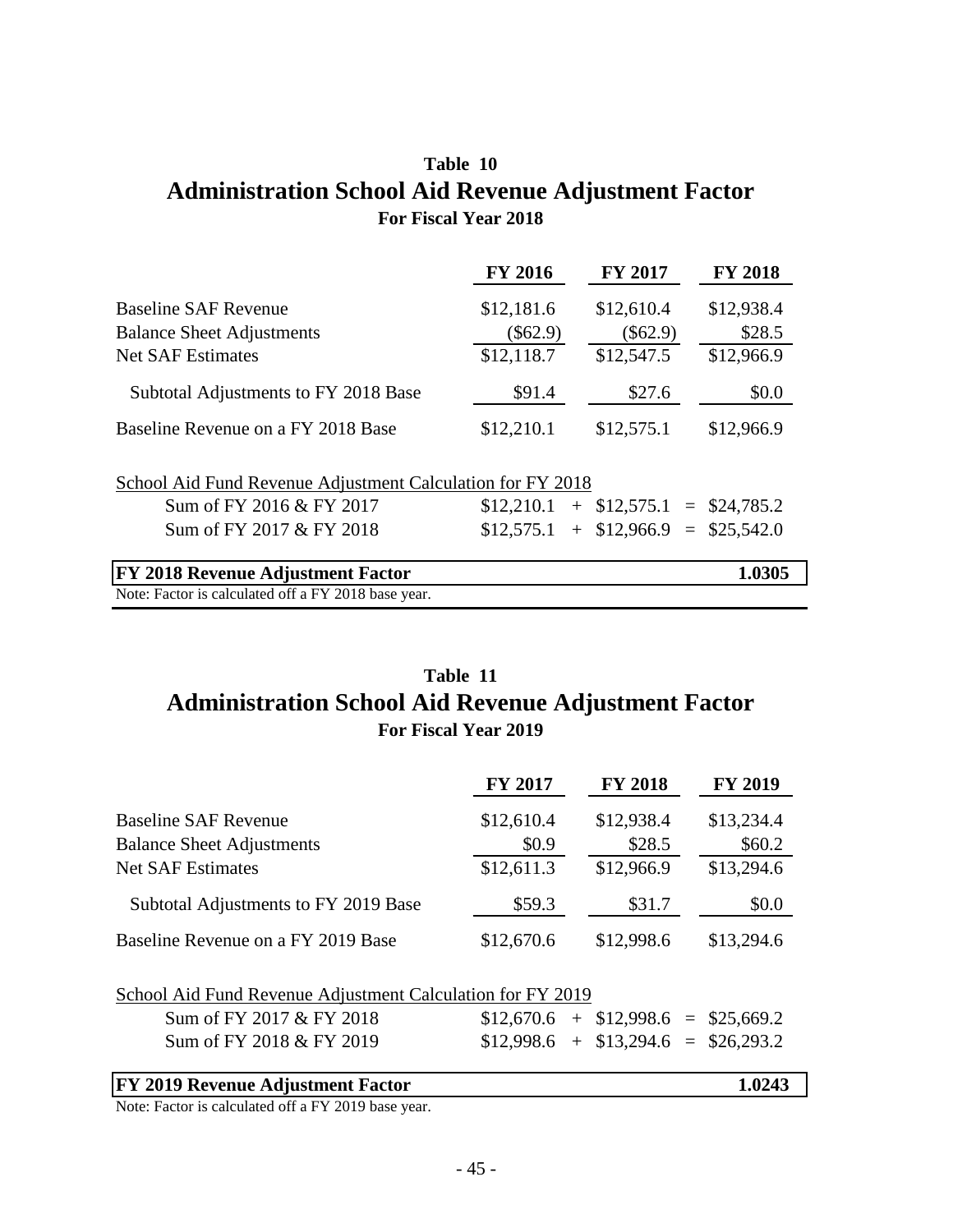## Table 10
# Administration School Aid Revenue Adjustment Factor
### For Fiscal Year 2018

| | FY 2016 | FY 2017 | FY 2018 |
|---|---|---|---|
| Baseline SAF Revenue | $12,181.6 | $12,610.4 | $12,938.4 |
| Balance Sheet Adjustments | ($62.9) | ($62.9) | $28.5 |
| Net SAF Estimates | $12,118.7 | $12,547.5 | $12,966.9 |
| Subtotal Adjustments to FY 2018 Base | $91.4 | $27.6 | $0.0 |
| Baseline Revenue on a FY 2018 Base | $12,210.1 | $12,575.1 | $12,966.9 |

School Aid Fund Revenue Adjustment Calculation for FY 2018

| | | | | | |
|---|---|---|---|---|---|
| Sum of FY 2016 & FY 2017 | $12,210.1 | + | $12,575.1 | = | $24,785.2 |
| Sum of FY 2017 & FY 2018 | $12,575.1 | + | $12,966.9 | = | $25,542.0 |

**FY 2018 Revenue Adjustment Factor** **1.0305**

Note: Factor is calculated off a FY 2018 base year.

## Table 11
# Administration School Aid Revenue Adjustment Factor
### For Fiscal Year 2019

| | FY 2017 | FY 2018 | FY 2019 |
|---|---|---|---|
| Baseline SAF Revenue | $12,610.4 | $12,938.4 | $13,234.4 |
| Balance Sheet Adjustments | $0.9 | $28.5 | $60.2 |
| Net SAF Estimates | $12,611.3 | $12,966.9 | $13,294.6 |
| Subtotal Adjustments to FY 2019 Base | $59.3 | $31.7 | $0.0 |
| Baseline Revenue on a FY 2019 Base | $12,670.6 | $12,998.6 | $13,294.6 |

School Aid Fund Revenue Adjustment Calculation for FY 2019

| | | | | | |
|---|---|---|---|---|---|
| Sum of FY 2017 & FY 2018 | $12,670.6 | + | $12,998.6 | = | $25,669.2 |
| Sum of FY 2018 & FY 2019 | $12,998.6 | + | $13,294.6 | = | $26,293.2 |

**FY 2019 Revenue Adjustment Factor** **1.0243**

Note: Factor is calculated off a FY 2019 base year.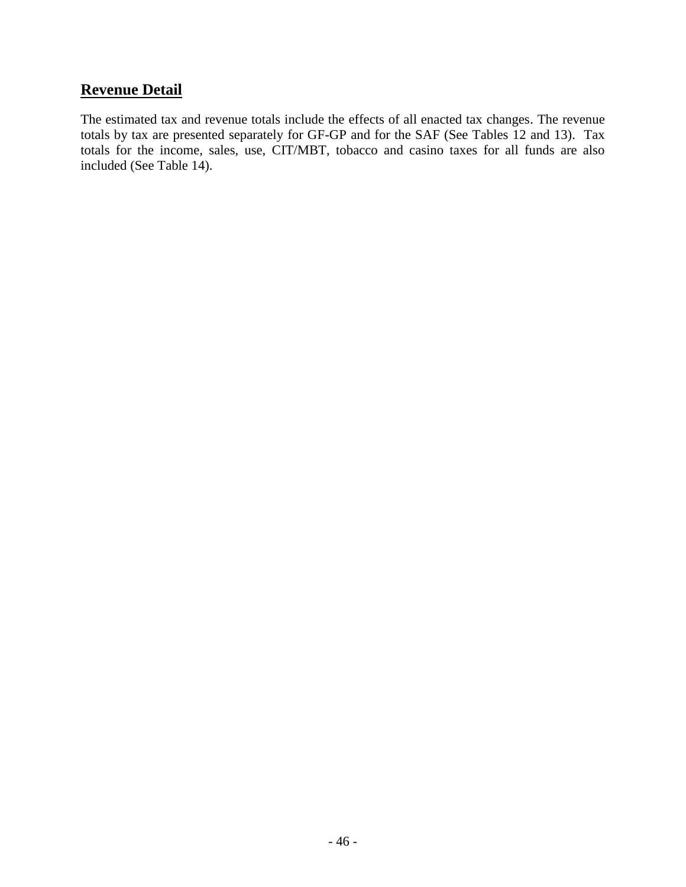## Revenue Detail

The estimated tax and revenue totals include the effects of all enacted tax changes. The revenue totals by tax are presented separately for GF-GP and for the SAF (See Tables 12 and 13). Tax totals for the income, sales, use, CIT/MBT, tobacco and casino taxes for all funds are also included (See Table 14).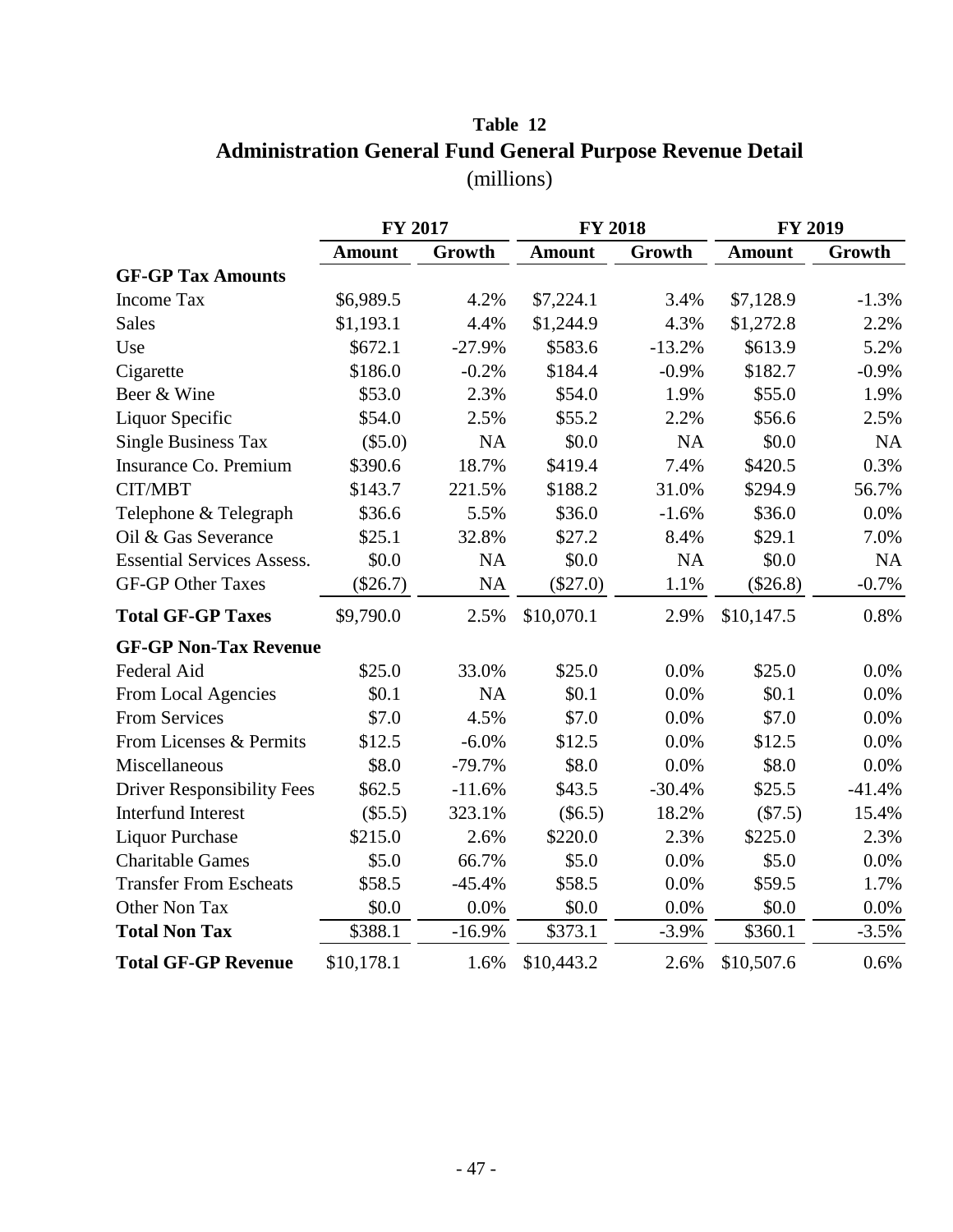**Table 12**

**Administration General Fund General Purpose Revenue Detail**

(millions)

| | FY 2017 | | FY 2018 | | FY 2019 | |
|---|---|---|---|---|---|---|
| | **Amount** | **Growth** | **Amount** | **Growth** | **Amount** | **Growth** |
| **GF-GP Tax Amounts** | | | | | | |
| Income Tax | $6,989.5 | 4.2% | $7,224.1 | 3.4% | $7,128.9 | -1.3% |
| Sales | $1,193.1 | 4.4% | $1,244.9 | 4.3% | $1,272.8 | 2.2% |
| Use | $672.1 | -27.9% | $583.6 | -13.2% | $613.9 | 5.2% |
| Cigarette | $186.0 | -0.2% | $184.4 | -0.9% | $182.7 | -0.9% |
| Beer & Wine | $53.0 | 2.3% | $54.0 | 1.9% | $55.0 | 1.9% |
| Liquor Specific | $54.0 | 2.5% | $55.2 | 2.2% | $56.6 | 2.5% |
| Single Business Tax | ($5.0) | NA | $0.0 | NA | $0.0 | NA |
| Insurance Co. Premium | $390.6 | 18.7% | $419.4 | 7.4% | $420.5 | 0.3% |
| CIT/MBT | $143.7 | 221.5% | $188.2 | 31.0% | $294.9 | 56.7% |
| Telephone & Telegraph | $36.6 | 5.5% | $36.0 | -1.6% | $36.0 | 0.0% |
| Oil & Gas Severance | $25.1 | 32.8% | $27.2 | 8.4% | $29.1 | 7.0% |
| Essential Services Assess. | $0.0 | NA | $0.0 | NA | $0.0 | NA |
| GF-GP Other Taxes | ($26.7) | NA | ($27.0) | 1.1% | ($26.8) | -0.7% |
| **Total GF-GP Taxes** | $9,790.0 | 2.5% | $10,070.1 | 2.9% | $10,147.5 | 0.8% |
| **GF-GP Non-Tax Revenue** | | | | | | |
| Federal Aid | $25.0 | 33.0% | $25.0 | 0.0% | $25.0 | 0.0% |
| From Local Agencies | $0.1 | NA | $0.1 | 0.0% | $0.1 | 0.0% |
| From Services | $7.0 | 4.5% | $7.0 | 0.0% | $7.0 | 0.0% |
| From Licenses & Permits | $12.5 | -6.0% | $12.5 | 0.0% | $12.5 | 0.0% |
| Miscellaneous | $8.0 | -79.7% | $8.0 | 0.0% | $8.0 | 0.0% |
| Driver Responsibility Fees | $62.5 | -11.6% | $43.5 | -30.4% | $25.5 | -41.4% |
| Interfund Interest | ($5.5) | 323.1% | ($6.5) | 18.2% | ($7.5) | 15.4% |
| Liquor Purchase | $215.0 | 2.6% | $220.0 | 2.3% | $225.0 | 2.3% |
| Charitable Games | $5.0 | 66.7% | $5.0 | 0.0% | $5.0 | 0.0% |
| Transfer From Escheats | $58.5 | -45.4% | $58.5 | 0.0% | $59.5 | 1.7% |
| Other Non Tax | $0.0 | 0.0% | $0.0 | 0.0% | $0.0 | 0.0% |
| **Total Non Tax** | $388.1 | -16.9% | $373.1 | -3.9% | $360.1 | -3.5% |
| **Total GF-GP Revenue** | $10,178.1 | 1.6% | $10,443.2 | 2.6% | $10,507.6 | 0.6% |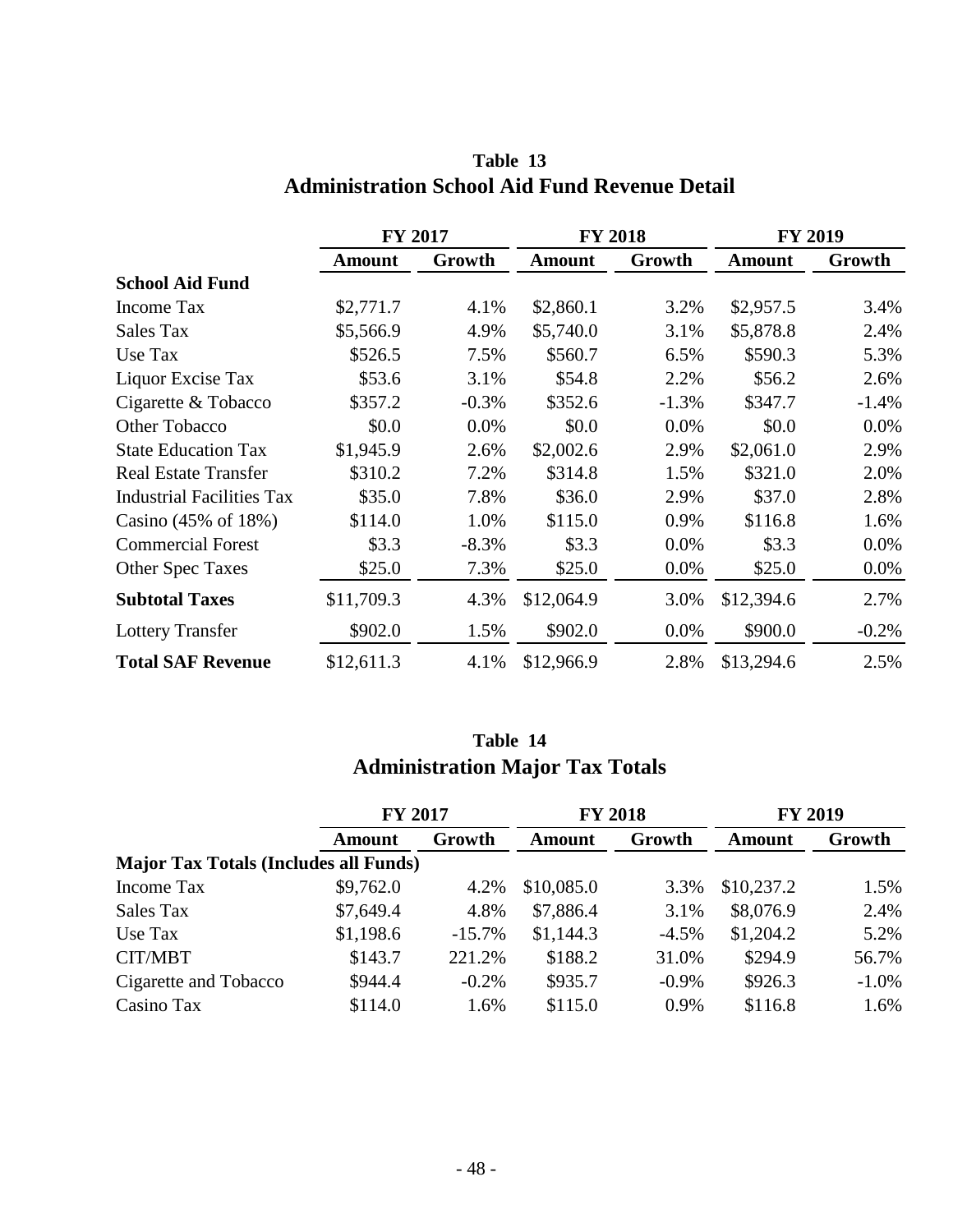**Table 13**
**Administration School Aid Fund Revenue Detail**

| | FY 2017 | | FY 2018 | | FY 2019 | |
|---|---|---|---|---|---|---|
| | **Amount** | **Growth** | **Amount** | **Growth** | **Amount** | **Growth** |
| **School Aid Fund** | | | | | | |
| Income Tax | $2,771.7 | 4.1% | $2,860.1 | 3.2% | $2,957.5 | 3.4% |
| Sales Tax | $5,566.9 | 4.9% | $5,740.0 | 3.1% | $5,878.8 | 2.4% |
| Use Tax | $526.5 | 7.5% | $560.7 | 6.5% | $590.3 | 5.3% |
| Liquor Excise Tax | $53.6 | 3.1% | $54.8 | 2.2% | $56.2 | 2.6% |
| Cigarette & Tobacco | $357.2 | -0.3% | $352.6 | -1.3% | $347.7 | -1.4% |
| Other Tobacco | $0.0 | 0.0% | $0.0 | 0.0% | $0.0 | 0.0% |
| State Education Tax | $1,945.9 | 2.6% | $2,002.6 | 2.9% | $2,061.0 | 2.9% |
| Real Estate Transfer | $310.2 | 7.2% | $314.8 | 1.5% | $321.0 | 2.0% |
| Industrial Facilities Tax | $35.0 | 7.8% | $36.0 | 2.9% | $37.0 | 2.8% |
| Casino (45% of 18%) | $114.0 | 1.0% | $115.0 | 0.9% | $116.8 | 1.6% |
| Commercial Forest | $3.3 | -8.3% | $3.3 | 0.0% | $3.3 | 0.0% |
| Other Spec Taxes | $25.0 | 7.3% | $25.0 | 0.0% | $25.0 | 0.0% |
| **Subtotal Taxes** | $11,709.3 | 4.3% | $12,064.9 | 3.0% | $12,394.6 | 2.7% |
| Lottery Transfer | $902.0 | 1.5% | $902.0 | 0.0% | $900.0 | -0.2% |
| **Total SAF Revenue** | $12,611.3 | 4.1% | $12,966.9 | 2.8% | $13,294.6 | 2.5% |

**Table 14**
**Administration Major Tax Totals**

| | FY 2017 | | FY 2018 | | FY 2019 | |
|---|---|---|---|---|---|---|
| | **Amount** | **Growth** | **Amount** | **Growth** | **Amount** | **Growth** |
| **Major Tax Totals (Includes all Funds)** | | | | | | |
| Income Tax | $9,762.0 | 4.2% | $10,085.0 | 3.3% | $10,237.2 | 1.5% |
| Sales Tax | $7,649.4 | 4.8% | $7,886.4 | 3.1% | $8,076.9 | 2.4% |
| Use Tax | $1,198.6 | -15.7% | $1,144.3 | -4.5% | $1,204.2 | 5.2% |
| CIT/MBT | $143.7 | 221.2% | $188.2 | 31.0% | $294.9 | 56.7% |
| Cigarette and Tobacco | $944.4 | -0.2% | $935.7 | -0.9% | $926.3 | -1.0% |
| Casino Tax | $114.0 | 1.6% | $115.0 | 0.9% | $116.8 | 1.6% |